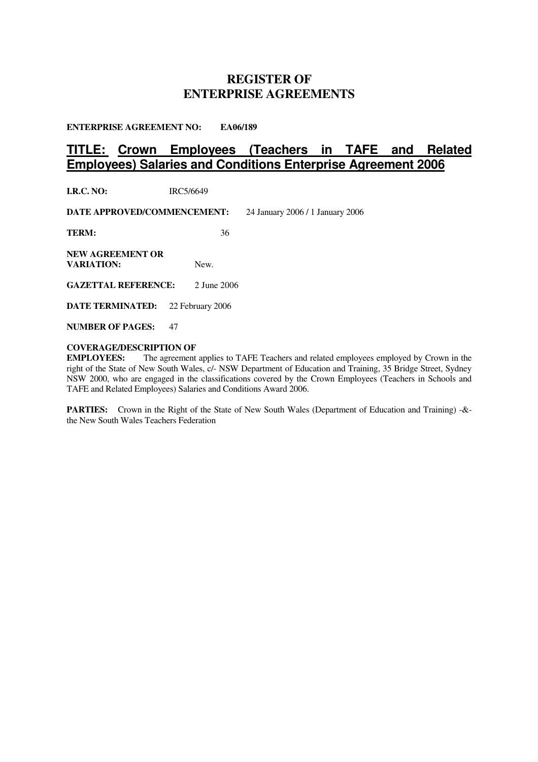# REGISTER OF ENTERPRISE AGREEMENTS

**ENTERPRISE AGREEMENT NO:** **EA06/189**

## TITLE: Crown Employees (Teachers in TAFE and Related Employees) Salaries and Conditions Enterprise Agreement 2006

**I.R.C. NO:** IRC5/6649

**DATE APPROVED/COMMENCEMENT:** 24 January 2006 / 1 January 2006

**TERM:** 36

**NEW AGREEMENT OR VARIATION:** New.

**GAZETTAL REFERENCE:** 2 June 2006

**DATE TERMINATED:** 22 February 2006

**NUMBER OF PAGES:** 47

**COVERAGE/DESCRIPTION OF EMPLOYEES:** The agreement applies to TAFE Teachers and related employees employed by Crown in the right of the State of New South Wales, c/- NSW Department of Education and Training, 35 Bridge Street, Sydney NSW 2000, who are engaged in the classifications covered by the Crown Employees (Teachers in Schools and TAFE and Related Employees) Salaries and Conditions Award 2006.

**PARTIES:** Crown in the Right of the State of New South Wales (Department of Education and Training) -&- the New South Wales Teachers Federation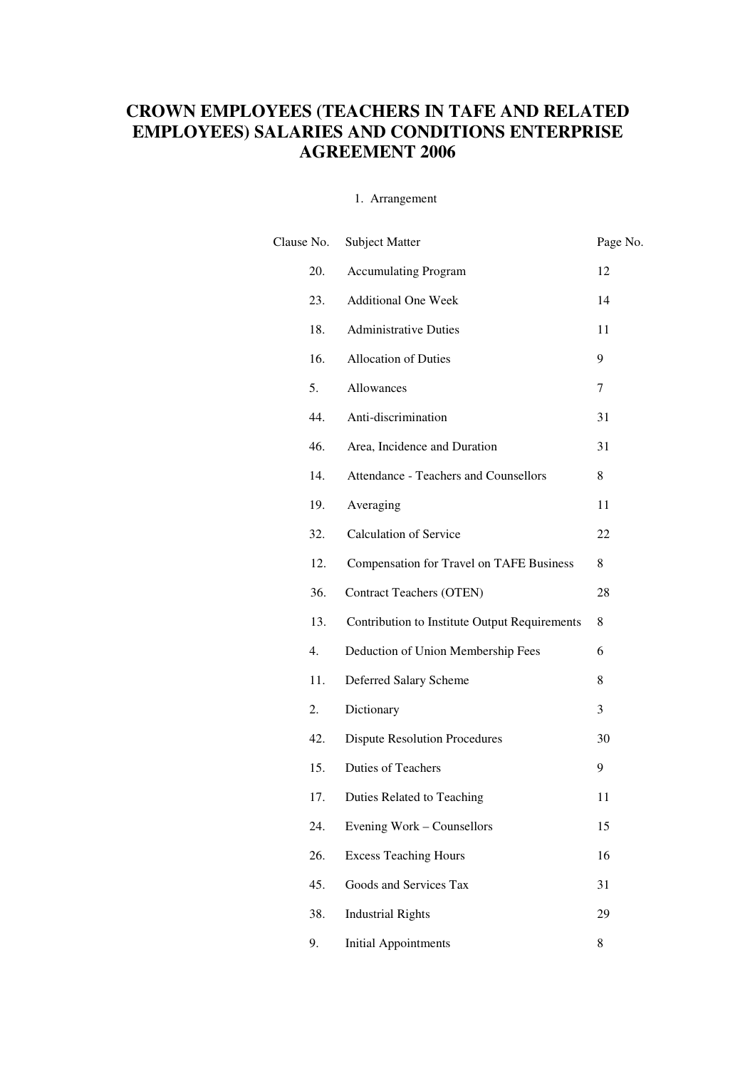# CROWN EMPLOYEES (TEACHERS IN TAFE AND RELATED EMPLOYEES) SALARIES AND CONDITIONS ENTERPRISE AGREEMENT 2006

1. Arrangement

| Clause No. | Subject Matter | Page No. |
|---|---|---|
| 20. | Accumulating Program | 12 |
| 23. | Additional One Week | 14 |
| 18. | Administrative Duties | 11 |
| 16. | Allocation of Duties | 9 |
| 5. | Allowances | 7 |
| 44. | Anti-discrimination | 31 |
| 46. | Area, Incidence and Duration | 31 |
| 14. | Attendance - Teachers and Counsellors | 8 |
| 19. | Averaging | 11 |
| 32. | Calculation of Service | 22 |
| 12. | Compensation for Travel on TAFE Business | 8 |
| 36. | Contract Teachers (OTEN) | 28 |
| 13. | Contribution to Institute Output Requirements | 8 |
| 4. | Deduction of Union Membership Fees | 6 |
| 11. | Deferred Salary Scheme | 8 |
| 2. | Dictionary | 3 |
| 42. | Dispute Resolution Procedures | 30 |
| 15. | Duties of Teachers | 9 |
| 17. | Duties Related to Teaching | 11 |
| 24. | Evening Work – Counsellors | 15 |
| 26. | Excess Teaching Hours | 16 |
| 45. | Goods and Services Tax | 31 |
| 38. | Industrial Rights | 29 |
| 9. | Initial Appointments | 8 |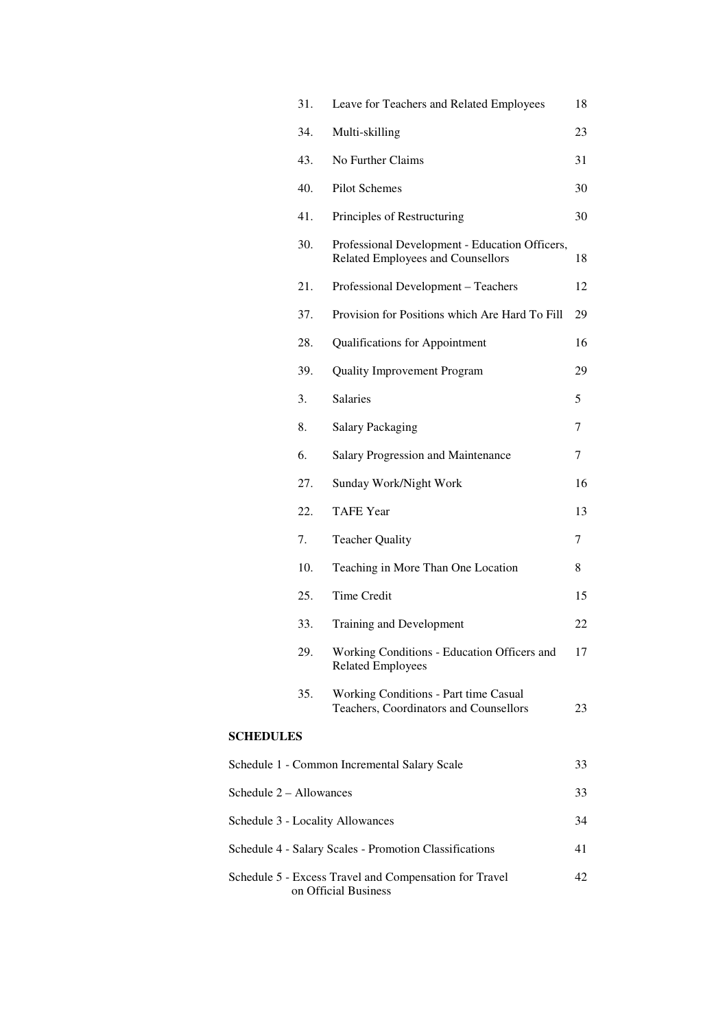| | | |
|---|---|---|
| 31. | Leave for Teachers and Related Employees | 18 |
| 34. | Multi-skilling | 23 |
| 43. | No Further Claims | 31 |
| 40. | Pilot Schemes | 30 |
| 41. | Principles of Restructuring | 30 |
| 30. | Professional Development - Education Officers, Related Employees and Counsellors | 18 |
| 21. | Professional Development – Teachers | 12 |
| 37. | Provision for Positions which Are Hard To Fill | 29 |
| 28. | Qualifications for Appointment | 16 |
| 39. | Quality Improvement Program | 29 |
| 3. | Salaries | 5 |
| 8. | Salary Packaging | 7 |
| 6. | Salary Progression and Maintenance | 7 |
| 27. | Sunday Work/Night Work | 16 |
| 22. | TAFE Year | 13 |
| 7. | Teacher Quality | 7 |
| 10. | Teaching in More Than One Location | 8 |
| 25. | Time Credit | 15 |
| 33. | Training and Development | 22 |
| 29. | Working Conditions - Education Officers and Related Employees | 17 |
| 35. | Working Conditions - Part time Casual Teachers, Coordinators and Counsellors | 23 |

**SCHEDULES**

| | |
|---|---|
| Schedule 1 - Common Incremental Salary Scale | 33 |
| Schedule 2 – Allowances | 33 |
| Schedule 3 - Locality Allowances | 34 |
| Schedule 4 - Salary Scales - Promotion Classifications | 41 |
| Schedule 5 - Excess Travel and Compensation for Travel on Official Business | 42 |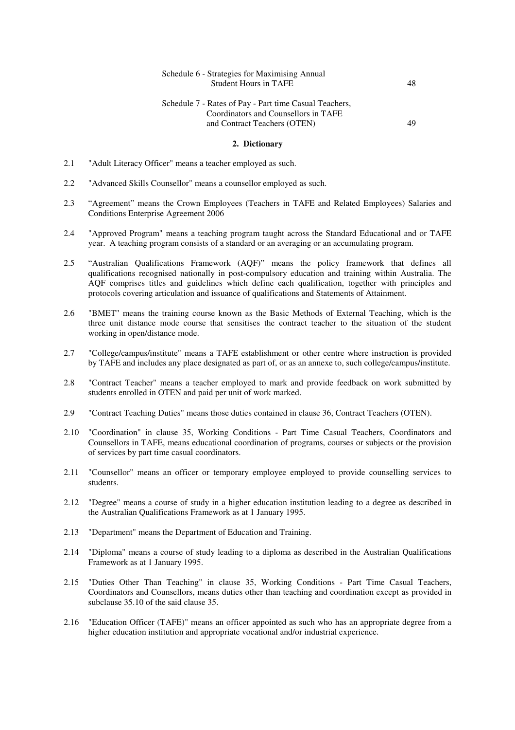Schedule 6 - Strategies for Maximising Annual Student Hours in TAFE 48

Schedule 7 - Rates of Pay - Part time Casual Teachers, Coordinators and Counsellors in TAFE and Contract Teachers (OTEN) 49

## 2. Dictionary

2.1 "Adult Literacy Officer" means a teacher employed as such.

2.2 "Advanced Skills Counsellor" means a counsellor employed as such.

2.3 "Agreement" means the Crown Employees (Teachers in TAFE and Related Employees) Salaries and Conditions Enterprise Agreement 2006

2.4 "Approved Program" means a teaching program taught across the Standard Educational and or TAFE year. A teaching program consists of a standard or an averaging or an accumulating program.

2.5 "Australian Qualifications Framework (AQF)" means the policy framework that defines all qualifications recognised nationally in post-compulsory education and training within Australia. The AQF comprises titles and guidelines which define each qualification, together with principles and protocols covering articulation and issuance of qualifications and Statements of Attainment.

2.6 "BMET" means the training course known as the Basic Methods of External Teaching, which is the three unit distance mode course that sensitises the contract teacher to the situation of the student working in open/distance mode.

2.7 "College/campus/institute" means a TAFE establishment or other centre where instruction is provided by TAFE and includes any place designated as part of, or as an annexe to, such college/campus/institute.

2.8 "Contract Teacher" means a teacher employed to mark and provide feedback on work submitted by students enrolled in OTEN and paid per unit of work marked.

2.9 "Contract Teaching Duties" means those duties contained in clause 36, Contract Teachers (OTEN).

2.10 "Coordination" in clause 35, Working Conditions - Part Time Casual Teachers, Coordinators and Counsellors in TAFE, means educational coordination of programs, courses or subjects or the provision of services by part time casual coordinators.

2.11 "Counsellor" means an officer or temporary employee employed to provide counselling services to students.

2.12 "Degree" means a course of study in a higher education institution leading to a degree as described in the Australian Qualifications Framework as at 1 January 1995.

2.13 "Department" means the Department of Education and Training.

2.14 "Diploma" means a course of study leading to a diploma as described in the Australian Qualifications Framework as at 1 January 1995.

2.15 "Duties Other Than Teaching" in clause 35, Working Conditions - Part Time Casual Teachers, Coordinators and Counsellors, means duties other than teaching and coordination except as provided in subclause 35.10 of the said clause 35.

2.16 "Education Officer (TAFE)" means an officer appointed as such who has an appropriate degree from a higher education institution and appropriate vocational and/or industrial experience.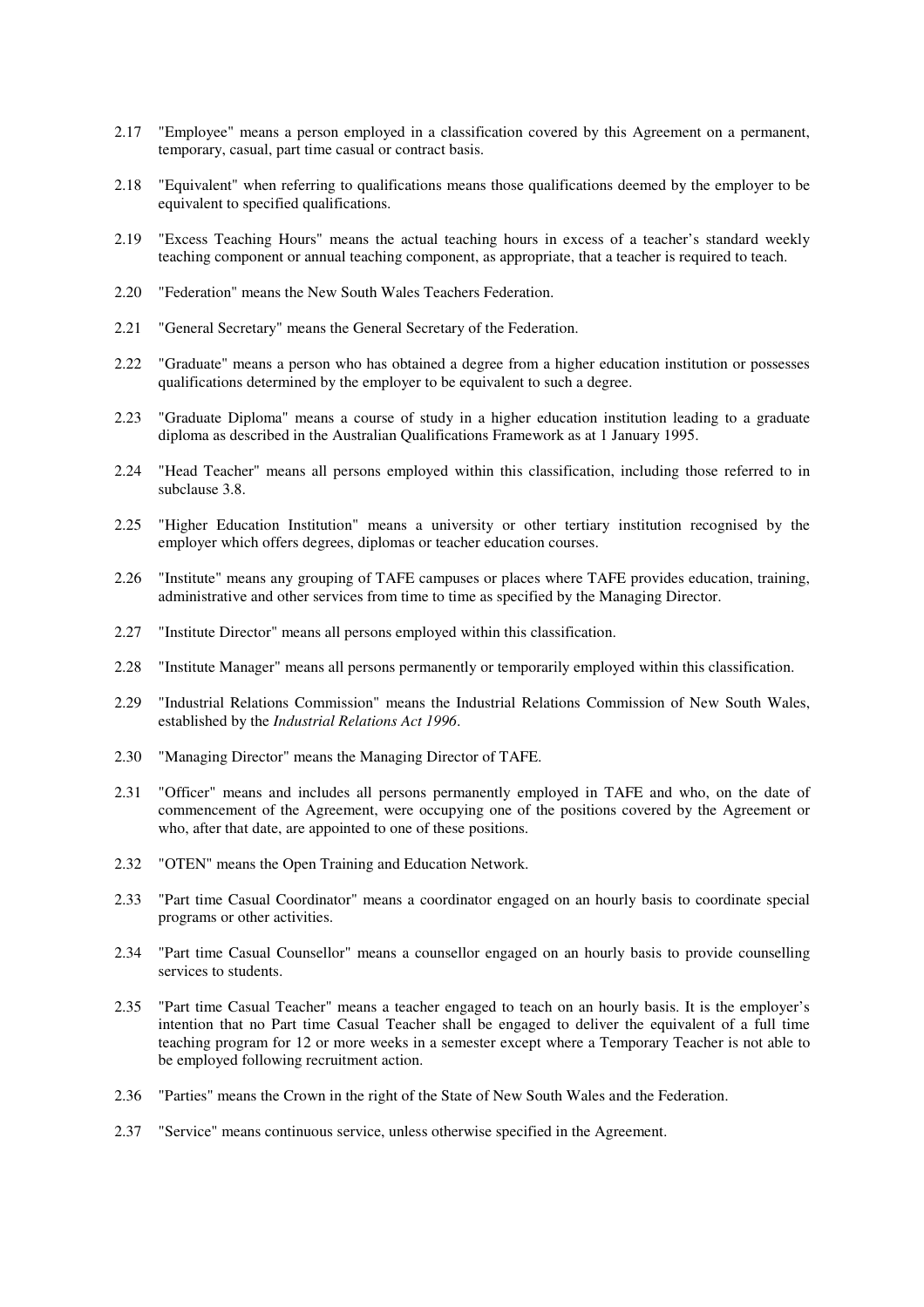2.17 "Employee" means a person employed in a classification covered by this Agreement on a permanent, temporary, casual, part time casual or contract basis.

2.18 "Equivalent" when referring to qualifications means those qualifications deemed by the employer to be equivalent to specified qualifications.

2.19 "Excess Teaching Hours" means the actual teaching hours in excess of a teacher's standard weekly teaching component or annual teaching component, as appropriate, that a teacher is required to teach.

2.20 "Federation" means the New South Wales Teachers Federation.

2.21 "General Secretary" means the General Secretary of the Federation.

2.22 "Graduate" means a person who has obtained a degree from a higher education institution or possesses qualifications determined by the employer to be equivalent to such a degree.

2.23 "Graduate Diploma" means a course of study in a higher education institution leading to a graduate diploma as described in the Australian Qualifications Framework as at 1 January 1995.

2.24 "Head Teacher" means all persons employed within this classification, including those referred to in subclause 3.8.

2.25 "Higher Education Institution" means a university or other tertiary institution recognised by the employer which offers degrees, diplomas or teacher education courses.

2.26 "Institute" means any grouping of TAFE campuses or places where TAFE provides education, training, administrative and other services from time to time as specified by the Managing Director.

2.27 "Institute Director" means all persons employed within this classification.

2.28 "Institute Manager" means all persons permanently or temporarily employed within this classification.

2.29 "Industrial Relations Commission" means the Industrial Relations Commission of New South Wales, established by the *Industrial Relations Act 1996*.

2.30 "Managing Director" means the Managing Director of TAFE.

2.31 "Officer" means and includes all persons permanently employed in TAFE and who, on the date of commencement of the Agreement, were occupying one of the positions covered by the Agreement or who, after that date, are appointed to one of these positions.

2.32 "OTEN" means the Open Training and Education Network.

2.33 "Part time Casual Coordinator" means a coordinator engaged on an hourly basis to coordinate special programs or other activities.

2.34 "Part time Casual Counsellor" means a counsellor engaged on an hourly basis to provide counselling services to students.

2.35 "Part time Casual Teacher" means a teacher engaged to teach on an hourly basis. It is the employer's intention that no Part time Casual Teacher shall be engaged to deliver the equivalent of a full time teaching program for 12 or more weeks in a semester except where a Temporary Teacher is not able to be employed following recruitment action.

2.36 "Parties" means the Crown in the right of the State of New South Wales and the Federation.

2.37 "Service" means continuous service, unless otherwise specified in the Agreement.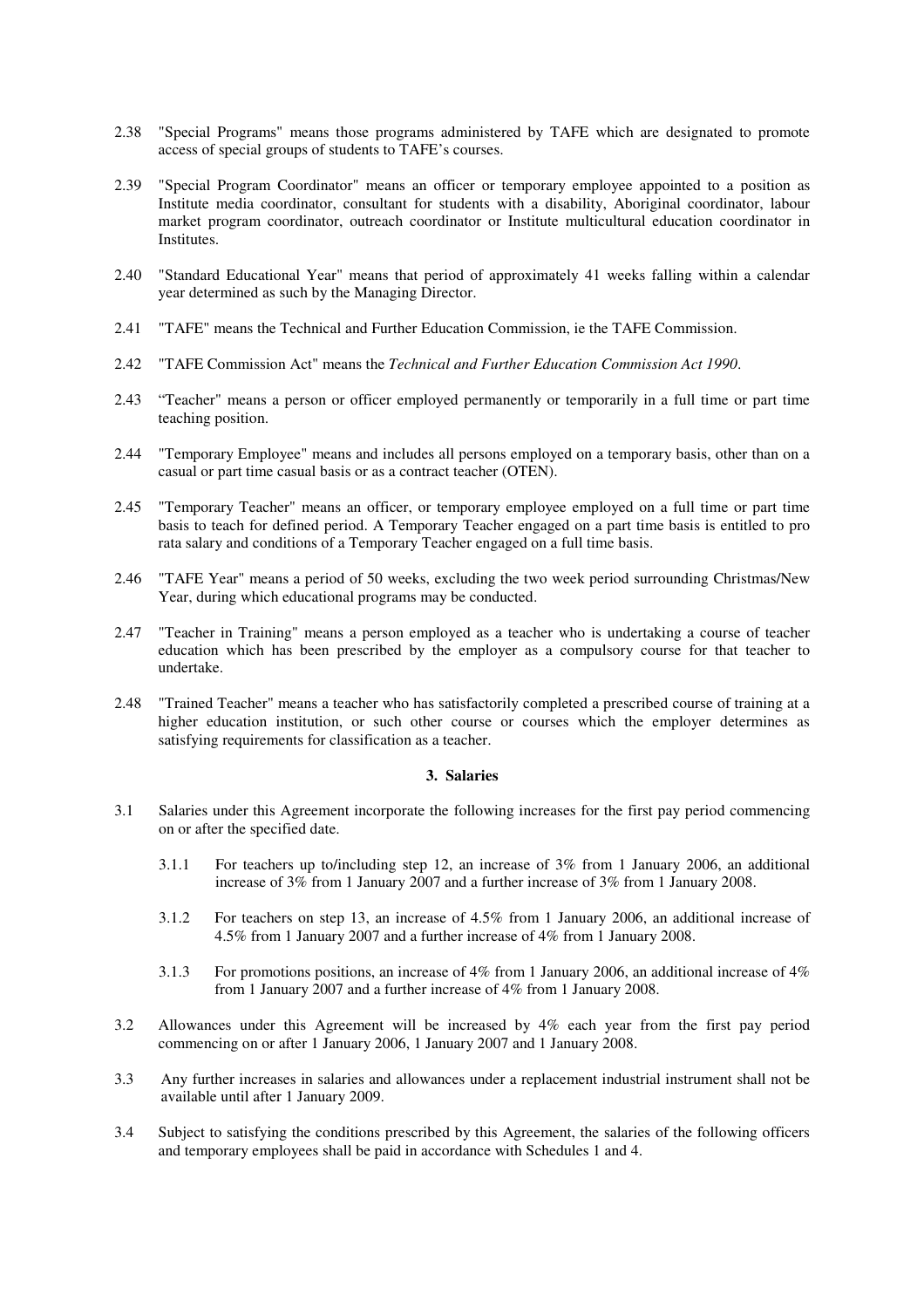2.38 "Special Programs" means those programs administered by TAFE which are designated to promote access of special groups of students to TAFE's courses.

2.39 "Special Program Coordinator" means an officer or temporary employee appointed to a position as Institute media coordinator, consultant for students with a disability, Aboriginal coordinator, labour market program coordinator, outreach coordinator or Institute multicultural education coordinator in Institutes.

2.40 "Standard Educational Year" means that period of approximately 41 weeks falling within a calendar year determined as such by the Managing Director.

2.41 "TAFE" means the Technical and Further Education Commission, ie the TAFE Commission.

2.42 "TAFE Commission Act" means the *Technical and Further Education Commission Act 1990*.

2.43 "Teacher" means a person or officer employed permanently or temporarily in a full time or part time teaching position.

2.44 "Temporary Employee" means and includes all persons employed on a temporary basis, other than on a casual or part time casual basis or as a contract teacher (OTEN).

2.45 "Temporary Teacher" means an officer, or temporary employee employed on a full time or part time basis to teach for defined period. A Temporary Teacher engaged on a part time basis is entitled to pro rata salary and conditions of a Temporary Teacher engaged on a full time basis.

2.46 "TAFE Year" means a period of 50 weeks, excluding the two week period surrounding Christmas/New Year, during which educational programs may be conducted.

2.47 "Teacher in Training" means a person employed as a teacher who is undertaking a course of teacher education which has been prescribed by the employer as a compulsory course for that teacher to undertake.

2.48 "Trained Teacher" means a teacher who has satisfactorily completed a prescribed course of training at a higher education institution, or such other course or courses which the employer determines as satisfying requirements for classification as a teacher.

### 3. Salaries

3.1 Salaries under this Agreement incorporate the following increases for the first pay period commencing on or after the specified date.

3.1.1 For teachers up to/including step 12, an increase of 3% from 1 January 2006, an additional increase of 3% from 1 January 2007 and a further increase of 3% from 1 January 2008.

3.1.2 For teachers on step 13, an increase of 4.5% from 1 January 2006, an additional increase of 4.5% from 1 January 2007 and a further increase of 4% from 1 January 2008.

3.1.3 For promotions positions, an increase of 4% from 1 January 2006, an additional increase of 4% from 1 January 2007 and a further increase of 4% from 1 January 2008.

3.2 Allowances under this Agreement will be increased by 4% each year from the first pay period commencing on or after 1 January 2006, 1 January 2007 and 1 January 2008.

3.3 Any further increases in salaries and allowances under a replacement industrial instrument shall not be available until after 1 January 2009.

3.4 Subject to satisfying the conditions prescribed by this Agreement, the salaries of the following officers and temporary employees shall be paid in accordance with Schedules 1 and 4.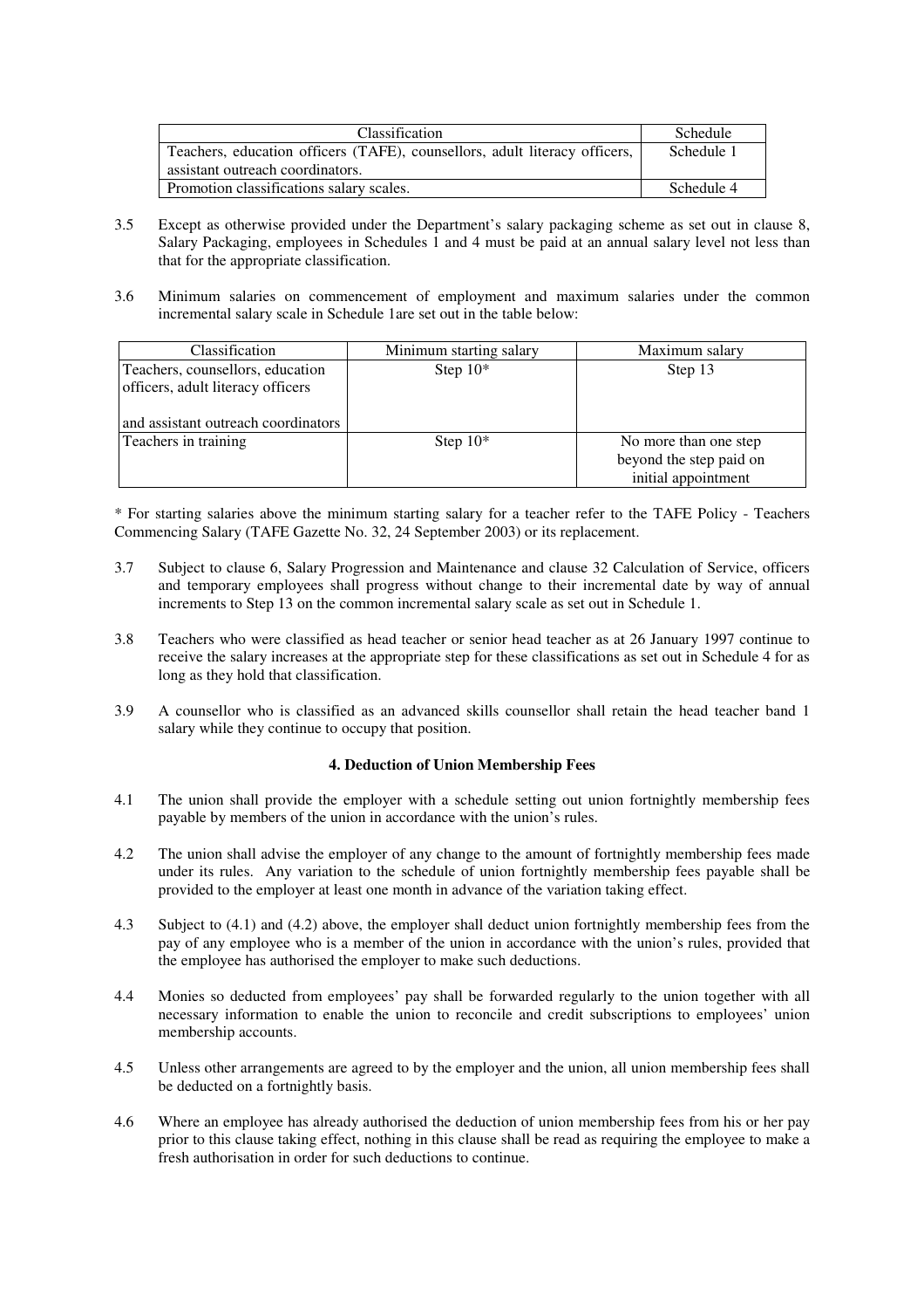| Classification | Schedule |
| --- | --- |
| Teachers, education officers (TAFE), counsellors, adult literacy officers, assistant outreach coordinators. | Schedule 1 |
| Promotion classifications salary scales. | Schedule 4 |

3.5 Except as otherwise provided under the Department's salary packaging scheme as set out in clause 8, Salary Packaging, employees in Schedules 1 and 4 must be paid at an annual salary level not less than that for the appropriate classification.

3.6 Minimum salaries on commencement of employment and maximum salaries under the common incremental salary scale in Schedule 1are set out in the table below:

| Classification | Minimum starting salary | Maximum salary |
| --- | --- | --- |
| Teachers, counsellors, education officers, adult literacy officers and assistant outreach coordinators | Step 10* | Step 13 |
| Teachers in training | Step 10* | No more than one step beyond the step paid on initial appointment |

* For starting salaries above the minimum starting salary for a teacher refer to the TAFE Policy - Teachers Commencing Salary (TAFE Gazette No. 32, 24 September 2003) or its replacement.

3.7 Subject to clause 6, Salary Progression and Maintenance and clause 32 Calculation of Service, officers and temporary employees shall progress without change to their incremental date by way of annual increments to Step 13 on the common incremental salary scale as set out in Schedule 1.

3.8 Teachers who were classified as head teacher or senior head teacher as at 26 January 1997 continue to receive the salary increases at the appropriate step for these classifications as set out in Schedule 4 for as long as they hold that classification.

3.9 A counsellor who is classified as an advanced skills counsellor shall retain the head teacher band 1 salary while they continue to occupy that position.

**4. Deduction of Union Membership Fees**

4.1 The union shall provide the employer with a schedule setting out union fortnightly membership fees payable by members of the union in accordance with the union's rules.

4.2 The union shall advise the employer of any change to the amount of fortnightly membership fees made under its rules. Any variation to the schedule of union fortnightly membership fees payable shall be provided to the employer at least one month in advance of the variation taking effect.

4.3 Subject to (4.1) and (4.2) above, the employer shall deduct union fortnightly membership fees from the pay of any employee who is a member of the union in accordance with the union's rules, provided that the employee has authorised the employer to make such deductions.

4.4 Monies so deducted from employees' pay shall be forwarded regularly to the union together with all necessary information to enable the union to reconcile and credit subscriptions to employees' union membership accounts.

4.5 Unless other arrangements are agreed to by the employer and the union, all union membership fees shall be deducted on a fortnightly basis.

4.6 Where an employee has already authorised the deduction of union membership fees from his or her pay prior to this clause taking effect, nothing in this clause shall be read as requiring the employee to make a fresh authorisation in order for such deductions to continue.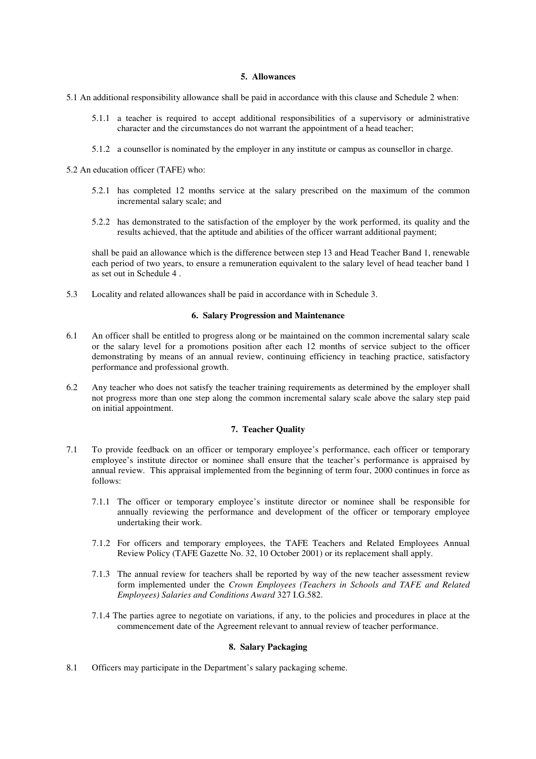**5. Allowances**

5.1 An additional responsibility allowance shall be paid in accordance with this clause and Schedule 2 when:

> 5.1.1 a teacher is required to accept additional responsibilities of a supervisory or administrative character and the circumstances do not warrant the appointment of a head teacher;
>
> 5.1.2 a counsellor is nominated by the employer in any institute or campus as counsellor in charge.

5.2 An education officer (TAFE) who:

> 5.2.1 has completed 12 months service at the salary prescribed on the maximum of the common incremental salary scale; and
>
> 5.2.2 has demonstrated to the satisfaction of the employer by the work performed, its quality and the results achieved, that the aptitude and abilities of the officer warrant additional payment;
>
> shall be paid an allowance which is the difference between step 13 and Head Teacher Band 1, renewable each period of two years, to ensure a remuneration equivalent to the salary level of head teacher band 1 as set out in Schedule 4 .

5.3 Locality and related allowances shall be paid in accordance with in Schedule 3.

**6. Salary Progression and Maintenance**

6.1 An officer shall be entitled to progress along or be maintained on the common incremental salary scale or the salary level for a promotions position after each 12 months of service subject to the officer demonstrating by means of an annual review, continuing efficiency in teaching practice, satisfactory performance and professional growth.

6.2 Any teacher who does not satisfy the teacher training requirements as determined by the employer shall not progress more than one step along the common incremental salary scale above the salary step paid on initial appointment.

**7. Teacher Quality**

7.1 To provide feedback on an officer or temporary employee's performance, each officer or temporary employee's institute director or nominee shall ensure that the teacher's performance is appraised by annual review. This appraisal implemented from the beginning of term four, 2000 continues in force as follows:

> 7.1.1 The officer or temporary employee's institute director or nominee shall be responsible for annually reviewing the performance and development of the officer or temporary employee undertaking their work.
>
> 7.1.2 For officers and temporary employees, the TAFE Teachers and Related Employees Annual Review Policy (TAFE Gazette No. 32, 10 October 2001) or its replacement shall apply.
>
> 7.1.3 The annual review for teachers shall be reported by way of the new teacher assessment review form implemented under the *Crown Employees (Teachers in Schools and TAFE and Related Employees) Salaries and Conditions Award* 327 I.G.582.
>
> 7.1.4 The parties agree to negotiate on variations, if any, to the policies and procedures in place at the commencement date of the Agreement relevant to annual review of teacher performance.

**8. Salary Packaging**

8.1 Officers may participate in the Department's salary packaging scheme.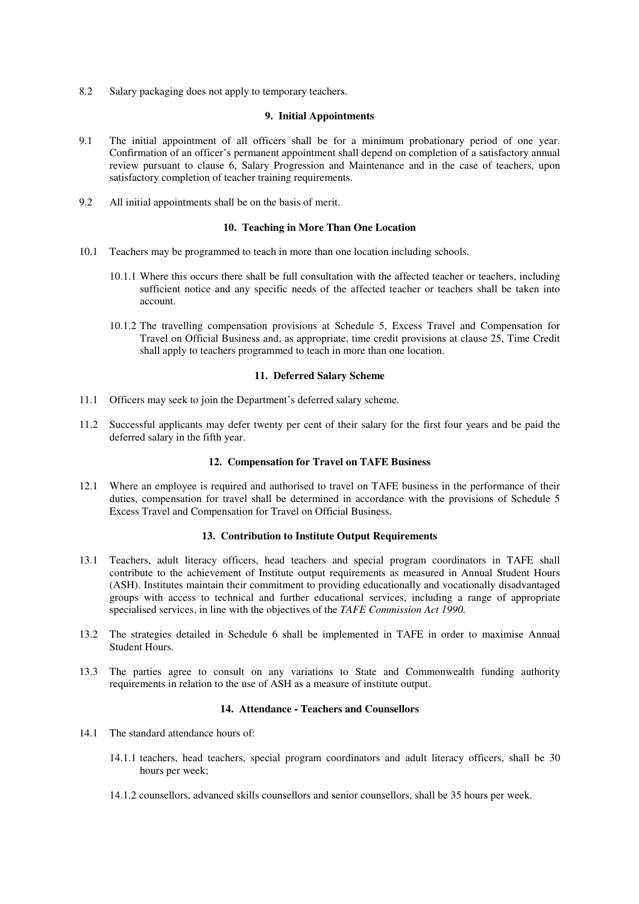8.2 Salary packaging does not apply to temporary teachers.

### 9. Initial Appointments

9.1 The initial appointment of all officers shall be for a minimum probationary period of one year. Confirmation of an officer's permanent appointment shall depend on completion of a satisfactory annual review pursuant to clause 6, Salary Progression and Maintenance and in the case of teachers, upon satisfactory completion of teacher training requirements.

9.2 All initial appointments shall be on the basis of merit.

### 10. Teaching in More Than One Location

10.1 Teachers may be programmed to teach in more than one location including schools.

10.1.1 Where this occurs there shall be full consultation with the affected teacher or teachers, including sufficient notice and any specific needs of the affected teacher or teachers shall be taken into account.

10.1.2 The travelling compensation provisions at Schedule 5, Excess Travel and Compensation for Travel on Official Business and, as appropriate, time credit provisions at clause 25, Time Credit shall apply to teachers programmed to teach in more than one location.

### 11. Deferred Salary Scheme

11.1 Officers may seek to join the Department's deferred salary scheme.

11.2 Successful applicants may defer twenty per cent of their salary for the first four years and be paid the deferred salary in the fifth year.

### 12. Compensation for Travel on TAFE Business

12.1 Where an employee is required and authorised to travel on TAFE business in the performance of their duties, compensation for travel shall be determined in accordance with the provisions of Schedule 5 Excess Travel and Compensation for Travel on Official Business.

### 13. Contribution to Institute Output Requirements

13.1 Teachers, adult literacy officers, head teachers and special program coordinators in TAFE shall contribute to the achievement of Institute output requirements as measured in Annual Student Hours (ASH). Institutes maintain their commitment to providing educationally and vocationally disadvantaged groups with access to technical and further educational services, including a range of appropriate specialised services, in line with the objectives of the *TAFE Commission Act 1990*.

13.2 The strategies detailed in Schedule 6 shall be implemented in TAFE in order to maximise Annual Student Hours.

13.3 The parties agree to consult on any variations to State and Commonwealth funding authority requirements in relation to the use of ASH as a measure of institute output.

### 14. Attendance - Teachers and Counsellors

14.1 The standard attendance hours of:

14.1.1 teachers, head teachers, special program coordinators and adult literacy officers, shall be 30 hours per week;

14.1.2 counsellors, advanced skills counsellors and senior counsellors, shall be 35 hours per week.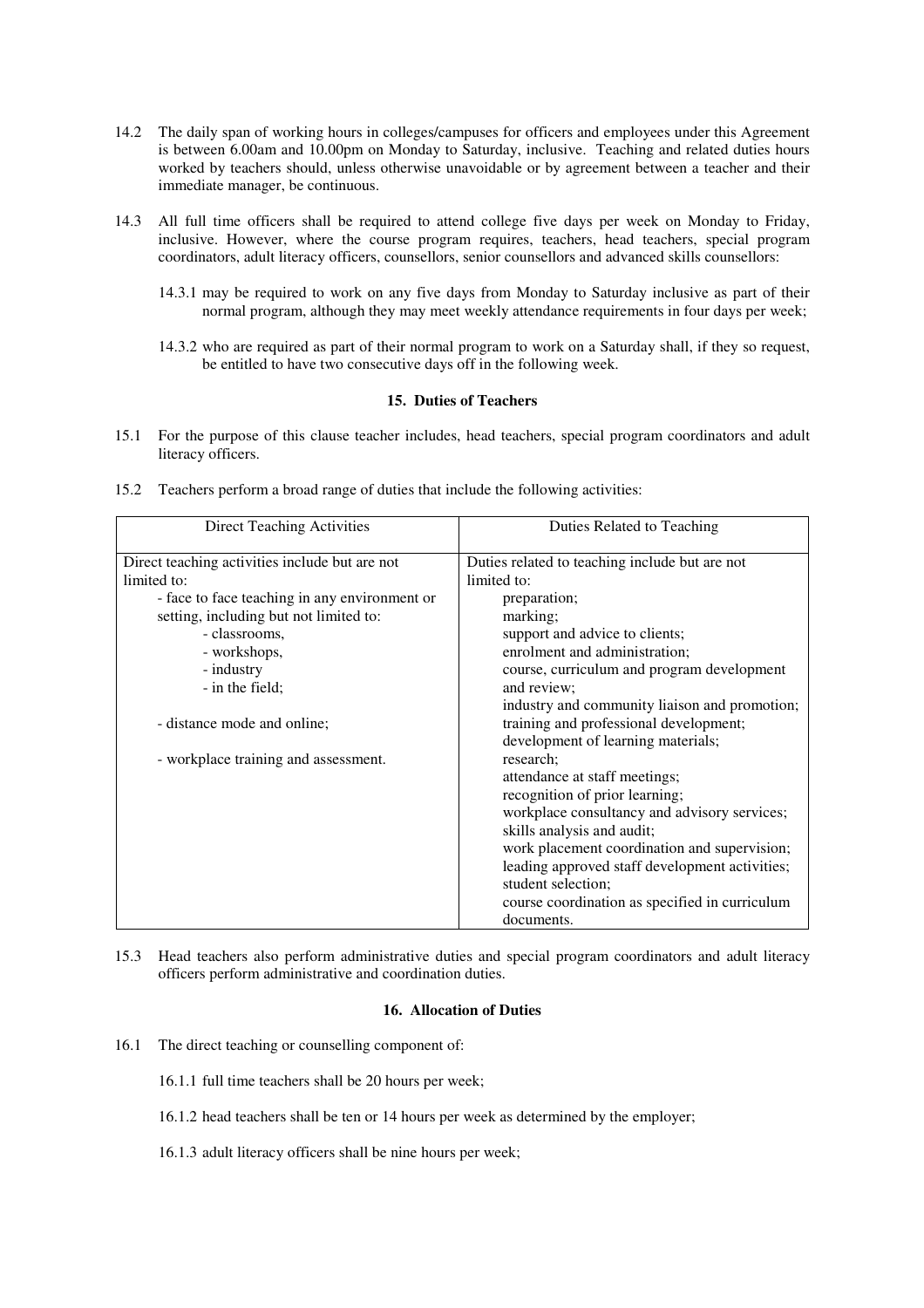14.2 The daily span of working hours in colleges/campuses for officers and employees under this Agreement is between 6.00am and 10.00pm on Monday to Saturday, inclusive. Teaching and related duties hours worked by teachers should, unless otherwise unavoidable or by agreement between a teacher and their immediate manager, be continuous.

14.3 All full time officers shall be required to attend college five days per week on Monday to Friday, inclusive. However, where the course program requires, teachers, head teachers, special program coordinators, adult literacy officers, counsellors, senior counsellors and advanced skills counsellors:

14.3.1 may be required to work on any five days from Monday to Saturday inclusive as part of their normal program, although they may meet weekly attendance requirements in four days per week;

14.3.2 who are required as part of their normal program to work on a Saturday shall, if they so request, be entitled to have two consecutive days off in the following week.

### 15. Duties of Teachers

15.1 For the purpose of this clause teacher includes, head teachers, special program coordinators and adult literacy officers.

15.2 Teachers perform a broad range of duties that include the following activities:

| Direct Teaching Activities | Duties Related to Teaching |
|---|---|
| Direct teaching activities include but are not limited to:<br>- face to face teaching in any environment or setting, including but not limited to:<br>- classrooms,<br>- workshops,<br>- industry<br>- in the field;<br><br>- distance mode and online;<br><br>- workplace training and assessment. | Duties related to teaching include but are not limited to:<br>preparation;<br>marking;<br>support and advice to clients;<br>enrolment and administration;<br>course, curriculum and program development and review;<br>industry and community liaison and promotion;<br>training and professional development;<br>development of learning materials;<br>research;<br>attendance at staff meetings;<br>recognition of prior learning;<br>workplace consultancy and advisory services;<br>skills analysis and audit;<br>work placement coordination and supervision;<br>leading approved staff development activities;<br>student selection;<br>course coordination as specified in curriculum documents. |

15.3 Head teachers also perform administrative duties and special program coordinators and adult literacy officers perform administrative and coordination duties.

### 16. Allocation of Duties

16.1 The direct teaching or counselling component of:

16.1.1 full time teachers shall be 20 hours per week;

16.1.2 head teachers shall be ten or 14 hours per week as determined by the employer;

16.1.3 adult literacy officers shall be nine hours per week;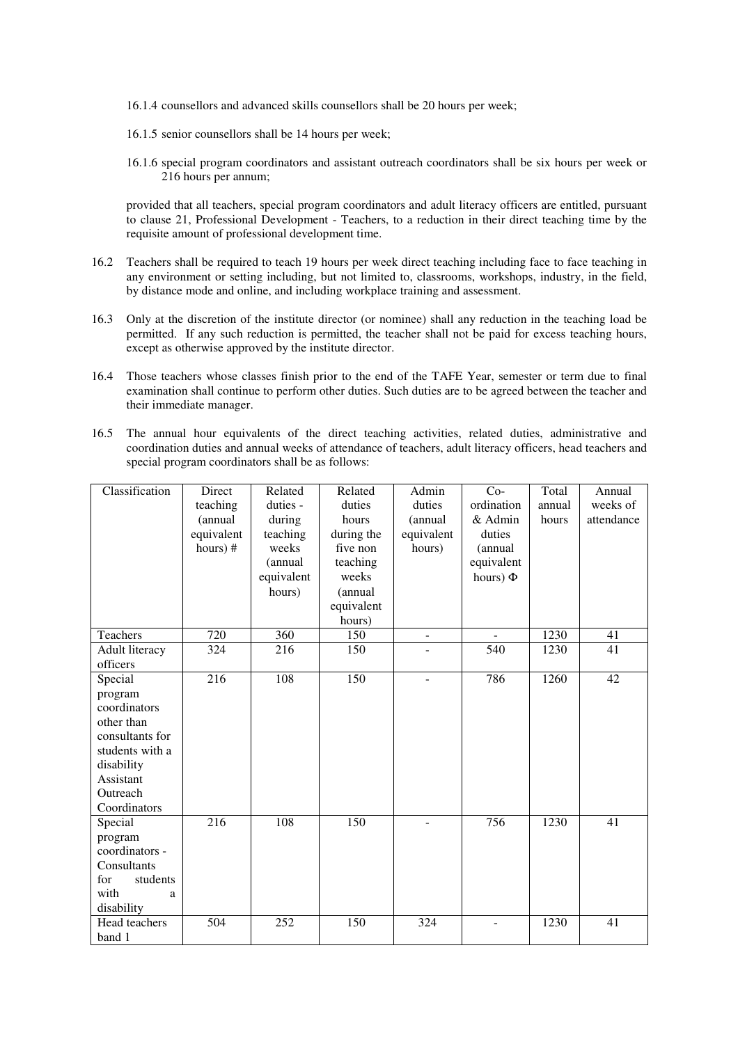16.1.4 counsellors and advanced skills counsellors shall be 20 hours per week;

16.1.5 senior counsellors shall be 14 hours per week;

16.1.6 special program coordinators and assistant outreach coordinators shall be six hours per week or 216 hours per annum;

provided that all teachers, special program coordinators and adult literacy officers are entitled, pursuant to clause 21, Professional Development - Teachers, to a reduction in their direct teaching time by the requisite amount of professional development time.

16.2 Teachers shall be required to teach 19 hours per week direct teaching including face to face teaching in any environment or setting including, but not limited to, classrooms, workshops, industry, in the field, by distance mode and online, and including workplace training and assessment.

16.3 Only at the discretion of the institute director (or nominee) shall any reduction in the teaching load be permitted. If any such reduction is permitted, the teacher shall not be paid for excess teaching hours, except as otherwise approved by the institute director.

16.4 Those teachers whose classes finish prior to the end of the TAFE Year, semester or term due to final examination shall continue to perform other duties. Such duties are to be agreed between the teacher and their immediate manager.

16.5 The annual hour equivalents of the direct teaching activities, related duties, administrative and coordination duties and annual weeks of attendance of teachers, adult literacy officers, head teachers and special program coordinators shall be as follows:

| Classification | Direct teaching (annual equivalent hours) # | Related duties - during teaching weeks (annual equivalent hours) | Related duties hours during the five non teaching weeks (annual equivalent hours) | Admin duties (annual equivalent hours) | Co-ordination & Admin duties (annual equivalent hours) Φ | Total annual hours | Annual weeks of attendance |
|---|---|---|---|---|---|---|---|
| Teachers | 720 | 360 | 150 | - | - | 1230 | 41 |
| Adult literacy officers | 324 | 216 | 150 | - | 540 | 1230 | 41 |
| Special program coordinators other than consultants for students with a disability Assistant Outreach Coordinators | 216 | 108 | 150 | - | 786 | 1260 | 42 |
| Special program coordinators - Consultants for students with a disability | 216 | 108 | 150 | - | 756 | 1230 | 41 |
| Head teachers band 1 | 504 | 252 | 150 | 324 | - | 1230 | 41 |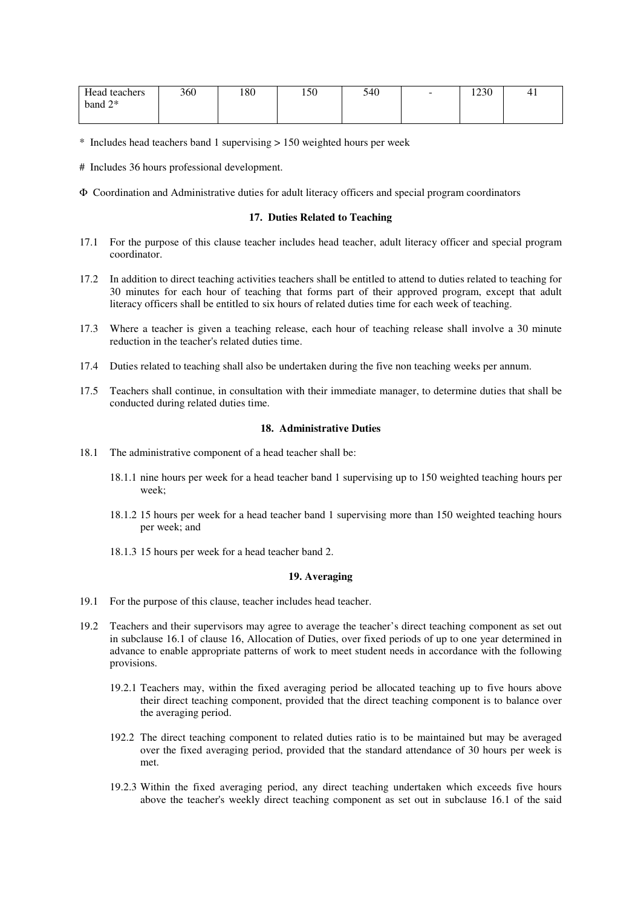| Head teachers band 2* | 360 | 180 | 150 | 540 | - | 1230 | 41 |
|---|---|---|---|---|---|---|---|

\* Includes head teachers band 1 supervising > 150 weighted hours per week

\# Includes 36 hours professional development.

Φ Coordination and Administrative duties for adult literacy officers and special program coordinators

### 17. Duties Related to Teaching

17.1 For the purpose of this clause teacher includes head teacher, adult literacy officer and special program coordinator.

17.2 In addition to direct teaching activities teachers shall be entitled to attend to duties related to teaching for 30 minutes for each hour of teaching that forms part of their approved program, except that adult literacy officers shall be entitled to six hours of related duties time for each week of teaching.

17.3 Where a teacher is given a teaching release, each hour of teaching release shall involve a 30 minute reduction in the teacher's related duties time.

17.4 Duties related to teaching shall also be undertaken during the five non teaching weeks per annum.

17.5 Teachers shall continue, in consultation with their immediate manager, to determine duties that shall be conducted during related duties time.

### 18. Administrative Duties

18.1 The administrative component of a head teacher shall be:

18.1.1 nine hours per week for a head teacher band 1 supervising up to 150 weighted teaching hours per week;

18.1.2 15 hours per week for a head teacher band 1 supervising more than 150 weighted teaching hours per week; and

18.1.3 15 hours per week for a head teacher band 2.

### 19. Averaging

19.1 For the purpose of this clause, teacher includes head teacher.

19.2 Teachers and their supervisors may agree to average the teacher's direct teaching component as set out in subclause 16.1 of clause 16, Allocation of Duties, over fixed periods of up to one year determined in advance to enable appropriate patterns of work to meet student needs in accordance with the following provisions.

19.2.1 Teachers may, within the fixed averaging period be allocated teaching up to five hours above their direct teaching component, provided that the direct teaching component is to balance over the averaging period.

192.2 The direct teaching component to related duties ratio is to be maintained but may be averaged over the fixed averaging period, provided that the standard attendance of 30 hours per week is met.

19.2.3 Within the fixed averaging period, any direct teaching undertaken which exceeds five hours above the teacher's weekly direct teaching component as set out in subclause 16.1 of the said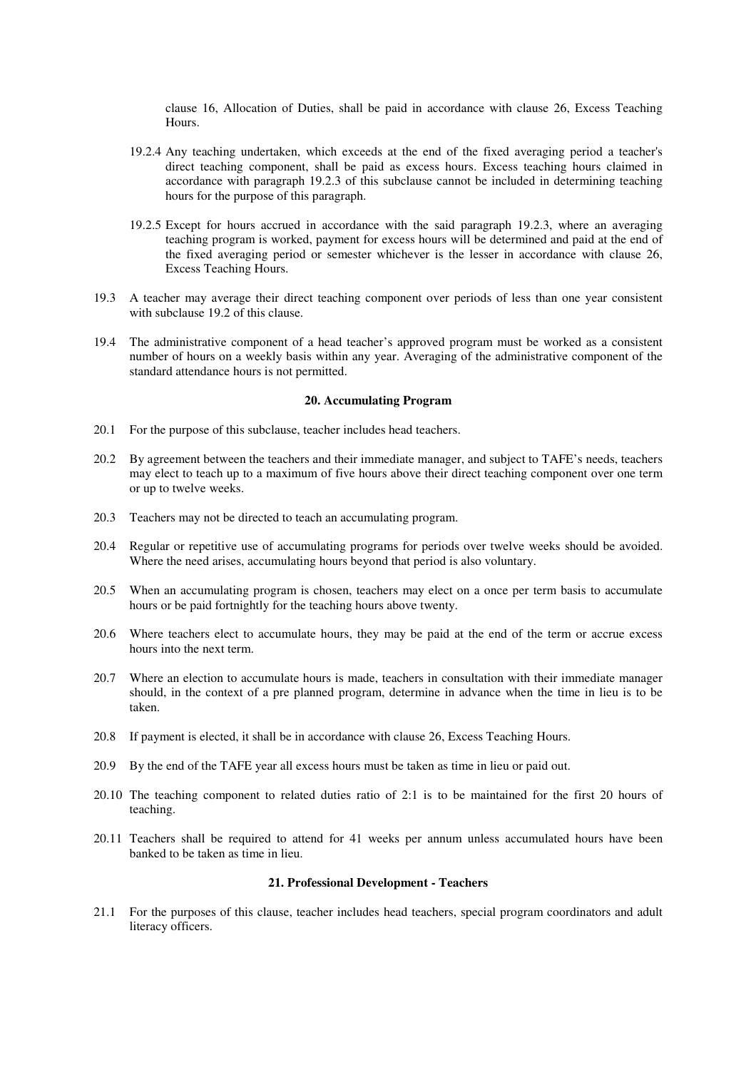clause 16, Allocation of Duties, shall be paid in accordance with clause 26, Excess Teaching Hours.

19.2.4 Any teaching undertaken, which exceeds at the end of the fixed averaging period a teacher's direct teaching component, shall be paid as excess hours. Excess teaching hours claimed in accordance with paragraph 19.2.3 of this subclause cannot be included in determining teaching hours for the purpose of this paragraph.

19.2.5 Except for hours accrued in accordance with the said paragraph 19.2.3, where an averaging teaching program is worked, payment for excess hours will be determined and paid at the end of the fixed averaging period or semester whichever is the lesser in accordance with clause 26, Excess Teaching Hours.

19.3 A teacher may average their direct teaching component over periods of less than one year consistent with subclause 19.2 of this clause.

19.4 The administrative component of a head teacher's approved program must be worked as a consistent number of hours on a weekly basis within any year. Averaging of the administrative component of the standard attendance hours is not permitted.

**20. Accumulating Program**

20.1 For the purpose of this subclause, teacher includes head teachers.

20.2 By agreement between the teachers and their immediate manager, and subject to TAFE's needs, teachers may elect to teach up to a maximum of five hours above their direct teaching component over one term or up to twelve weeks.

20.3 Teachers may not be directed to teach an accumulating program.

20.4 Regular or repetitive use of accumulating programs for periods over twelve weeks should be avoided. Where the need arises, accumulating hours beyond that period is also voluntary.

20.5 When an accumulating program is chosen, teachers may elect on a once per term basis to accumulate hours or be paid fortnightly for the teaching hours above twenty.

20.6 Where teachers elect to accumulate hours, they may be paid at the end of the term or accrue excess hours into the next term.

20.7 Where an election to accumulate hours is made, teachers in consultation with their immediate manager should, in the context of a pre planned program, determine in advance when the time in lieu is to be taken.

20.8 If payment is elected, it shall be in accordance with clause 26, Excess Teaching Hours.

20.9 By the end of the TAFE year all excess hours must be taken as time in lieu or paid out.

20.10 The teaching component to related duties ratio of 2:1 is to be maintained for the first 20 hours of teaching.

20.11 Teachers shall be required to attend for 41 weeks per annum unless accumulated hours have been banked to be taken as time in lieu.

**21. Professional Development - Teachers**

21.1 For the purposes of this clause, teacher includes head teachers, special program coordinators and adult literacy officers.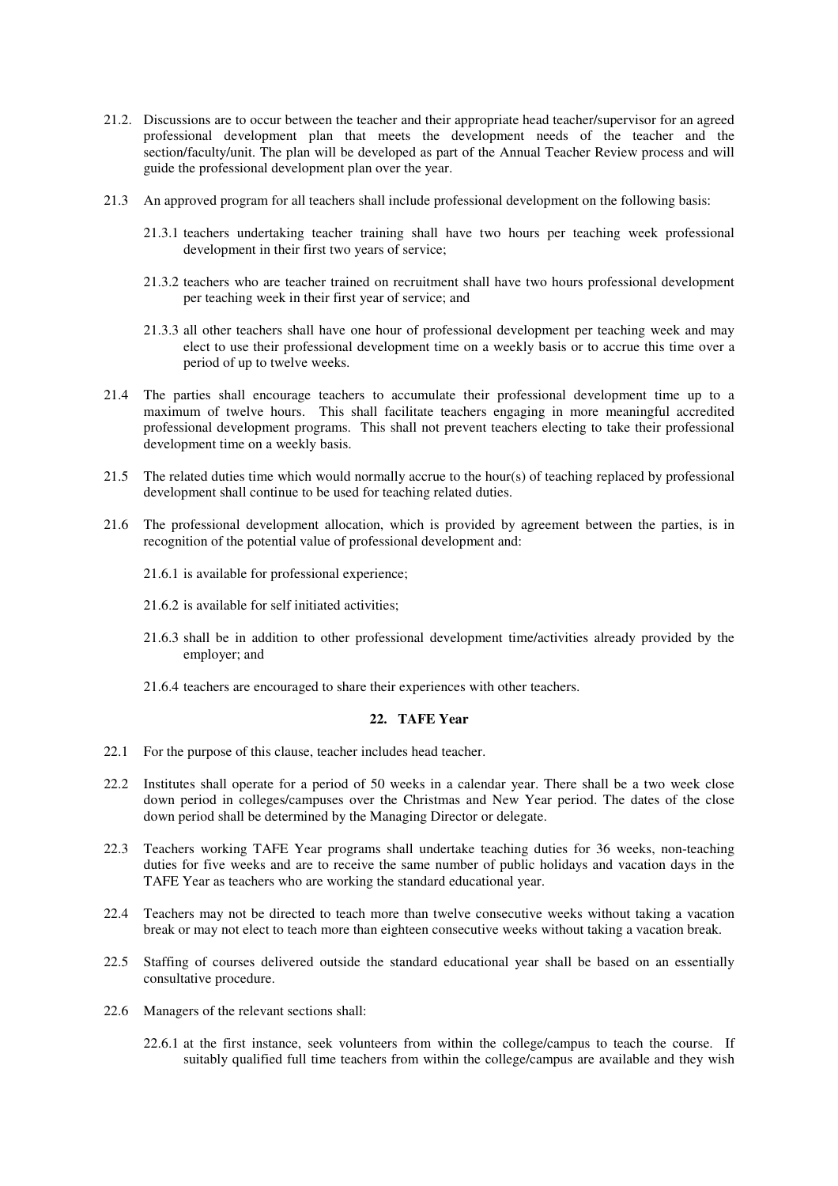21.2. Discussions are to occur between the teacher and their appropriate head teacher/supervisor for an agreed professional development plan that meets the development needs of the teacher and the section/faculty/unit. The plan will be developed as part of the Annual Teacher Review process and will guide the professional development plan over the year.

21.3 An approved program for all teachers shall include professional development on the following basis:

21.3.1 teachers undertaking teacher training shall have two hours per teaching week professional development in their first two years of service;

21.3.2 teachers who are teacher trained on recruitment shall have two hours professional development per teaching week in their first year of service; and

21.3.3 all other teachers shall have one hour of professional development per teaching week and may elect to use their professional development time on a weekly basis or to accrue this time over a period of up to twelve weeks.

21.4 The parties shall encourage teachers to accumulate their professional development time up to a maximum of twelve hours. This shall facilitate teachers engaging in more meaningful accredited professional development programs. This shall not prevent teachers electing to take their professional development time on a weekly basis.

21.5 The related duties time which would normally accrue to the hour(s) of teaching replaced by professional development shall continue to be used for teaching related duties.

21.6 The professional development allocation, which is provided by agreement between the parties, is in recognition of the potential value of professional development and:

21.6.1 is available for professional experience;

21.6.2 is available for self initiated activities;

21.6.3 shall be in addition to other professional development time/activities already provided by the employer; and

21.6.4 teachers are encouraged to share their experiences with other teachers.

## 22. TAFE Year

22.1 For the purpose of this clause, teacher includes head teacher.

22.2 Institutes shall operate for a period of 50 weeks in a calendar year. There shall be a two week close down period in colleges/campuses over the Christmas and New Year period. The dates of the close down period shall be determined by the Managing Director or delegate.

22.3 Teachers working TAFE Year programs shall undertake teaching duties for 36 weeks, non-teaching duties for five weeks and are to receive the same number of public holidays and vacation days in the TAFE Year as teachers who are working the standard educational year.

22.4 Teachers may not be directed to teach more than twelve consecutive weeks without taking a vacation break or may not elect to teach more than eighteen consecutive weeks without taking a vacation break.

22.5 Staffing of courses delivered outside the standard educational year shall be based on an essentially consultative procedure.

22.6 Managers of the relevant sections shall:

22.6.1 at the first instance, seek volunteers from within the college/campus to teach the course. If suitably qualified full time teachers from within the college/campus are available and they wish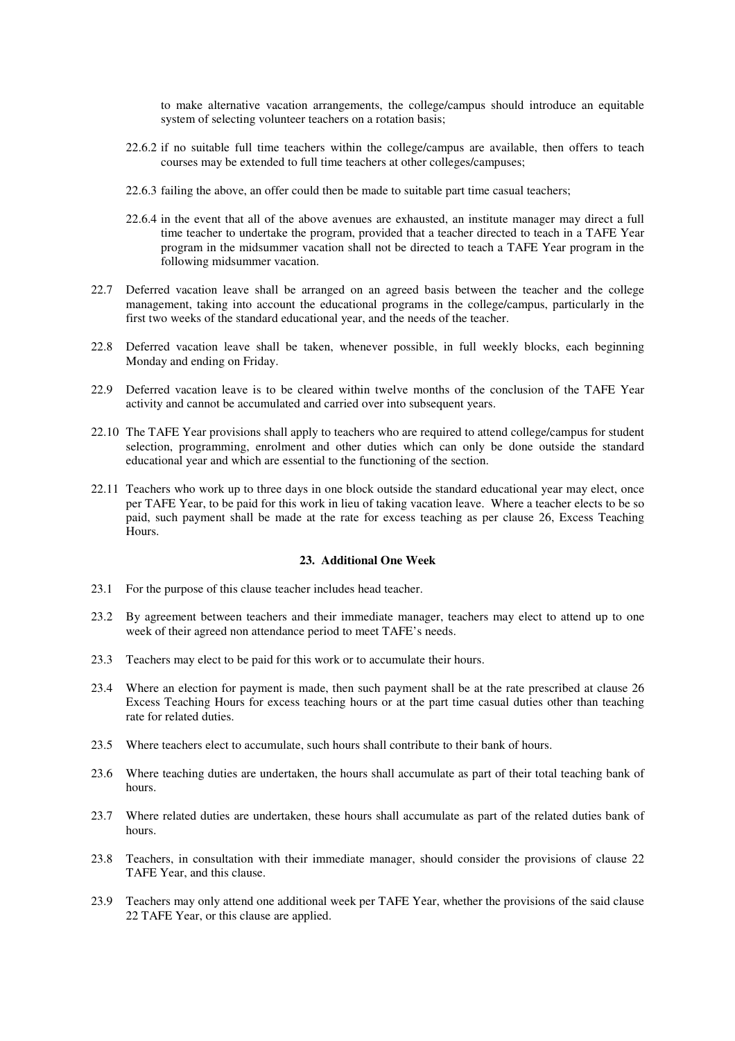to make alternative vacation arrangements, the college/campus should introduce an equitable system of selecting volunteer teachers on a rotation basis;

22.6.2 if no suitable full time teachers within the college/campus are available, then offers to teach courses may be extended to full time teachers at other colleges/campuses;

22.6.3 failing the above, an offer could then be made to suitable part time casual teachers;

22.6.4 in the event that all of the above avenues are exhausted, an institute manager may direct a full time teacher to undertake the program, provided that a teacher directed to teach in a TAFE Year program in the midsummer vacation shall not be directed to teach a TAFE Year program in the following midsummer vacation.

22.7 Deferred vacation leave shall be arranged on an agreed basis between the teacher and the college management, taking into account the educational programs in the college/campus, particularly in the first two weeks of the standard educational year, and the needs of the teacher.

22.8 Deferred vacation leave shall be taken, whenever possible, in full weekly blocks, each beginning Monday and ending on Friday.

22.9 Deferred vacation leave is to be cleared within twelve months of the conclusion of the TAFE Year activity and cannot be accumulated and carried over into subsequent years.

22.10 The TAFE Year provisions shall apply to teachers who are required to attend college/campus for student selection, programming, enrolment and other duties which can only be done outside the standard educational year and which are essential to the functioning of the section.

22.11 Teachers who work up to three days in one block outside the standard educational year may elect, once per TAFE Year, to be paid for this work in lieu of taking vacation leave. Where a teacher elects to be so paid, such payment shall be made at the rate for excess teaching as per clause 26, Excess Teaching Hours.

## 23. Additional One Week

23.1 For the purpose of this clause teacher includes head teacher.

23.2 By agreement between teachers and their immediate manager, teachers may elect to attend up to one week of their agreed non attendance period to meet TAFE's needs.

23.3 Teachers may elect to be paid for this work or to accumulate their hours.

23.4 Where an election for payment is made, then such payment shall be at the rate prescribed at clause 26 Excess Teaching Hours for excess teaching hours or at the part time casual duties other than teaching rate for related duties.

23.5 Where teachers elect to accumulate, such hours shall contribute to their bank of hours.

23.6 Where teaching duties are undertaken, the hours shall accumulate as part of their total teaching bank of hours.

23.7 Where related duties are undertaken, these hours shall accumulate as part of the related duties bank of hours.

23.8 Teachers, in consultation with their immediate manager, should consider the provisions of clause 22 TAFE Year, and this clause.

23.9 Teachers may only attend one additional week per TAFE Year, whether the provisions of the said clause 22 TAFE Year, or this clause are applied.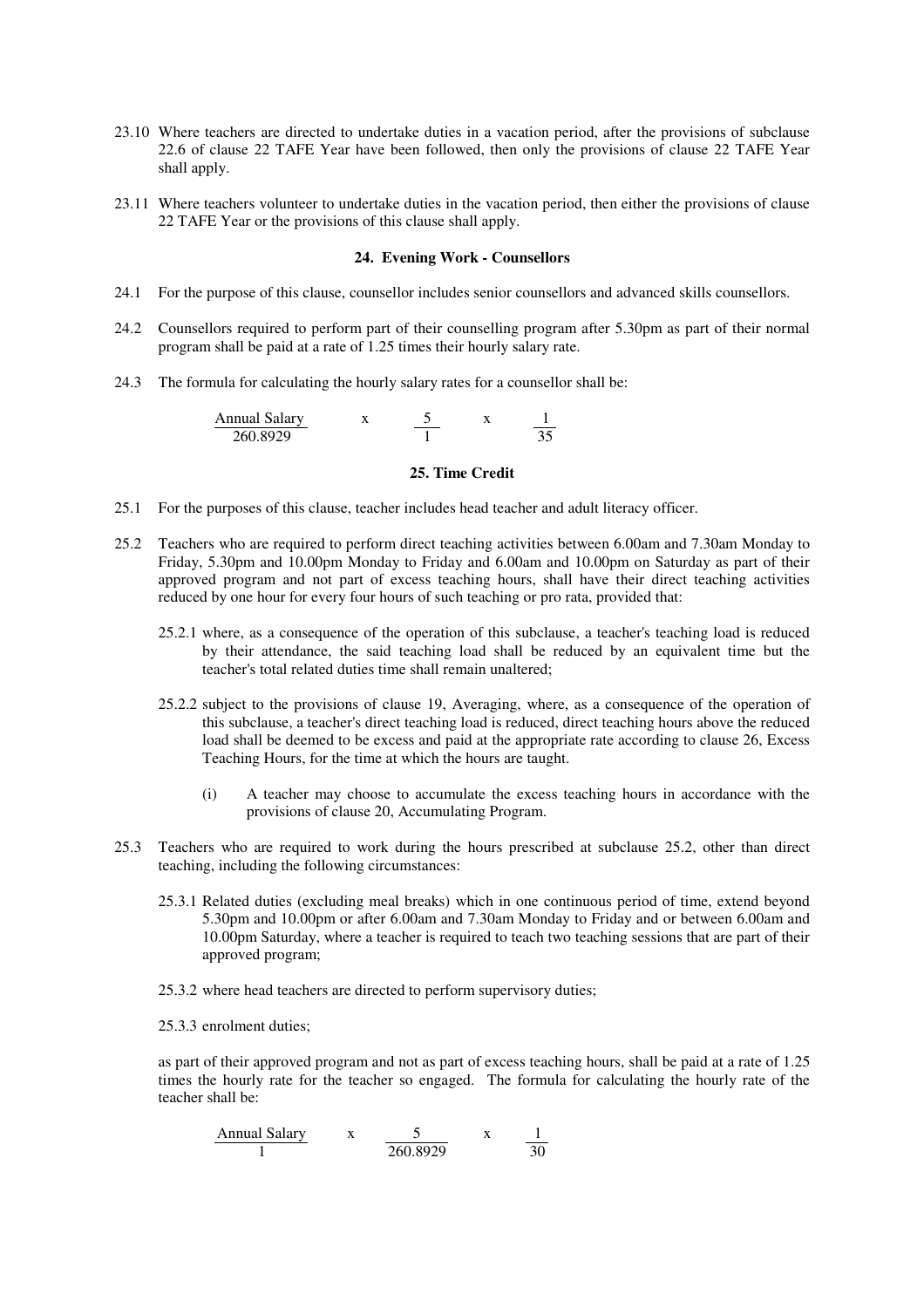23.10 Where teachers are directed to undertake duties in a vacation period, after the provisions of subclause 22.6 of clause 22 TAFE Year have been followed, then only the provisions of clause 22 TAFE Year shall apply.

23.11 Where teachers volunteer to undertake duties in the vacation period, then either the provisions of clause 22 TAFE Year or the provisions of this clause shall apply.

**24. Evening Work - Counsellors**

24.1 For the purpose of this clause, counsellor includes senior counsellors and advanced skills counsellors.

24.2 Counsellors required to perform part of their counselling program after 5.30pm as part of their normal program shall be paid at a rate of 1.25 times their hourly salary rate.

24.3 The formula for calculating the hourly salary rates for a counsellor shall be:

$$\frac{\text{Annual Salary}}{260.8929} \quad \text{x} \quad \frac{5}{1} \quad \text{x} \quad \frac{1}{35}$$

**25. Time Credit**

25.1 For the purposes of this clause, teacher includes head teacher and adult literacy officer.

25.2 Teachers who are required to perform direct teaching activities between 6.00am and 7.30am Monday to Friday, 5.30pm and 10.00pm Monday to Friday and 6.00am and 10.00pm on Saturday as part of their approved program and not part of excess teaching hours, shall have their direct teaching activities reduced by one hour for every four hours of such teaching or pro rata, provided that:

25.2.1 where, as a consequence of the operation of this subclause, a teacher's teaching load is reduced by their attendance, the said teaching load shall be reduced by an equivalent time but the teacher's total related duties time shall remain unaltered;

25.2.2 subject to the provisions of clause 19, Averaging, where, as a consequence of the operation of this subclause, a teacher's direct teaching load is reduced, direct teaching hours above the reduced load shall be deemed to be excess and paid at the appropriate rate according to clause 26, Excess Teaching Hours, for the time at which the hours are taught.

(i) A teacher may choose to accumulate the excess teaching hours in accordance with the provisions of clause 20, Accumulating Program.

25.3 Teachers who are required to work during the hours prescribed at subclause 25.2, other than direct teaching, including the following circumstances:

25.3.1 Related duties (excluding meal breaks) which in one continuous period of time, extend beyond 5.30pm and 10.00pm or after 6.00am and 7.30am Monday to Friday and or between 6.00am and 10.00pm Saturday, where a teacher is required to teach two teaching sessions that are part of their approved program;

25.3.2 where head teachers are directed to perform supervisory duties;

25.3.3 enrolment duties;

as part of their approved program and not as part of excess teaching hours, shall be paid at a rate of 1.25 times the hourly rate for the teacher so engaged. The formula for calculating the hourly rate of the teacher shall be:

$$\frac{\text{Annual Salary}}{1} \quad \text{x} \quad \frac{5}{260.8929} \quad \text{x} \quad \frac{1}{30}$$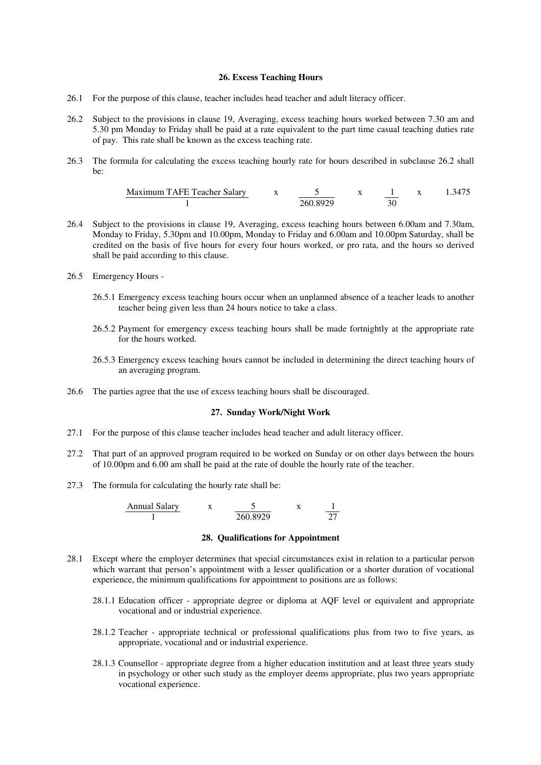### 26. Excess Teaching Hours

26.1 For the purpose of this clause, teacher includes head teacher and adult literacy officer.

26.2 Subject to the provisions in clause 19, Averaging, excess teaching hours worked between 7.30 am and 5.30 pm Monday to Friday shall be paid at a rate equivalent to the part time casual teaching duties rate of pay. This rate shall be known as the excess teaching rate.

26.3 The formula for calculating the excess teaching hourly rate for hours described in subclause 26.2 shall be:

$$\frac{\text{Maximum TAFE Teacher Salary}}{1} \times \frac{5}{260.8929} \times \frac{1}{30} \times 1.3475$$

26.4 Subject to the provisions in clause 19, Averaging, excess teaching hours between 6.00am and 7.30am, Monday to Friday, 5.30pm and 10.00pm, Monday to Friday and 6.00am and 10.00pm Saturday, shall be credited on the basis of five hours for every four hours worked, or pro rata, and the hours so derived shall be paid according to this clause.

26.5 Emergency Hours -

26.5.1 Emergency excess teaching hours occur when an unplanned absence of a teacher leads to another teacher being given less than 24 hours notice to take a class.

26.5.2 Payment for emergency excess teaching hours shall be made fortnightly at the appropriate rate for the hours worked.

26.5.3 Emergency excess teaching hours cannot be included in determining the direct teaching hours of an averaging program.

26.6 The parties agree that the use of excess teaching hours shall be discouraged.

### 27. Sunday Work/Night Work

27.1 For the purpose of this clause teacher includes head teacher and adult literacy officer.

27.2 That part of an approved program required to be worked on Sunday or on other days between the hours of 10.00pm and 6.00 am shall be paid at the rate of double the hourly rate of the teacher.

27.3 The formula for calculating the hourly rate shall be:

$$\frac{\text{Annual Salary}}{1} \times \frac{5}{260.8929} \times \frac{1}{27}$$

### 28. Qualifications for Appointment

28.1 Except where the employer determines that special circumstances exist in relation to a particular person which warrant that person's appointment with a lesser qualification or a shorter duration of vocational experience, the minimum qualifications for appointment to positions are as follows:

28.1.1 Education officer - appropriate degree or diploma at AQF level or equivalent and appropriate vocational and or industrial experience.

28.1.2 Teacher - appropriate technical or professional qualifications plus from two to five years, as appropriate, vocational and or industrial experience.

28.1.3 Counsellor - appropriate degree from a higher education institution and at least three years study in psychology or other such study as the employer deems appropriate, plus two years appropriate vocational experience.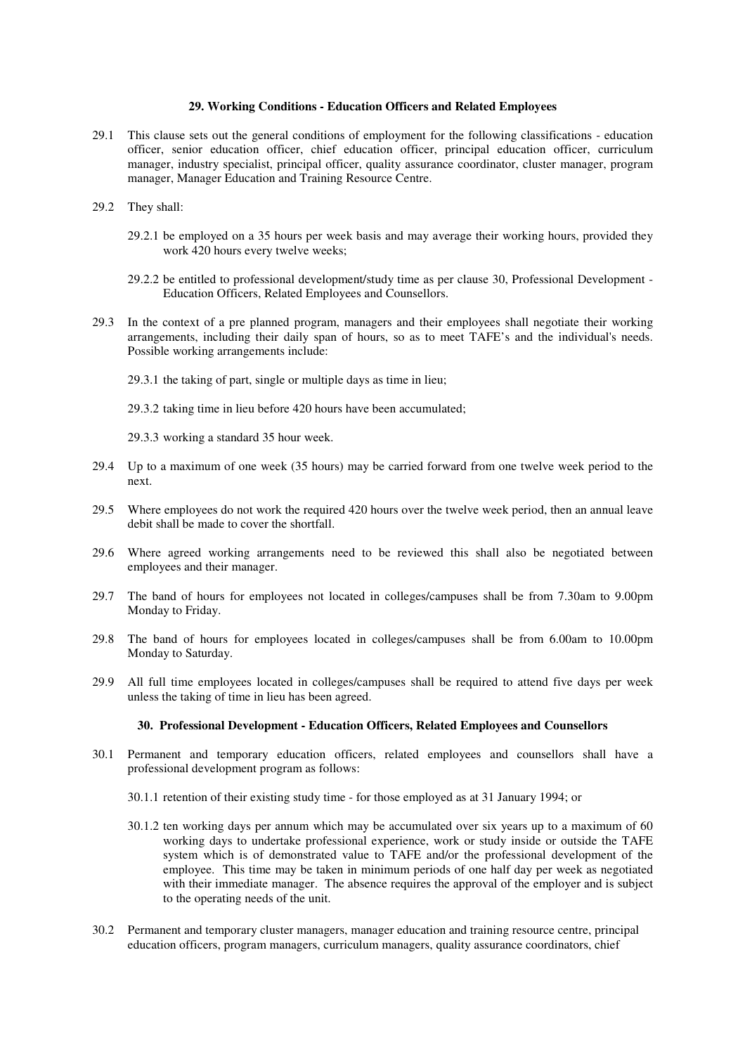### 29. Working Conditions - Education Officers and Related Employees

29.1 This clause sets out the general conditions of employment for the following classifications - education officer, senior education officer, chief education officer, principal education officer, curriculum manager, industry specialist, principal officer, quality assurance coordinator, cluster manager, program manager, Manager Education and Training Resource Centre.

29.2 They shall:

29.2.1 be employed on a 35 hours per week basis and may average their working hours, provided they work 420 hours every twelve weeks;

29.2.2 be entitled to professional development/study time as per clause 30, Professional Development - Education Officers, Related Employees and Counsellors.

29.3 In the context of a pre planned program, managers and their employees shall negotiate their working arrangements, including their daily span of hours, so as to meet TAFE's and the individual's needs. Possible working arrangements include:

29.3.1 the taking of part, single or multiple days as time in lieu;

29.3.2 taking time in lieu before 420 hours have been accumulated;

29.3.3 working a standard 35 hour week.

29.4 Up to a maximum of one week (35 hours) may be carried forward from one twelve week period to the next.

29.5 Where employees do not work the required 420 hours over the twelve week period, then an annual leave debit shall be made to cover the shortfall.

29.6 Where agreed working arrangements need to be reviewed this shall also be negotiated between employees and their manager.

29.7 The band of hours for employees not located in colleges/campuses shall be from 7.30am to 9.00pm Monday to Friday.

29.8 The band of hours for employees located in colleges/campuses shall be from 6.00am to 10.00pm Monday to Saturday.

29.9 All full time employees located in colleges/campuses shall be required to attend five days per week unless the taking of time in lieu has been agreed.

### 30. Professional Development - Education Officers, Related Employees and Counsellors

30.1 Permanent and temporary education officers, related employees and counsellors shall have a professional development program as follows:

30.1.1 retention of their existing study time - for those employed as at 31 January 1994; or

30.1.2 ten working days per annum which may be accumulated over six years up to a maximum of 60 working days to undertake professional experience, work or study inside or outside the TAFE system which is of demonstrated value to TAFE and/or the professional development of the employee. This time may be taken in minimum periods of one half day per week as negotiated with their immediate manager. The absence requires the approval of the employer and is subject to the operating needs of the unit.

30.2 Permanent and temporary cluster managers, manager education and training resource centre, principal education officers, program managers, curriculum managers, quality assurance coordinators, chief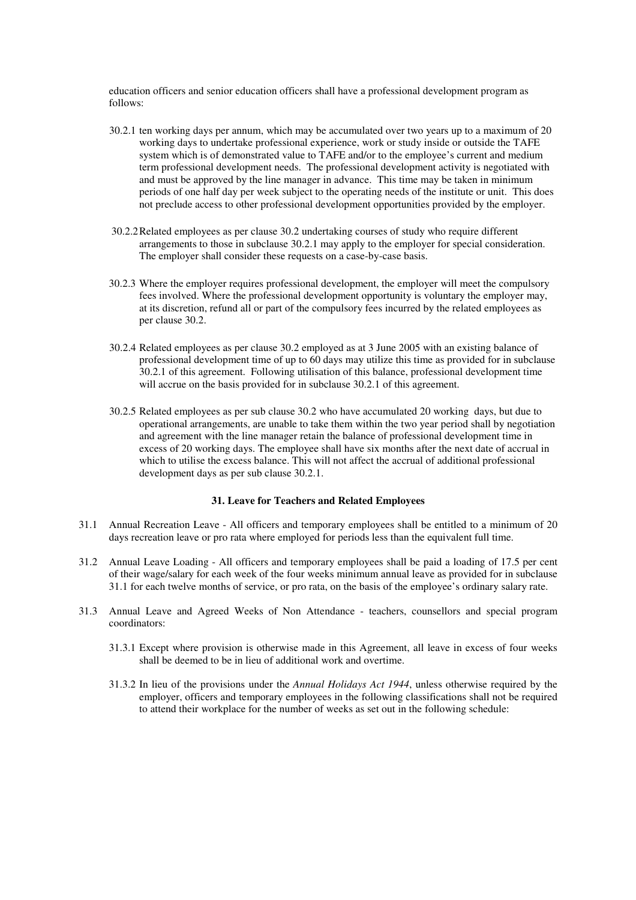education officers and senior education officers shall have a professional development program as follows:

30.2.1 ten working days per annum, which may be accumulated over two years up to a maximum of 20 working days to undertake professional experience, work or study inside or outside the TAFE system which is of demonstrated value to TAFE and/or to the employee's current and medium term professional development needs. The professional development activity is negotiated with and must be approved by the line manager in advance. This time may be taken in minimum periods of one half day per week subject to the operating needs of the institute or unit. This does not preclude access to other professional development opportunities provided by the employer.

30.2.2 Related employees as per clause 30.2 undertaking courses of study who require different arrangements to those in subclause 30.2.1 may apply to the employer for special consideration. The employer shall consider these requests on a case-by-case basis.

30.2.3 Where the employer requires professional development, the employer will meet the compulsory fees involved. Where the professional development opportunity is voluntary the employer may, at its discretion, refund all or part of the compulsory fees incurred by the related employees as per clause 30.2.

30.2.4 Related employees as per clause 30.2 employed as at 3 June 2005 with an existing balance of professional development time of up to 60 days may utilize this time as provided for in subclause 30.2.1 of this agreement. Following utilisation of this balance, professional development time will accrue on the basis provided for in subclause 30.2.1 of this agreement.

30.2.5 Related employees as per sub clause 30.2 who have accumulated 20 working days, but due to operational arrangements, are unable to take them within the two year period shall by negotiation and agreement with the line manager retain the balance of professional development time in excess of 20 working days. The employee shall have six months after the next date of accrual in which to utilise the excess balance. This will not affect the accrual of additional professional development days as per sub clause 30.2.1.

### 31. Leave for Teachers and Related Employees

31.1 Annual Recreation Leave - All officers and temporary employees shall be entitled to a minimum of 20 days recreation leave or pro rata where employed for periods less than the equivalent full time.

31.2 Annual Leave Loading - All officers and temporary employees shall be paid a loading of 17.5 per cent of their wage/salary for each week of the four weeks minimum annual leave as provided for in subclause 31.1 for each twelve months of service, or pro rata, on the basis of the employee's ordinary salary rate.

31.3 Annual Leave and Agreed Weeks of Non Attendance - teachers, counsellors and special program coordinators:

31.3.1 Except where provision is otherwise made in this Agreement, all leave in excess of four weeks shall be deemed to be in lieu of additional work and overtime.

31.3.2 In lieu of the provisions under the *Annual Holidays Act 1944*, unless otherwise required by the employer, officers and temporary employees in the following classifications shall not be required to attend their workplace for the number of weeks as set out in the following schedule: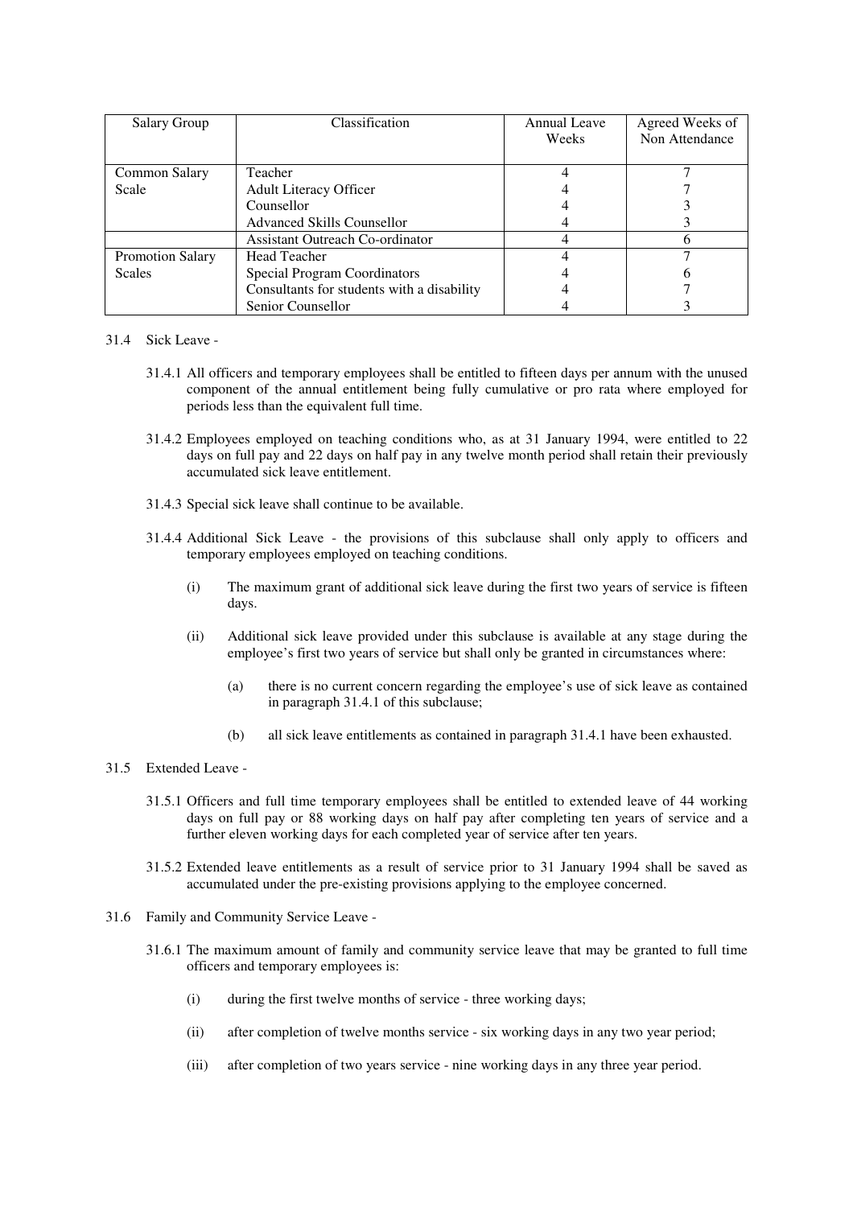| Salary Group | Classification | Annual Leave Weeks | Agreed Weeks of Non Attendance |
|---|---|---|---|
| Common Salary Scale | Teacher | 4 | 7 |
| | Adult Literacy Officer | 4 | 7 |
| | Counsellor | 4 | 3 |
| | Advanced Skills Counsellor | 4 | 3 |
| | Assistant Outreach Co-ordinator | 4 | 6 |
| Promotion Salary Scales | Head Teacher | 4 | 7 |
| | Special Program Coordinators | 4 | 6 |
| | Consultants for students with a disability | 4 | 7 |
| | Senior Counsellor | 4 | 3 |

31.4 Sick Leave -

31.4.1 All officers and temporary employees shall be entitled to fifteen days per annum with the unused component of the annual entitlement being fully cumulative or pro rata where employed for periods less than the equivalent full time.

31.4.2 Employees employed on teaching conditions who, as at 31 January 1994, were entitled to 22 days on full pay and 22 days on half pay in any twelve month period shall retain their previously accumulated sick leave entitlement.

31.4.3 Special sick leave shall continue to be available.

31.4.4 Additional Sick Leave - the provisions of this subclause shall only apply to officers and temporary employees employed on teaching conditions.

(i) The maximum grant of additional sick leave during the first two years of service is fifteen days.

(ii) Additional sick leave provided under this subclause is available at any stage during the employee's first two years of service but shall only be granted in circumstances where:

(a) there is no current concern regarding the employee's use of sick leave as contained in paragraph 31.4.1 of this subclause;

(b) all sick leave entitlements as contained in paragraph 31.4.1 have been exhausted.

31.5 Extended Leave -

31.5.1 Officers and full time temporary employees shall be entitled to extended leave of 44 working days on full pay or 88 working days on half pay after completing ten years of service and a further eleven working days for each completed year of service after ten years.

31.5.2 Extended leave entitlements as a result of service prior to 31 January 1994 shall be saved as accumulated under the pre-existing provisions applying to the employee concerned.

31.6 Family and Community Service Leave -

31.6.1 The maximum amount of family and community service leave that may be granted to full time officers and temporary employees is:

(i) during the first twelve months of service - three working days;

(ii) after completion of twelve months service - six working days in any two year period;

(iii) after completion of two years service - nine working days in any three year period.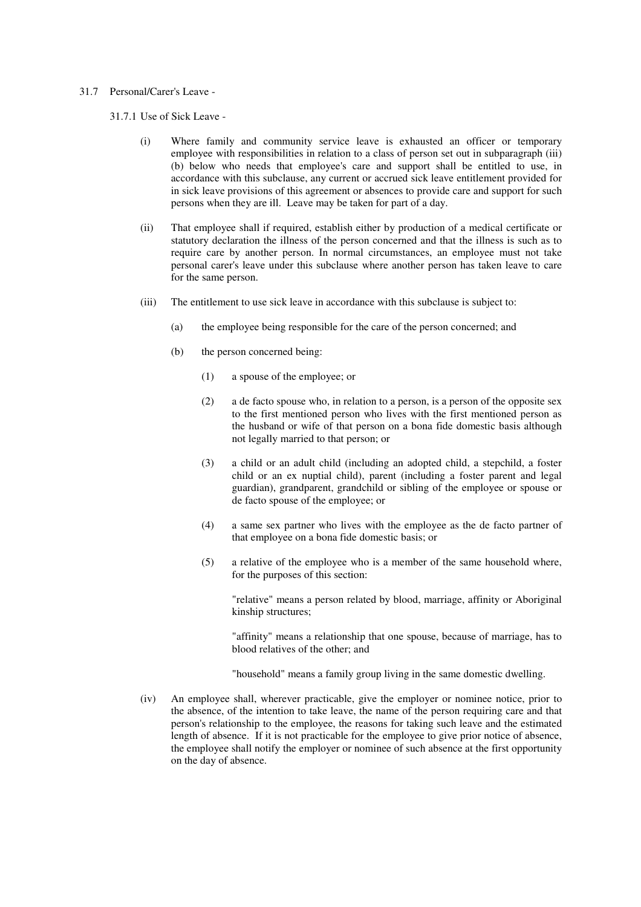31.7 Personal/Carer's Leave -

31.7.1 Use of Sick Leave -

(i) Where family and community service leave is exhausted an officer or temporary employee with responsibilities in relation to a class of person set out in subparagraph (iii) (b) below who needs that employee's care and support shall be entitled to use, in accordance with this subclause, any current or accrued sick leave entitlement provided for in sick leave provisions of this agreement or absences to provide care and support for such persons when they are ill. Leave may be taken for part of a day.

(ii) That employee shall if required, establish either by production of a medical certificate or statutory declaration the illness of the person concerned and that the illness is such as to require care by another person. In normal circumstances, an employee must not take personal carer's leave under this subclause where another person has taken leave to care for the same person.

(iii) The entitlement to use sick leave in accordance with this subclause is subject to:

(a) the employee being responsible for the care of the person concerned; and

(b) the person concerned being:

(1) a spouse of the employee; or

(2) a de facto spouse who, in relation to a person, is a person of the opposite sex to the first mentioned person who lives with the first mentioned person as the husband or wife of that person on a bona fide domestic basis although not legally married to that person; or

(3) a child or an adult child (including an adopted child, a stepchild, a foster child or an ex nuptial child), parent (including a foster parent and legal guardian), grandparent, grandchild or sibling of the employee or spouse or de facto spouse of the employee; or

(4) a same sex partner who lives with the employee as the de facto partner of that employee on a bona fide domestic basis; or

(5) a relative of the employee who is a member of the same household where, for the purposes of this section:

"relative" means a person related by blood, marriage, affinity or Aboriginal kinship structures;

"affinity" means a relationship that one spouse, because of marriage, has to blood relatives of the other; and

"household" means a family group living in the same domestic dwelling.

(iv) An employee shall, wherever practicable, give the employer or nominee notice, prior to the absence, of the intention to take leave, the name of the person requiring care and that person's relationship to the employee, the reasons for taking such leave and the estimated length of absence. If it is not practicable for the employee to give prior notice of absence, the employee shall notify the employer or nominee of such absence at the first opportunity on the day of absence.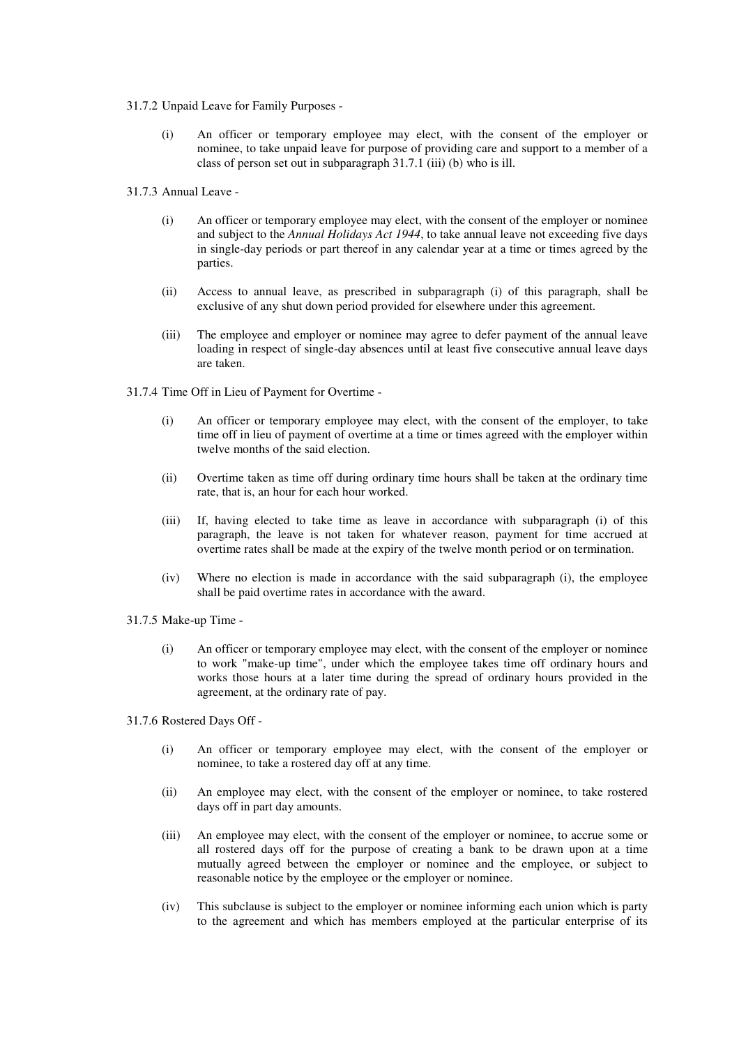31.7.2 Unpaid Leave for Family Purposes -

(i) An officer or temporary employee may elect, with the consent of the employer or nominee, to take unpaid leave for purpose of providing care and support to a member of a class of person set out in subparagraph 31.7.1 (iii) (b) who is ill.

31.7.3 Annual Leave -

(i) An officer or temporary employee may elect, with the consent of the employer or nominee and subject to the *Annual Holidays Act 1944*, to take annual leave not exceeding five days in single-day periods or part thereof in any calendar year at a time or times agreed by the parties.

(ii) Access to annual leave, as prescribed in subparagraph (i) of this paragraph, shall be exclusive of any shut down period provided for elsewhere under this agreement.

(iii) The employee and employer or nominee may agree to defer payment of the annual leave loading in respect of single-day absences until at least five consecutive annual leave days are taken.

31.7.4 Time Off in Lieu of Payment for Overtime -

(i) An officer or temporary employee may elect, with the consent of the employer, to take time off in lieu of payment of overtime at a time or times agreed with the employer within twelve months of the said election.

(ii) Overtime taken as time off during ordinary time hours shall be taken at the ordinary time rate, that is, an hour for each hour worked.

(iii) If, having elected to take time as leave in accordance with subparagraph (i) of this paragraph, the leave is not taken for whatever reason, payment for time accrued at overtime rates shall be made at the expiry of the twelve month period or on termination.

(iv) Where no election is made in accordance with the said subparagraph (i), the employee shall be paid overtime rates in accordance with the award.

31.7.5 Make-up Time -

(i) An officer or temporary employee may elect, with the consent of the employer or nominee to work "make-up time", under which the employee takes time off ordinary hours and works those hours at a later time during the spread of ordinary hours provided in the agreement, at the ordinary rate of pay.

31.7.6 Rostered Days Off -

(i) An officer or temporary employee may elect, with the consent of the employer or nominee, to take a rostered day off at any time.

(ii) An employee may elect, with the consent of the employer or nominee, to take rostered days off in part day amounts.

(iii) An employee may elect, with the consent of the employer or nominee, to accrue some or all rostered days off for the purpose of creating a bank to be drawn upon at a time mutually agreed between the employer or nominee and the employee, or subject to reasonable notice by the employee or the employer or nominee.

(iv) This subclause is subject to the employer or nominee informing each union which is party to the agreement and which has members employed at the particular enterprise of its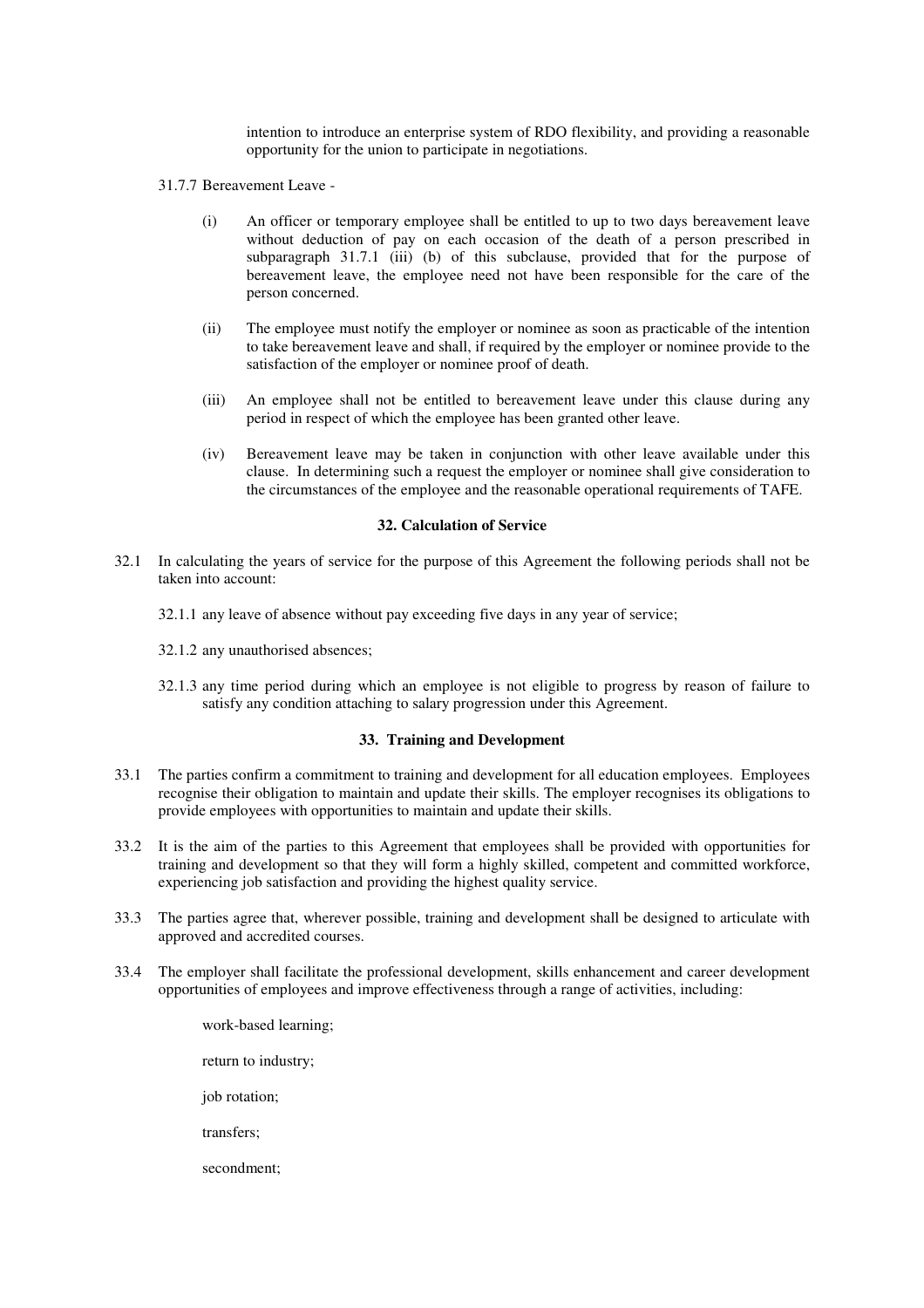intention to introduce an enterprise system of RDO flexibility, and providing a reasonable opportunity for the union to participate in negotiations.

31.7.7 Bereavement Leave -

(i) An officer or temporary employee shall be entitled to up to two days bereavement leave without deduction of pay on each occasion of the death of a person prescribed in subparagraph 31.7.1 (iii) (b) of this subclause, provided that for the purpose of bereavement leave, the employee need not have been responsible for the care of the person concerned.

(ii) The employee must notify the employer or nominee as soon as practicable of the intention to take bereavement leave and shall, if required by the employer or nominee provide to the satisfaction of the employer or nominee proof of death.

(iii) An employee shall not be entitled to bereavement leave under this clause during any period in respect of which the employee has been granted other leave.

(iv) Bereavement leave may be taken in conjunction with other leave available under this clause. In determining such a request the employer or nominee shall give consideration to the circumstances of the employee and the reasonable operational requirements of TAFE.

## 32. Calculation of Service

32.1 In calculating the years of service for the purpose of this Agreement the following periods shall not be taken into account:

32.1.1 any leave of absence without pay exceeding five days in any year of service;

32.1.2 any unauthorised absences;

32.1.3 any time period during which an employee is not eligible to progress by reason of failure to satisfy any condition attaching to salary progression under this Agreement.

## 33. Training and Development

33.1 The parties confirm a commitment to training and development for all education employees. Employees recognise their obligation to maintain and update their skills. The employer recognises its obligations to provide employees with opportunities to maintain and update their skills.

33.2 It is the aim of the parties to this Agreement that employees shall be provided with opportunities for training and development so that they will form a highly skilled, competent and committed workforce, experiencing job satisfaction and providing the highest quality service.

33.3 The parties agree that, wherever possible, training and development shall be designed to articulate with approved and accredited courses.

33.4 The employer shall facilitate the professional development, skills enhancement and career development opportunities of employees and improve effectiveness through a range of activities, including:

work-based learning;

return to industry;

job rotation;

transfers;

secondment;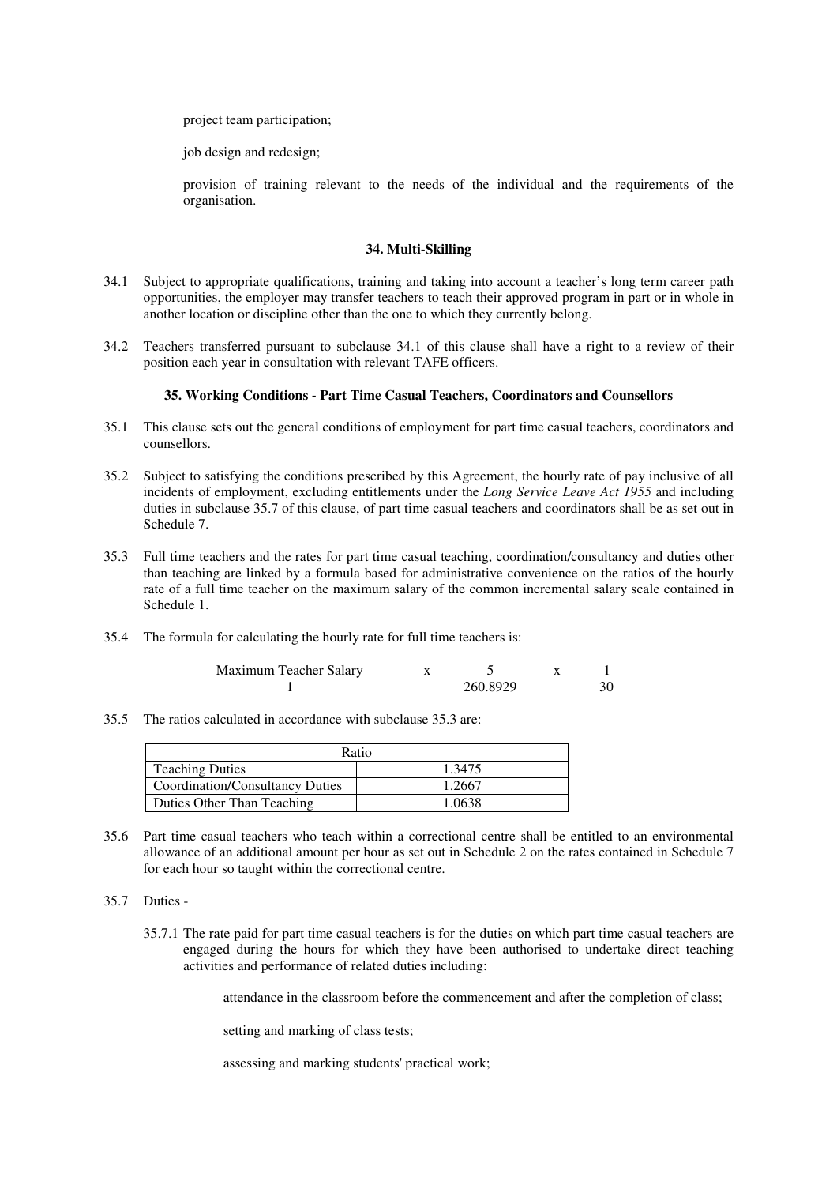project team participation;

job design and redesign;

provision of training relevant to the needs of the individual and the requirements of the organisation.

### 34. Multi-Skilling

34.1 Subject to appropriate qualifications, training and taking into account a teacher's long term career path opportunities, the employer may transfer teachers to teach their approved program in part or in whole in another location or discipline other than the one to which they currently belong.

34.2 Teachers transferred pursuant to subclause 34.1 of this clause shall have a right to a review of their position each year in consultation with relevant TAFE officers.

### 35. Working Conditions - Part Time Casual Teachers, Coordinators and Counsellors

35.1 This clause sets out the general conditions of employment for part time casual teachers, coordinators and counsellors.

35.2 Subject to satisfying the conditions prescribed by this Agreement, the hourly rate of pay inclusive of all incidents of employment, excluding entitlements under the *Long Service Leave Act 1955* and including duties in subclause 35.7 of this clause, of part time casual teachers and coordinators shall be as set out in Schedule 7.

35.3 Full time teachers and the rates for part time casual teaching, coordination/consultancy and duties other than teaching are linked by a formula based for administrative convenience on the ratios of the hourly rate of a full time teacher on the maximum salary of the common incremental salary scale contained in Schedule 1.

35.4 The formula for calculating the hourly rate for full time teachers is:

$$\frac{\text{Maximum Teacher Salary}}{1} \quad \text{x} \quad \frac{5}{260.8929} \quad \text{x} \quad \frac{1}{30}$$

35.5 The ratios calculated in accordance with subclause 35.3 are:

| Ratio | |
|---|---|
| Teaching Duties | 1.3475 |
| Coordination/Consultancy Duties | 1.2667 |
| Duties Other Than Teaching | 1.0638 |

35.6 Part time casual teachers who teach within a correctional centre shall be entitled to an environmental allowance of an additional amount per hour as set out in Schedule 2 on the rates contained in Schedule 7 for each hour so taught within the correctional centre.

35.7 Duties -

35.7.1 The rate paid for part time casual teachers is for the duties on which part time casual teachers are engaged during the hours for which they have been authorised to undertake direct teaching activities and performance of related duties including:

attendance in the classroom before the commencement and after the completion of class;

setting and marking of class tests;

assessing and marking students' practical work;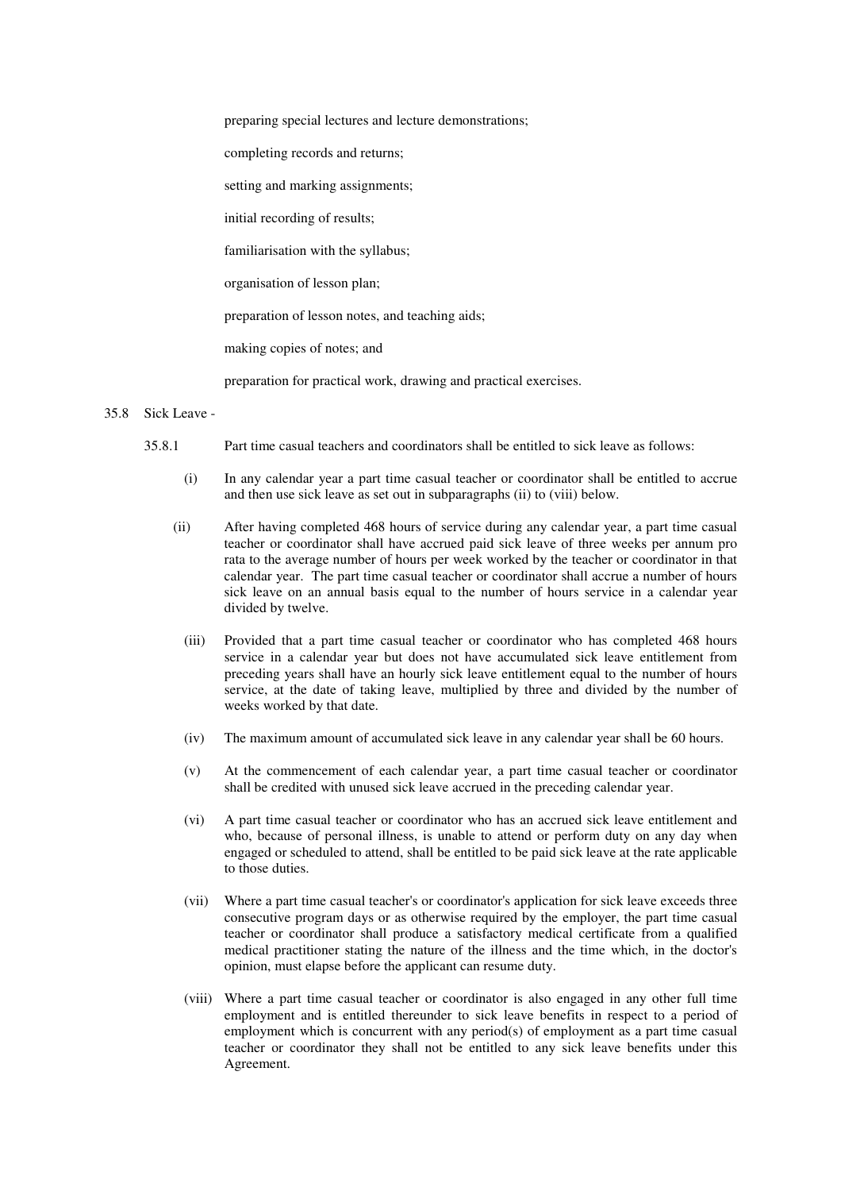preparing special lectures and lecture demonstrations;

completing records and returns;

setting and marking assignments;

initial recording of results;

familiarisation with the syllabus;

organisation of lesson plan;

preparation of lesson notes, and teaching aids;

making copies of notes; and

preparation for practical work, drawing and practical exercises.

35.8 Sick Leave -

35.8.1 Part time casual teachers and coordinators shall be entitled to sick leave as follows:

(i) In any calendar year a part time casual teacher or coordinator shall be entitled to accrue and then use sick leave as set out in subparagraphs (ii) to (viii) below.

(ii) After having completed 468 hours of service during any calendar year, a part time casual teacher or coordinator shall have accrued paid sick leave of three weeks per annum pro rata to the average number of hours per week worked by the teacher or coordinator in that calendar year. The part time casual teacher or coordinator shall accrue a number of hours sick leave on an annual basis equal to the number of hours service in a calendar year divided by twelve.

(iii) Provided that a part time casual teacher or coordinator who has completed 468 hours service in a calendar year but does not have accumulated sick leave entitlement from preceding years shall have an hourly sick leave entitlement equal to the number of hours service, at the date of taking leave, multiplied by three and divided by the number of weeks worked by that date.

(iv) The maximum amount of accumulated sick leave in any calendar year shall be 60 hours.

(v) At the commencement of each calendar year, a part time casual teacher or coordinator shall be credited with unused sick leave accrued in the preceding calendar year.

(vi) A part time casual teacher or coordinator who has an accrued sick leave entitlement and who, because of personal illness, is unable to attend or perform duty on any day when engaged or scheduled to attend, shall be entitled to be paid sick leave at the rate applicable to those duties.

(vii) Where a part time casual teacher's or coordinator's application for sick leave exceeds three consecutive program days or as otherwise required by the employer, the part time casual teacher or coordinator shall produce a satisfactory medical certificate from a qualified medical practitioner stating the nature of the illness and the time which, in the doctor's opinion, must elapse before the applicant can resume duty.

(viii) Where a part time casual teacher or coordinator is also engaged in any other full time employment and is entitled thereunder to sick leave benefits in respect to a period of employment which is concurrent with any period(s) of employment as a part time casual teacher or coordinator they shall not be entitled to any sick leave benefits under this Agreement.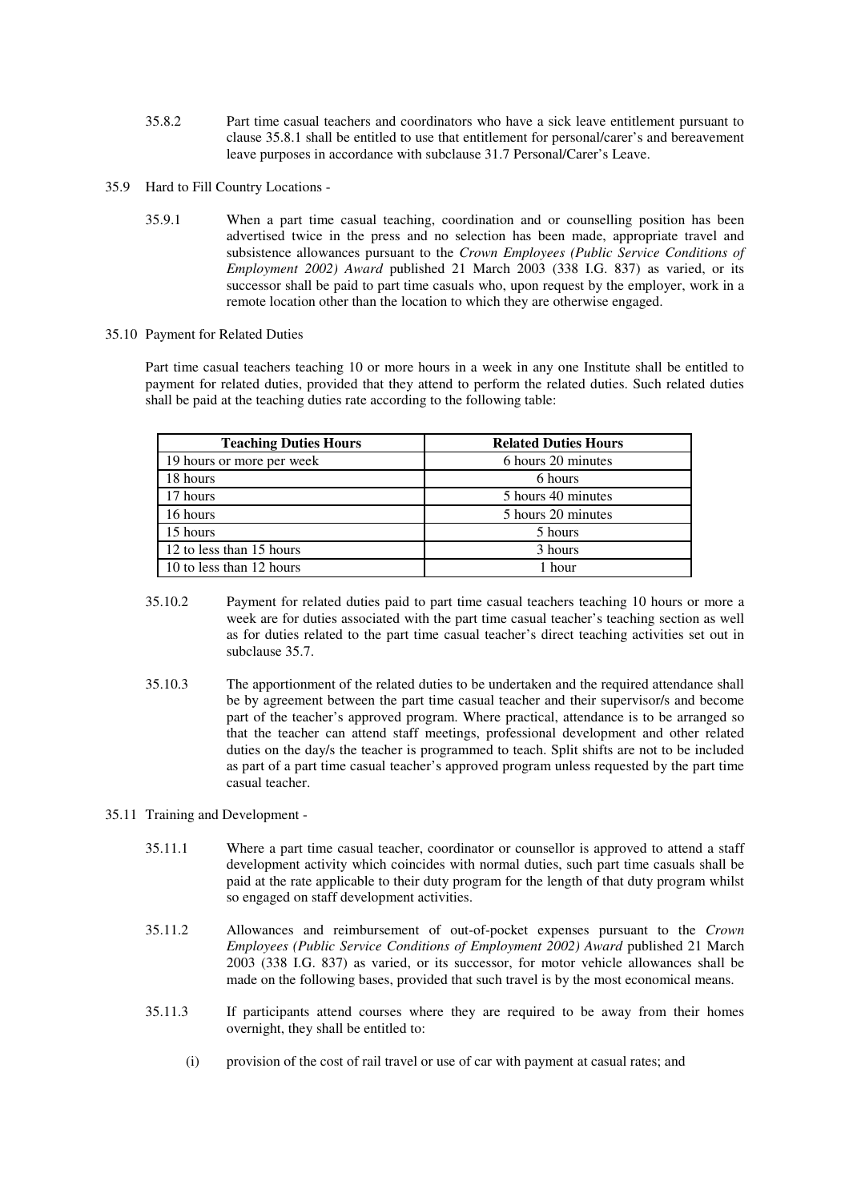35.8.2 Part time casual teachers and coordinators who have a sick leave entitlement pursuant to clause 35.8.1 shall be entitled to use that entitlement for personal/carer's and bereavement leave purposes in accordance with subclause 31.7 Personal/Carer's Leave.

35.9 Hard to Fill Country Locations -

35.9.1 When a part time casual teaching, coordination and or counselling position has been advertised twice in the press and no selection has been made, appropriate travel and subsistence allowances pursuant to the *Crown Employees (Public Service Conditions of Employment 2002) Award* published 21 March 2003 (338 I.G. 837) as varied, or its successor shall be paid to part time casuals who, upon request by the employer, work in a remote location other than the location to which they are otherwise engaged.

35.10 Payment for Related Duties

Part time casual teachers teaching 10 or more hours in a week in any one Institute shall be entitled to payment for related duties, provided that they attend to perform the related duties. Such related duties shall be paid at the teaching duties rate according to the following table:

| Teaching Duties Hours | Related Duties Hours |
|---|---|
| 19 hours or more per week | 6 hours 20 minutes |
| 18 hours | 6 hours |
| 17 hours | 5 hours 40 minutes |
| 16 hours | 5 hours 20 minutes |
| 15 hours | 5 hours |
| 12 to less than 15 hours | 3 hours |
| 10 to less than 12 hours | 1 hour |

35.10.2 Payment for related duties paid to part time casual teachers teaching 10 hours or more a week are for duties associated with the part time casual teacher's teaching section as well as for duties related to the part time casual teacher's direct teaching activities set out in subclause 35.7.

35.10.3 The apportionment of the related duties to be undertaken and the required attendance shall be by agreement between the part time casual teacher and their supervisor/s and become part of the teacher's approved program. Where practical, attendance is to be arranged so that the teacher can attend staff meetings, professional development and other related duties on the day/s the teacher is programmed to teach. Split shifts are not to be included as part of a part time casual teacher's approved program unless requested by the part time casual teacher.

35.11 Training and Development -

35.11.1 Where a part time casual teacher, coordinator or counsellor is approved to attend a staff development activity which coincides with normal duties, such part time casuals shall be paid at the rate applicable to their duty program for the length of that duty program whilst so engaged on staff development activities.

35.11.2 Allowances and reimbursement of out-of-pocket expenses pursuant to the *Crown Employees (Public Service Conditions of Employment 2002) Award* published 21 March 2003 (338 I.G. 837) as varied, or its successor, for motor vehicle allowances shall be made on the following bases, provided that such travel is by the most economical means.

35.11.3 If participants attend courses where they are required to be away from their homes overnight, they shall be entitled to:

(i) provision of the cost of rail travel or use of car with payment at casual rates; and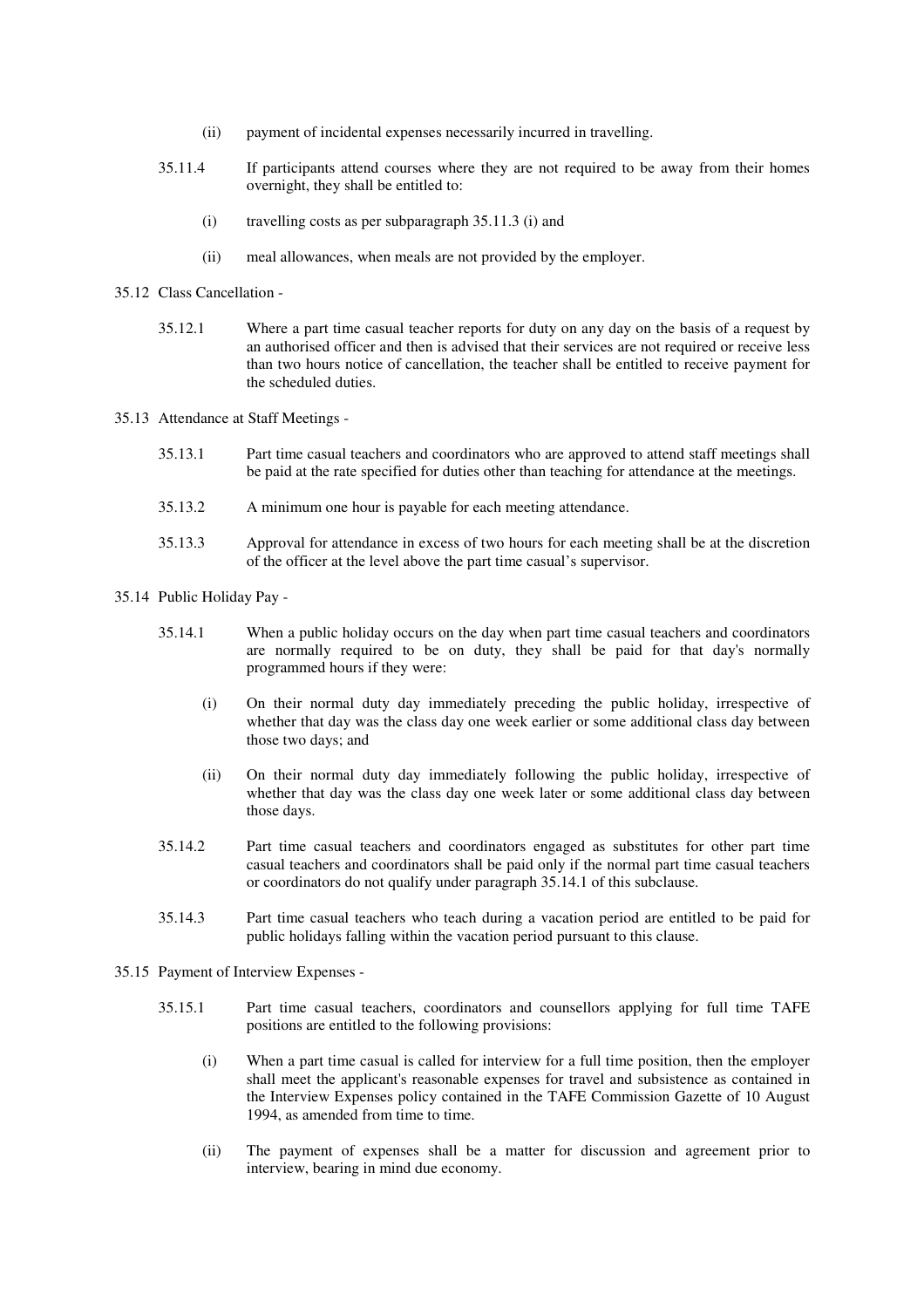(ii) payment of incidental expenses necessarily incurred in travelling.

35.11.4 If participants attend courses where they are not required to be away from their homes overnight, they shall be entitled to:

(i) travelling costs as per subparagraph 35.11.3 (i) and

(ii) meal allowances, when meals are not provided by the employer.

35.12 Class Cancellation -

35.12.1 Where a part time casual teacher reports for duty on any day on the basis of a request by an authorised officer and then is advised that their services are not required or receive less than two hours notice of cancellation, the teacher shall be entitled to receive payment for the scheduled duties.

35.13 Attendance at Staff Meetings -

35.13.1 Part time casual teachers and coordinators who are approved to attend staff meetings shall be paid at the rate specified for duties other than teaching for attendance at the meetings.

35.13.2 A minimum one hour is payable for each meeting attendance.

35.13.3 Approval for attendance in excess of two hours for each meeting shall be at the discretion of the officer at the level above the part time casual's supervisor.

35.14 Public Holiday Pay -

35.14.1 When a public holiday occurs on the day when part time casual teachers and coordinators are normally required to be on duty, they shall be paid for that day's normally programmed hours if they were:

(i) On their normal duty day immediately preceding the public holiday, irrespective of whether that day was the class day one week earlier or some additional class day between those two days; and

(ii) On their normal duty day immediately following the public holiday, irrespective of whether that day was the class day one week later or some additional class day between those days.

35.14.2 Part time casual teachers and coordinators engaged as substitutes for other part time casual teachers and coordinators shall be paid only if the normal part time casual teachers or coordinators do not qualify under paragraph 35.14.1 of this subclause.

35.14.3 Part time casual teachers who teach during a vacation period are entitled to be paid for public holidays falling within the vacation period pursuant to this clause.

35.15 Payment of Interview Expenses -

35.15.1 Part time casual teachers, coordinators and counsellors applying for full time TAFE positions are entitled to the following provisions:

(i) When a part time casual is called for interview for a full time position, then the employer shall meet the applicant's reasonable expenses for travel and subsistence as contained in the Interview Expenses policy contained in the TAFE Commission Gazette of 10 August 1994, as amended from time to time.

(ii) The payment of expenses shall be a matter for discussion and agreement prior to interview, bearing in mind due economy.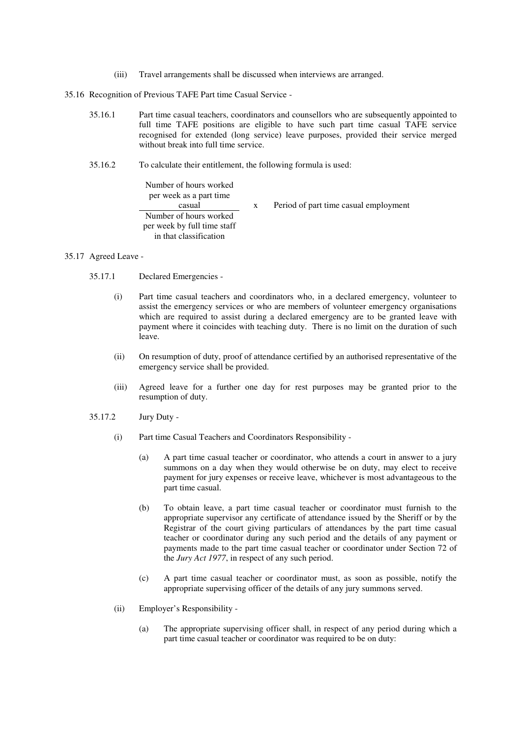(iii) Travel arrangements shall be discussed when interviews are arranged.

35.16 Recognition of Previous TAFE Part time Casual Service -

35.16.1 Part time casual teachers, coordinators and counsellors who are subsequently appointed to full time TAFE positions are eligible to have such part time casual TAFE service recognised for extended (long service) leave purposes, provided their service merged without break into full time service.

35.16.2 To calculate their entitlement, the following formula is used:

$$\frac{\text{Number of hours worked per week as a part time casual}}{\text{Number of hours worked per week by full time staff in that classification}} \times \text{Period of part time casual employment}$$

35.17 Agreed Leave -

35.17.1 Declared Emergencies -

(i) Part time casual teachers and coordinators who, in a declared emergency, volunteer to assist the emergency services or who are members of volunteer emergency organisations which are required to assist during a declared emergency are to be granted leave with payment where it coincides with teaching duty. There is no limit on the duration of such leave.

(ii) On resumption of duty, proof of attendance certified by an authorised representative of the emergency service shall be provided.

(iii) Agreed leave for a further one day for rest purposes may be granted prior to the resumption of duty.

35.17.2 Jury Duty -

(i) Part time Casual Teachers and Coordinators Responsibility -

(a) A part time casual teacher or coordinator, who attends a court in answer to a jury summons on a day when they would otherwise be on duty, may elect to receive payment for jury expenses or receive leave, whichever is most advantageous to the part time casual.

(b) To obtain leave, a part time casual teacher or coordinator must furnish to the appropriate supervisor any certificate of attendance issued by the Sheriff or by the Registrar of the court giving particulars of attendances by the part time casual teacher or coordinator during any such period and the details of any payment or payments made to the part time casual teacher or coordinator under Section 72 of the *Jury Act 1977*, in respect of any such period.

(c) A part time casual teacher or coordinator must, as soon as possible, notify the appropriate supervising officer of the details of any jury summons served.

(ii) Employer's Responsibility -

(a) The appropriate supervising officer shall, in respect of any period during which a part time casual teacher or coordinator was required to be on duty: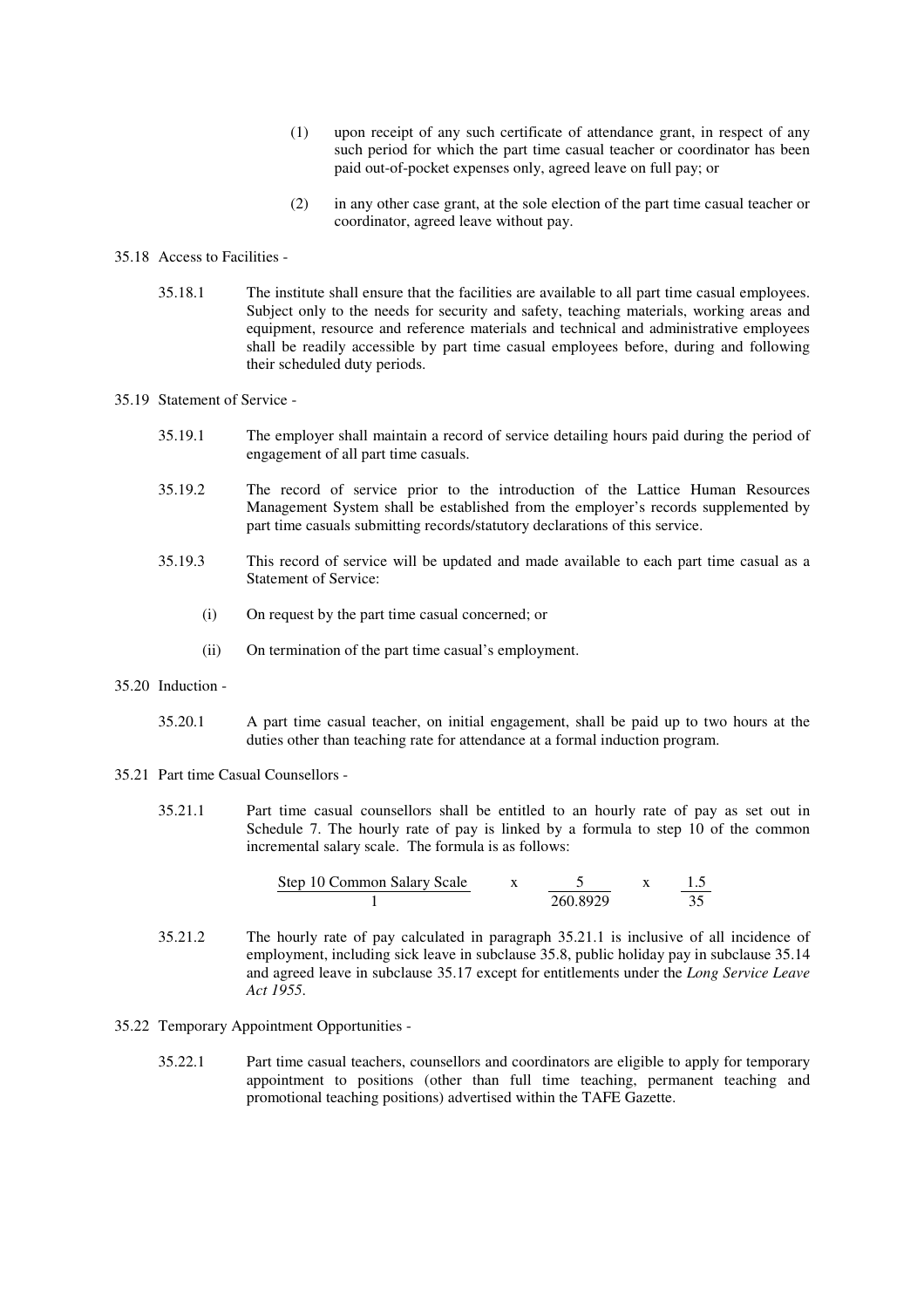(1) upon receipt of any such certificate of attendance grant, in respect of any such period for which the part time casual teacher or coordinator has been paid out-of-pocket expenses only, agreed leave on full pay; or

(2) in any other case grant, at the sole election of the part time casual teacher or coordinator, agreed leave without pay.

35.18 Access to Facilities -

35.18.1 The institute shall ensure that the facilities are available to all part time casual employees. Subject only to the needs for security and safety, teaching materials, working areas and equipment, resource and reference materials and technical and administrative employees shall be readily accessible by part time casual employees before, during and following their scheduled duty periods.

35.19 Statement of Service -

35.19.1 The employer shall maintain a record of service detailing hours paid during the period of engagement of all part time casuals.

35.19.2 The record of service prior to the introduction of the Lattice Human Resources Management System shall be established from the employer's records supplemented by part time casuals submitting records/statutory declarations of this service.

35.19.3 This record of service will be updated and made available to each part time casual as a Statement of Service:

(i) On request by the part time casual concerned; or

(ii) On termination of the part time casual's employment.

35.20 Induction -

35.20.1 A part time casual teacher, on initial engagement, shall be paid up to two hours at the duties other than teaching rate for attendance at a formal induction program.

35.21 Part time Casual Counsellors -

35.21.1 Part time casual counsellors shall be entitled to an hourly rate of pay as set out in Schedule 7. The hourly rate of pay is linked by a formula to step 10 of the common incremental salary scale. The formula is as follows:

$$\frac{\text{Step 10 Common Salary Scale}}{1} \times \frac{5}{260.8929} \times \frac{1.5}{35}$$

35.21.2 The hourly rate of pay calculated in paragraph 35.21.1 is inclusive of all incidence of employment, including sick leave in subclause 35.8, public holiday pay in subclause 35.14 and agreed leave in subclause 35.17 except for entitlements under the *Long Service Leave Act 1955*.

35.22 Temporary Appointment Opportunities -

35.22.1 Part time casual teachers, counsellors and coordinators are eligible to apply for temporary appointment to positions (other than full time teaching, permanent teaching and promotional teaching positions) advertised within the TAFE Gazette.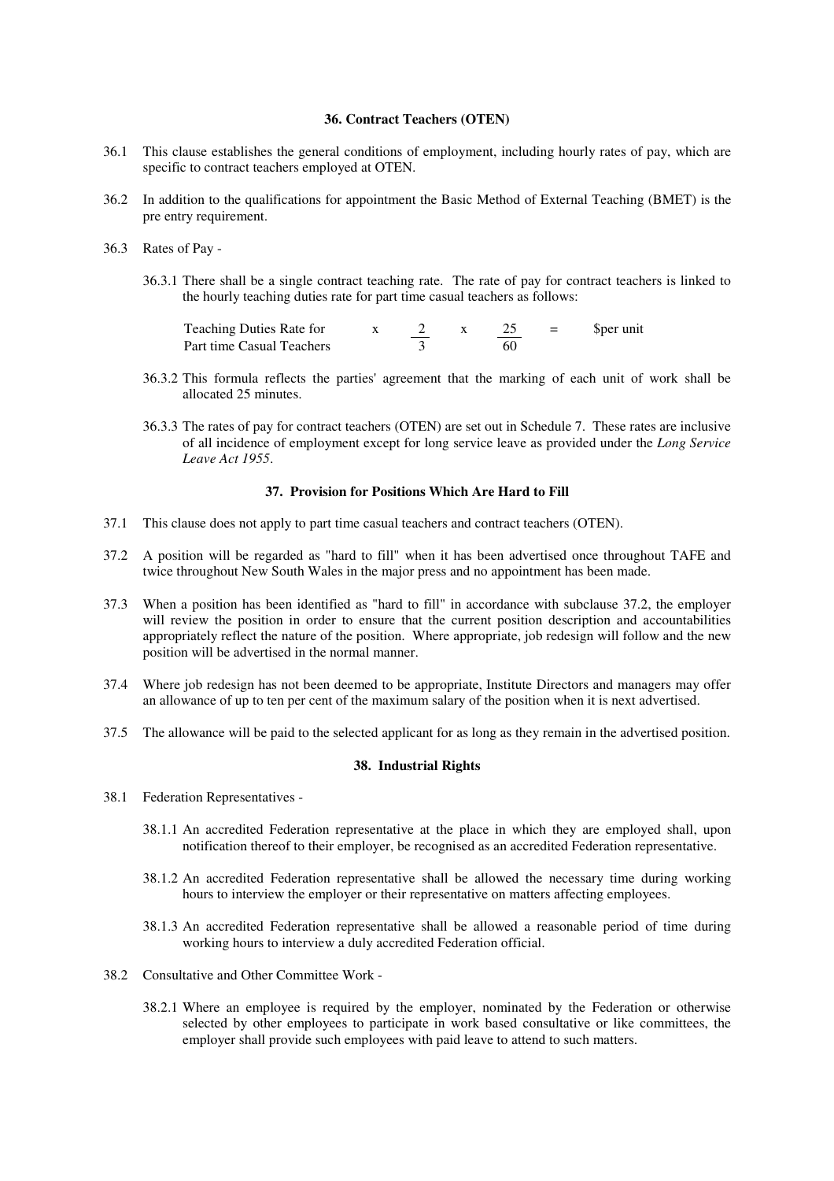### 36. Contract Teachers (OTEN)

36.1 This clause establishes the general conditions of employment, including hourly rates of pay, which are specific to contract teachers employed at OTEN.

36.2 In addition to the qualifications for appointment the Basic Method of External Teaching (BMET) is the pre entry requirement.

36.3 Rates of Pay -

36.3.1 There shall be a single contract teaching rate. The rate of pay for contract teachers is linked to the hourly teaching duties rate for part time casual teachers as follows:

$$\text{Teaching Duties Rate for Part time Casual Teachers} \times \frac{2}{3} \times \frac{25}{60} = \text{\$per unit}$$

36.3.2 This formula reflects the parties' agreement that the marking of each unit of work shall be allocated 25 minutes.

36.3.3 The rates of pay for contract teachers (OTEN) are set out in Schedule 7. These rates are inclusive of all incidence of employment except for long service leave as provided under the *Long Service Leave Act 1955*.

### 37. Provision for Positions Which Are Hard to Fill

37.1 This clause does not apply to part time casual teachers and contract teachers (OTEN).

37.2 A position will be regarded as "hard to fill" when it has been advertised once throughout TAFE and twice throughout New South Wales in the major press and no appointment has been made.

37.3 When a position has been identified as "hard to fill" in accordance with subclause 37.2, the employer will review the position in order to ensure that the current position description and accountabilities appropriately reflect the nature of the position. Where appropriate, job redesign will follow and the new position will be advertised in the normal manner.

37.4 Where job redesign has not been deemed to be appropriate, Institute Directors and managers may offer an allowance of up to ten per cent of the maximum salary of the position when it is next advertised.

37.5 The allowance will be paid to the selected applicant for as long as they remain in the advertised position.

### 38. Industrial Rights

38.1 Federation Representatives -

38.1.1 An accredited Federation representative at the place in which they are employed shall, upon notification thereof to their employer, be recognised as an accredited Federation representative.

38.1.2 An accredited Federation representative shall be allowed the necessary time during working hours to interview the employer or their representative on matters affecting employees.

38.1.3 An accredited Federation representative shall be allowed a reasonable period of time during working hours to interview a duly accredited Federation official.

38.2 Consultative and Other Committee Work -

38.2.1 Where an employee is required by the employer, nominated by the Federation or otherwise selected by other employees to participate in work based consultative or like committees, the employer shall provide such employees with paid leave to attend to such matters.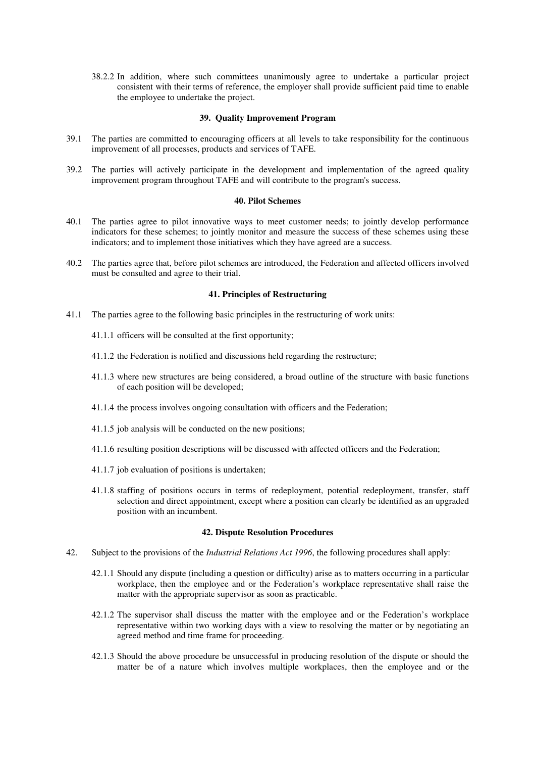38.2.2 In addition, where such committees unanimously agree to undertake a particular project consistent with their terms of reference, the employer shall provide sufficient paid time to enable the employee to undertake the project.

### 39. Quality Improvement Program

39.1 The parties are committed to encouraging officers at all levels to take responsibility for the continuous improvement of all processes, products and services of TAFE.

39.2 The parties will actively participate in the development and implementation of the agreed quality improvement program throughout TAFE and will contribute to the program's success.

### 40. Pilot Schemes

40.1 The parties agree to pilot innovative ways to meet customer needs; to jointly develop performance indicators for these schemes; to jointly monitor and measure the success of these schemes using these indicators; and to implement those initiatives which they have agreed are a success.

40.2 The parties agree that, before pilot schemes are introduced, the Federation and affected officers involved must be consulted and agree to their trial.

### 41. Principles of Restructuring

41.1 The parties agree to the following basic principles in the restructuring of work units:

41.1.1 officers will be consulted at the first opportunity;

41.1.2 the Federation is notified and discussions held regarding the restructure;

41.1.3 where new structures are being considered, a broad outline of the structure with basic functions of each position will be developed;

41.1.4 the process involves ongoing consultation with officers and the Federation;

41.1.5 job analysis will be conducted on the new positions;

41.1.6 resulting position descriptions will be discussed with affected officers and the Federation;

41.1.7 job evaluation of positions is undertaken;

41.1.8 staffing of positions occurs in terms of redeployment, potential redeployment, transfer, staff selection and direct appointment, except where a position can clearly be identified as an upgraded position with an incumbent.

### 42. Dispute Resolution Procedures

42. Subject to the provisions of the *Industrial Relations Act 1996*, the following procedures shall apply:

42.1.1 Should any dispute (including a question or difficulty) arise as to matters occurring in a particular workplace, then the employee and or the Federation's workplace representative shall raise the matter with the appropriate supervisor as soon as practicable.

42.1.2 The supervisor shall discuss the matter with the employee and or the Federation's workplace representative within two working days with a view to resolving the matter or by negotiating an agreed method and time frame for proceeding.

42.1.3 Should the above procedure be unsuccessful in producing resolution of the dispute or should the matter be of a nature which involves multiple workplaces, then the employee and or the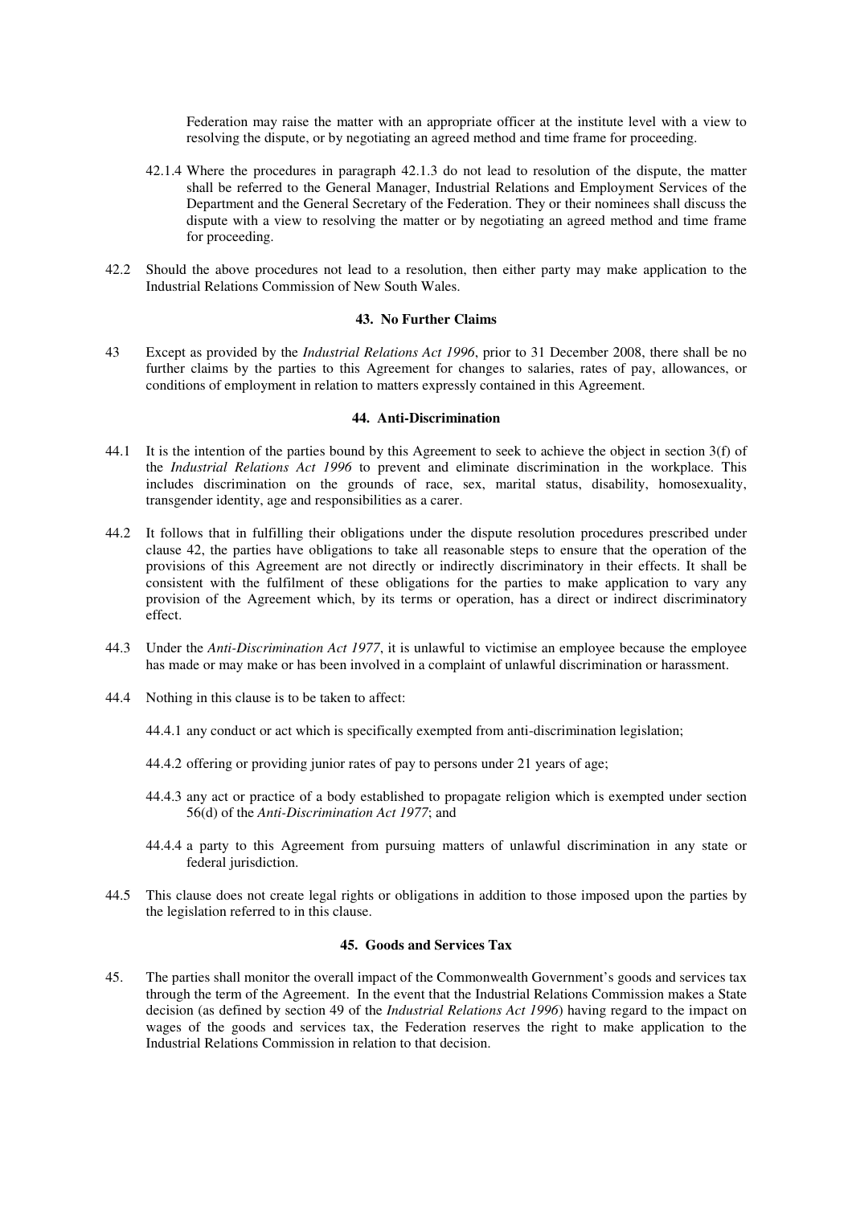Federation may raise the matter with an appropriate officer at the institute level with a view to resolving the dispute, or by negotiating an agreed method and time frame for proceeding.

42.1.4 Where the procedures in paragraph 42.1.3 do not lead to resolution of the dispute, the matter shall be referred to the General Manager, Industrial Relations and Employment Services of the Department and the General Secretary of the Federation. They or their nominees shall discuss the dispute with a view to resolving the matter or by negotiating an agreed method and time frame for proceeding.

42.2 Should the above procedures not lead to a resolution, then either party may make application to the Industrial Relations Commission of New South Wales.

### 43. No Further Claims

43 Except as provided by the *Industrial Relations Act 1996*, prior to 31 December 2008, there shall be no further claims by the parties to this Agreement for changes to salaries, rates of pay, allowances, or conditions of employment in relation to matters expressly contained in this Agreement.

### 44. Anti-Discrimination

44.1 It is the intention of the parties bound by this Agreement to seek to achieve the object in section 3(f) of the *Industrial Relations Act 1996* to prevent and eliminate discrimination in the workplace. This includes discrimination on the grounds of race, sex, marital status, disability, homosexuality, transgender identity, age and responsibilities as a carer.

44.2 It follows that in fulfilling their obligations under the dispute resolution procedures prescribed under clause 42, the parties have obligations to take all reasonable steps to ensure that the operation of the provisions of this Agreement are not directly or indirectly discriminatory in their effects. It shall be consistent with the fulfilment of these obligations for the parties to make application to vary any provision of the Agreement which, by its terms or operation, has a direct or indirect discriminatory effect.

44.3 Under the *Anti-Discrimination Act 1977*, it is unlawful to victimise an employee because the employee has made or may make or has been involved in a complaint of unlawful discrimination or harassment.

44.4 Nothing in this clause is to be taken to affect:

44.4.1 any conduct or act which is specifically exempted from anti-discrimination legislation;

44.4.2 offering or providing junior rates of pay to persons under 21 years of age;

44.4.3 any act or practice of a body established to propagate religion which is exempted under section 56(d) of the *Anti-Discrimination Act 1977*; and

44.4.4 a party to this Agreement from pursuing matters of unlawful discrimination in any state or federal jurisdiction.

44.5 This clause does not create legal rights or obligations in addition to those imposed upon the parties by the legislation referred to in this clause.

### 45. Goods and Services Tax

45. The parties shall monitor the overall impact of the Commonwealth Government's goods and services tax through the term of the Agreement. In the event that the Industrial Relations Commission makes a State decision (as defined by section 49 of the *Industrial Relations Act 1996*) having regard to the impact on wages of the goods and services tax, the Federation reserves the right to make application to the Industrial Relations Commission in relation to that decision.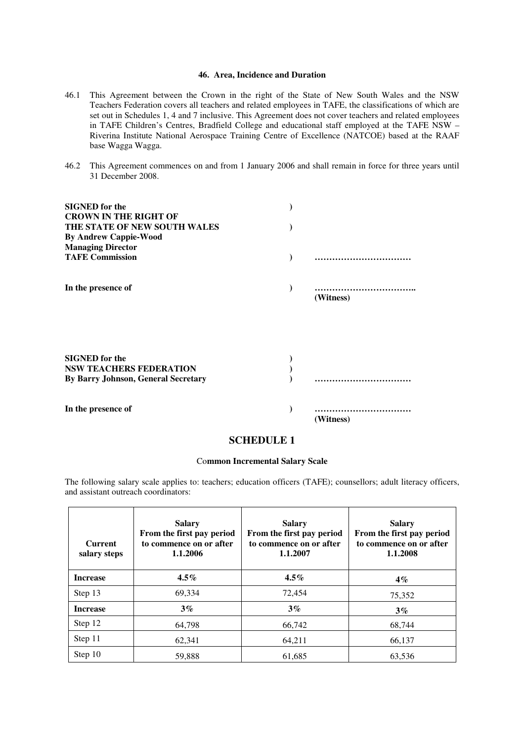#### 46. Area, Incidence and Duration

46.1 This Agreement between the Crown in the right of the State of New South Wales and the NSW Teachers Federation covers all teachers and related employees in TAFE, the classifications of which are set out in Schedules 1, 4 and 7 inclusive. This Agreement does not cover teachers and related employees in TAFE Children's Centres, Bradfield College and educational staff employed at the TAFE NSW – Riverina Institute National Aerospace Training Centre of Excellence (NATCOE) based at the RAAF base Wagga Wagga.

46.2 This Agreement commences on and from 1 January 2006 and shall remain in force for three years until 31 December 2008.

**SIGNED for the** )
**CROWN IN THE RIGHT OF**
**THE STATE OF NEW SOUTH WALES** )
**By Andrew Cappie-Wood**
**Managing Director**
**TAFE Commission** ) ……………………………

**In the presence of** ) ……………………………..
**(Witness)**

**SIGNED for the** )
**NSW TEACHERS FEDERATION** )
**By Barry Johnson, General Secretary** ) ……………………………

**In the presence of** ) ……………………………
**(Witness)**

## SCHEDULE 1

**Common Incremental Salary Scale**

The following salary scale applies to: teachers; education officers (TAFE); counsellors; adult literacy officers, and assistant outreach coordinators:

| Current salary steps | Salary From the first pay period to commence on or after 1.1.2006 | Salary From the first pay period to commence on or after 1.1.2007 | Salary From the first pay period to commence on or after 1.1.2008 |
|---|---|---|---|
| **Increase** | **4.5%** | **4.5%** | **4%** |
| Step 13 | 69,334 | 72,454 | 75,352 |
| **Increase** | **3%** | **3%** | **3%** |
| Step 12 | 64,798 | 66,742 | 68,744 |
| Step 11 | 62,341 | 64,211 | 66,137 |
| Step 10 | 59,888 | 61,685 | 63,536 |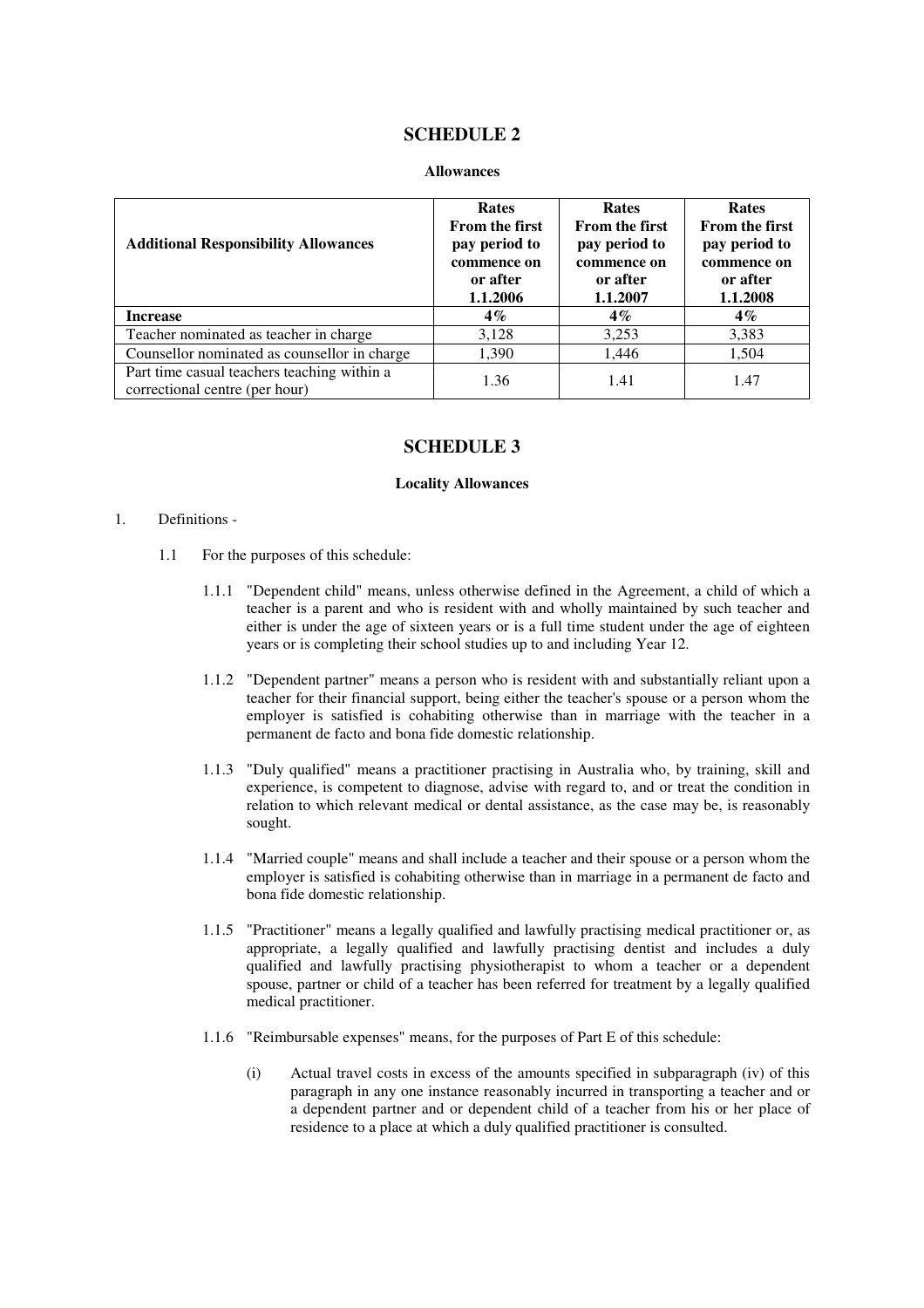# SCHEDULE 2

**Allowances**

| Additional Responsibility Allowances | Rates From the first pay period to commence on or after 1.1.2006 | Rates From the first pay period to commence on or after 1.1.2007 | Rates From the first pay period to commence on or after 1.1.2008 |
|---|---|---|---|
| **Increase** | **4%** | **4%** | **4%** |
| Teacher nominated as teacher in charge | 3,128 | 3,253 | 3,383 |
| Counsellor nominated as counsellor in charge | 1,390 | 1,446 | 1,504 |
| Part time casual teachers teaching within a correctional centre (per hour) | 1.36 | 1.41 | 1.47 |

# SCHEDULE 3

**Locality Allowances**

1. Definitions -

1.1 For the purposes of this schedule:

1.1.1 "Dependent child" means, unless otherwise defined in the Agreement, a child of which a teacher is a parent and who is resident with and wholly maintained by such teacher and either is under the age of sixteen years or is a full time student under the age of eighteen years or is completing their school studies up to and including Year 12.

1.1.2 "Dependent partner" means a person who is resident with and substantially reliant upon a teacher for their financial support, being either the teacher's spouse or a person whom the employer is satisfied is cohabiting otherwise than in marriage with the teacher in a permanent de facto and bona fide domestic relationship.

1.1.3 "Duly qualified" means a practitioner practising in Australia who, by training, skill and experience, is competent to diagnose, advise with regard to, and or treat the condition in relation to which relevant medical or dental assistance, as the case may be, is reasonably sought.

1.1.4 "Married couple" means and shall include a teacher and their spouse or a person whom the employer is satisfied is cohabiting otherwise than in marriage in a permanent de facto and bona fide domestic relationship.

1.1.5 "Practitioner" means a legally qualified and lawfully practising medical practitioner or, as appropriate, a legally qualified and lawfully practising dentist and includes a duly qualified and lawfully practising physiotherapist to whom a teacher or a dependent spouse, partner or child of a teacher has been referred for treatment by a legally qualified medical practitioner.

1.1.6 "Reimbursable expenses" means, for the purposes of Part E of this schedule:

(i) Actual travel costs in excess of the amounts specified in subparagraph (iv) of this paragraph in any one instance reasonably incurred in transporting a teacher and or a dependent partner and or dependent child of a teacher from his or her place of residence to a place at which a duly qualified practitioner is consulted.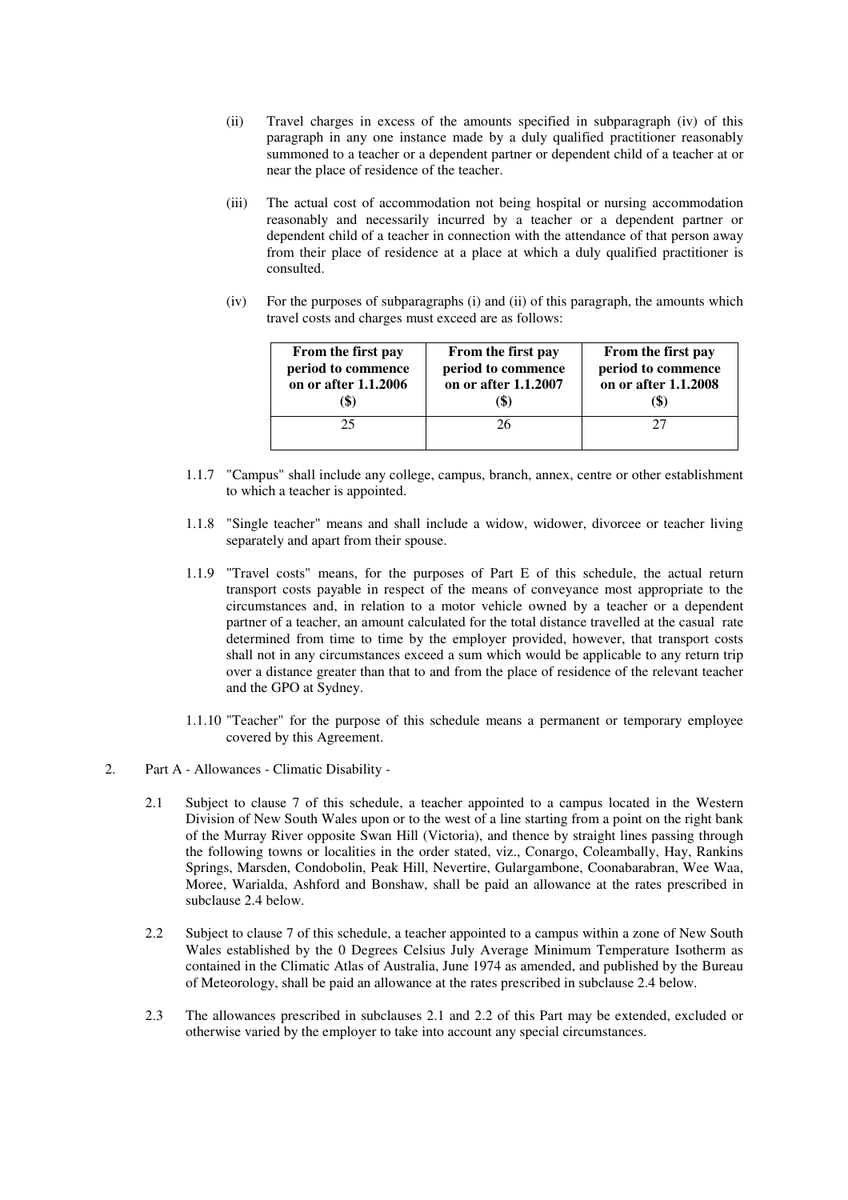(ii) Travel charges in excess of the amounts specified in subparagraph (iv) of this paragraph in any one instance made by a duly qualified practitioner reasonably summoned to a teacher or a dependent partner or dependent child of a teacher at or near the place of residence of the teacher.

(iii) The actual cost of accommodation not being hospital or nursing accommodation reasonably and necessarily incurred by a teacher or a dependent partner or dependent child of a teacher in connection with the attendance of that person away from their place of residence at a place at which a duly qualified practitioner is consulted.

(iv) For the purposes of subparagraphs (i) and (ii) of this paragraph, the amounts which travel costs and charges must exceed are as follows:

| From the first pay period to commence on or after 1.1.2006 ($) | From the first pay period to commence on or after 1.1.2007 ($) | From the first pay period to commence on or after 1.1.2008 ($) |
|---|---|---|
| 25 | 26 | 27 |

1.1.7 "Campus" shall include any college, campus, branch, annex, centre or other establishment to which a teacher is appointed.

1.1.8 "Single teacher" means and shall include a widow, widower, divorcee or teacher living separately and apart from their spouse.

1.1.9 "Travel costs" means, for the purposes of Part E of this schedule, the actual return transport costs payable in respect of the means of conveyance most appropriate to the circumstances and, in relation to a motor vehicle owned by a teacher or a dependent partner of a teacher, an amount calculated for the total distance travelled at the casual rate determined from time to time by the employer provided, however, that transport costs shall not in any circumstances exceed a sum which would be applicable to any return trip over a distance greater than that to and from the place of residence of the relevant teacher and the GPO at Sydney.

1.1.10 "Teacher" for the purpose of this schedule means a permanent or temporary employee covered by this Agreement.

2. Part A - Allowances - Climatic Disability -

2.1 Subject to clause 7 of this schedule, a teacher appointed to a campus located in the Western Division of New South Wales upon or to the west of a line starting from a point on the right bank of the Murray River opposite Swan Hill (Victoria), and thence by straight lines passing through the following towns or localities in the order stated, viz., Conargo, Coleambally, Hay, Rankins Springs, Marsden, Condobolin, Peak Hill, Nevertire, Gulargambone, Coonabarabran, Wee Waa, Moree, Warialda, Ashford and Bonshaw, shall be paid an allowance at the rates prescribed in subclause 2.4 below.

2.2 Subject to clause 7 of this schedule, a teacher appointed to a campus within a zone of New South Wales established by the 0 Degrees Celsius July Average Minimum Temperature Isotherm as contained in the Climatic Atlas of Australia, June 1974 as amended, and published by the Bureau of Meteorology, shall be paid an allowance at the rates prescribed in subclause 2.4 below.

2.3 The allowances prescribed in subclauses 2.1 and 2.2 of this Part may be extended, excluded or otherwise varied by the employer to take into account any special circumstances.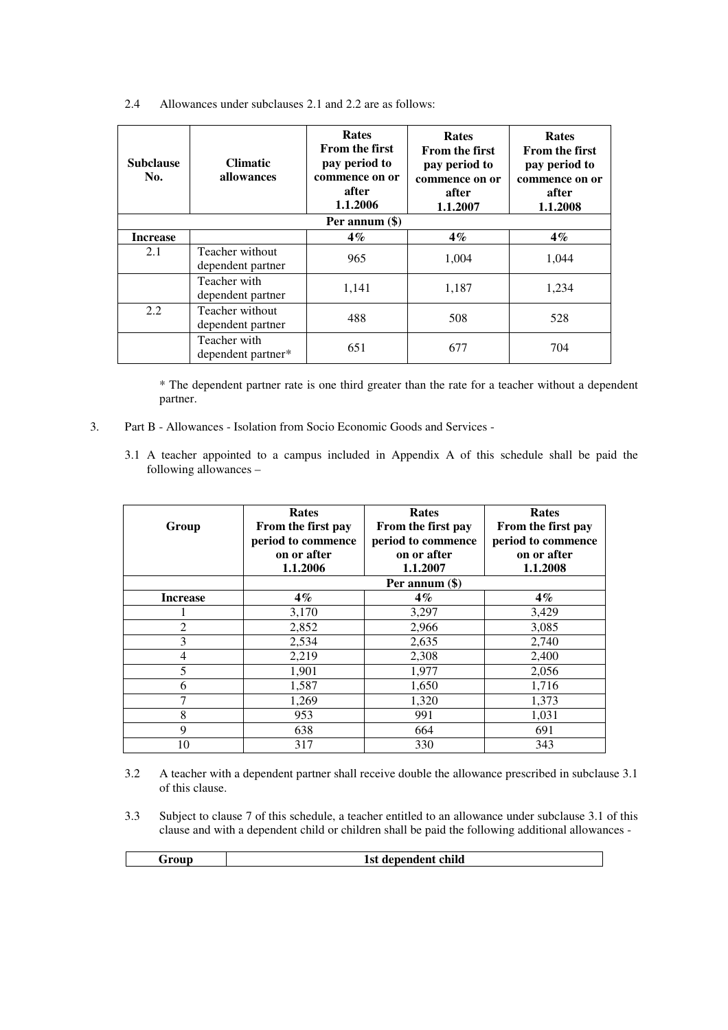2.4 Allowances under subclauses 2.1 and 2.2 are as follows:

| Subclause No. | Climatic allowances | Rates From the first pay period to commence on or after 1.1.2006 | Rates From the first pay period to commence on or after 1.1.2007 | Rates From the first pay period to commence on or after 1.1.2008 |
|---|---|---|---|---|
| | | Per annum ($) | | |
| **Increase** | | **4%** | **4%** | **4%** |
| 2.1 | Teacher without dependent partner | 965 | 1,004 | 1,044 |
| | Teacher with dependent partner | 1,141 | 1,187 | 1,234 |
| 2.2 | Teacher without dependent partner | 488 | 508 | 528 |
| | Teacher with dependent partner* | 651 | 677 | 704 |

\* The dependent partner rate is one third greater than the rate for a teacher without a dependent partner.

3. Part B - Allowances - Isolation from Socio Economic Goods and Services -

3.1 A teacher appointed to a campus included in Appendix A of this schedule shall be paid the following allowances –

| Group | Rates From the first pay period to commence on or after 1.1.2006 | Rates From the first pay period to commence on or after 1.1.2007 | Rates From the first pay period to commence on or after 1.1.2008 |
|---|---|---|---|
| | Per annum ($) | | |
| **Increase** | **4%** | **4%** | **4%** |
| 1 | 3,170 | 3,297 | 3,429 |
| 2 | 2,852 | 2,966 | 3,085 |
| 3 | 2,534 | 2,635 | 2,740 |
| 4 | 2,219 | 2,308 | 2,400 |
| 5 | 1,901 | 1,977 | 2,056 |
| 6 | 1,587 | 1,650 | 1,716 |
| 7 | 1,269 | 1,320 | 1,373 |
| 8 | 953 | 991 | 1,031 |
| 9 | 638 | 664 | 691 |
| 10 | 317 | 330 | 343 |

3.2 A teacher with a dependent partner shall receive double the allowance prescribed in subclause 3.1 of this clause.

3.3 Subject to clause 7 of this schedule, a teacher entitled to an allowance under subclause 3.1 of this clause and with a dependent child or children shall be paid the following additional allowances -

| Group | 1st dependent child |
|---|---|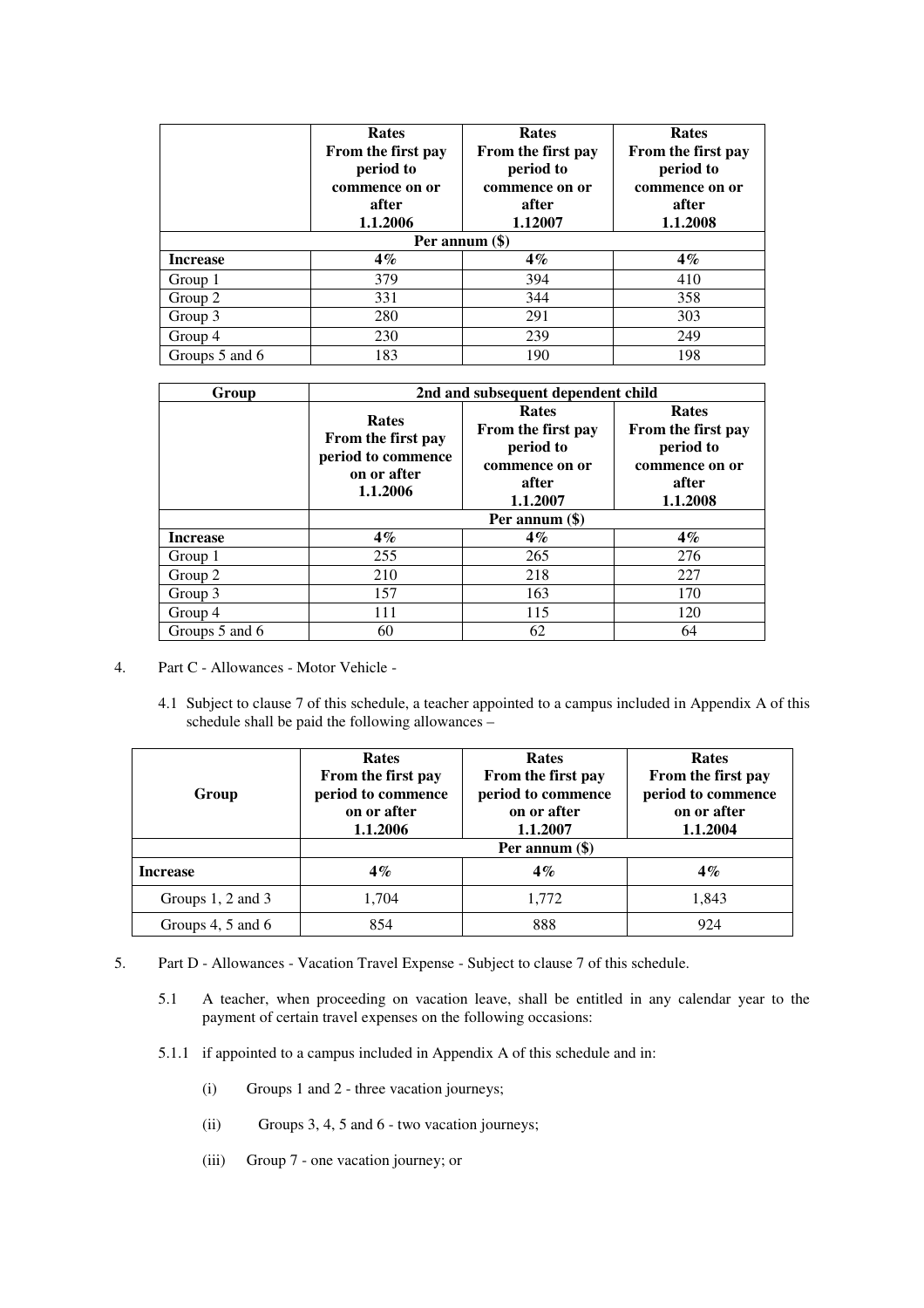| | Rates From the first pay period to commence on or after 1.1.2006 | Rates From the first pay period to commence on or after 1.12007 | Rates From the first pay period to commence on or after 1.1.2008 |
|---|---|---|---|
| | Per annum ($) | | |
| **Increase** | **4%** | **4%** | **4%** |
| Group 1 | 379 | 394 | 410 |
| Group 2 | 331 | 344 | 358 |
| Group 3 | 280 | 291 | 303 |
| Group 4 | 230 | 239 | 249 |
| Groups 5 and 6 | 183 | 190 | 198 |

| Group | 2nd and subsequent dependent child | | |
|---|---|---|---|
| | Rates From the first pay period to commence on or after 1.1.2006 | Rates From the first pay period to commence on or after 1.1.2007 | Rates From the first pay period to commence on or after 1.1.2008 |
| | Per annum ($) | | |
| **Increase** | **4%** | **4%** | **4%** |
| Group 1 | 255 | 265 | 276 |
| Group 2 | 210 | 218 | 227 |
| Group 3 | 157 | 163 | 170 |
| Group 4 | 111 | 115 | 120 |
| Groups 5 and 6 | 60 | 62 | 64 |

4. Part C - Allowances - Motor Vehicle -

   4.1 Subject to clause 7 of this schedule, a teacher appointed to a campus included in Appendix A of this schedule shall be paid the following allowances –

| Group | Rates From the first pay period to commence on or after 1.1.2006 | Rates From the first pay period to commence on or after 1.1.2007 | Rates From the first pay period to commence on or after 1.1.2004 |
|---|---|---|---|
| | Per annum ($) | | |
| **Increase** | **4%** | **4%** | **4%** |
| Groups 1, 2 and 3 | 1,704 | 1,772 | 1,843 |
| Groups 4, 5 and 6 | 854 | 888 | 924 |

5. Part D - Allowances - Vacation Travel Expense - Subject to clause 7 of this schedule.

   5.1 A teacher, when proceeding on vacation leave, shall be entitled in any calendar year to the payment of certain travel expenses on the following occasions:

   5.1.1 if appointed to a campus included in Appendix A of this schedule and in:

   (i) Groups 1 and 2 - three vacation journeys;

   (ii) Groups 3, 4, 5 and 6 - two vacation journeys;

   (iii) Group 7 - one vacation journey; or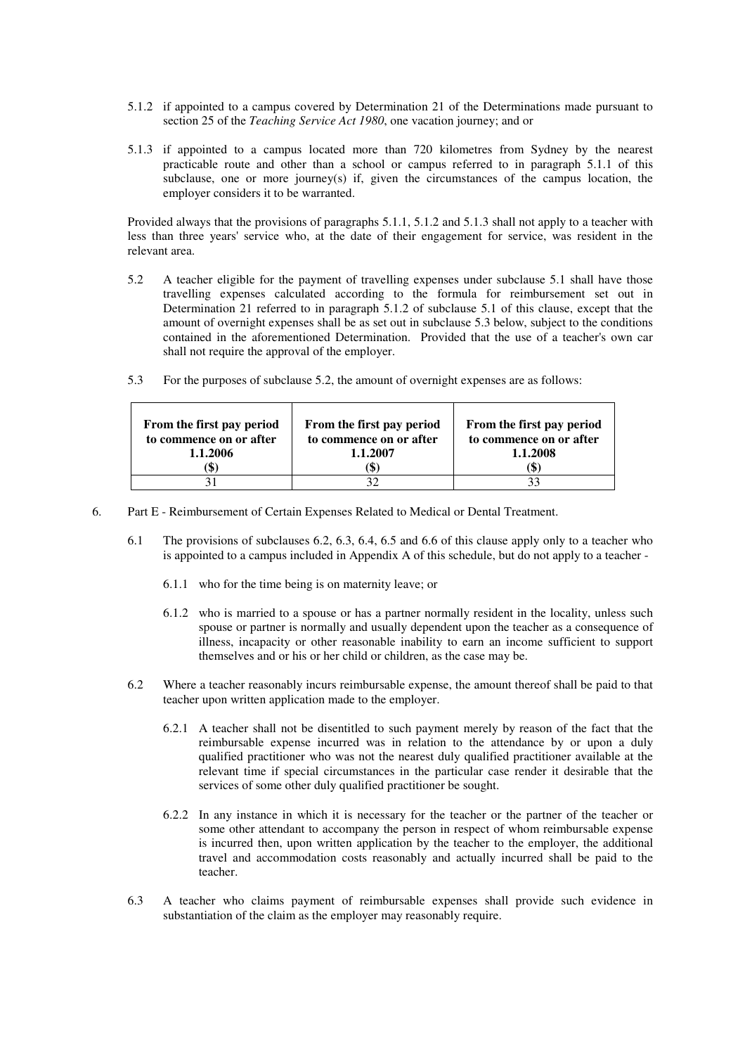5.1.2 if appointed to a campus covered by Determination 21 of the Determinations made pursuant to section 25 of the *Teaching Service Act 1980*, one vacation journey; and or

5.1.3 if appointed to a campus located more than 720 kilometres from Sydney by the nearest practicable route and other than a school or campus referred to in paragraph 5.1.1 of this subclause, one or more journey(s) if, given the circumstances of the campus location, the employer considers it to be warranted.

Provided always that the provisions of paragraphs 5.1.1, 5.1.2 and 5.1.3 shall not apply to a teacher with less than three years' service who, at the date of their engagement for service, was resident in the relevant area.

5.2 A teacher eligible for the payment of travelling expenses under subclause 5.1 shall have those travelling expenses calculated according to the formula for reimbursement set out in Determination 21 referred to in paragraph 5.1.2 of subclause 5.1 of this clause, except that the amount of overnight expenses shall be as set out in subclause 5.3 below, subject to the conditions contained in the aforementioned Determination. Provided that the use of a teacher's own car shall not require the approval of the employer.

5.3 For the purposes of subclause 5.2, the amount of overnight expenses are as follows:

| From the first pay period to commence on or after 1.1.2006 ($) | From the first pay period to commence on or after 1.1.2007 ($) | From the first pay period to commence on or after 1.1.2008 ($) |
|---|---|---|
| 31 | 32 | 33 |

6. Part E - Reimbursement of Certain Expenses Related to Medical or Dental Treatment.

6.1 The provisions of subclauses 6.2, 6.3, 6.4, 6.5 and 6.6 of this clause apply only to a teacher who is appointed to a campus included in Appendix A of this schedule, but do not apply to a teacher -

6.1.1 who for the time being is on maternity leave; or

6.1.2 who is married to a spouse or has a partner normally resident in the locality, unless such spouse or partner is normally and usually dependent upon the teacher as a consequence of illness, incapacity or other reasonable inability to earn an income sufficient to support themselves and or his or her child or children, as the case may be.

6.2 Where a teacher reasonably incurs reimbursable expense, the amount thereof shall be paid to that teacher upon written application made to the employer.

6.2.1 A teacher shall not be disentitled to such payment merely by reason of the fact that the reimbursable expense incurred was in relation to the attendance by or upon a duly qualified practitioner who was not the nearest duly qualified practitioner available at the relevant time if special circumstances in the particular case render it desirable that the services of some other duly qualified practitioner be sought.

6.2.2 In any instance in which it is necessary for the teacher or the partner of the teacher or some other attendant to accompany the person in respect of whom reimbursable expense is incurred then, upon written application by the teacher to the employer, the additional travel and accommodation costs reasonably and actually incurred shall be paid to the teacher.

6.3 A teacher who claims payment of reimbursable expenses shall provide such evidence in substantiation of the claim as the employer may reasonably require.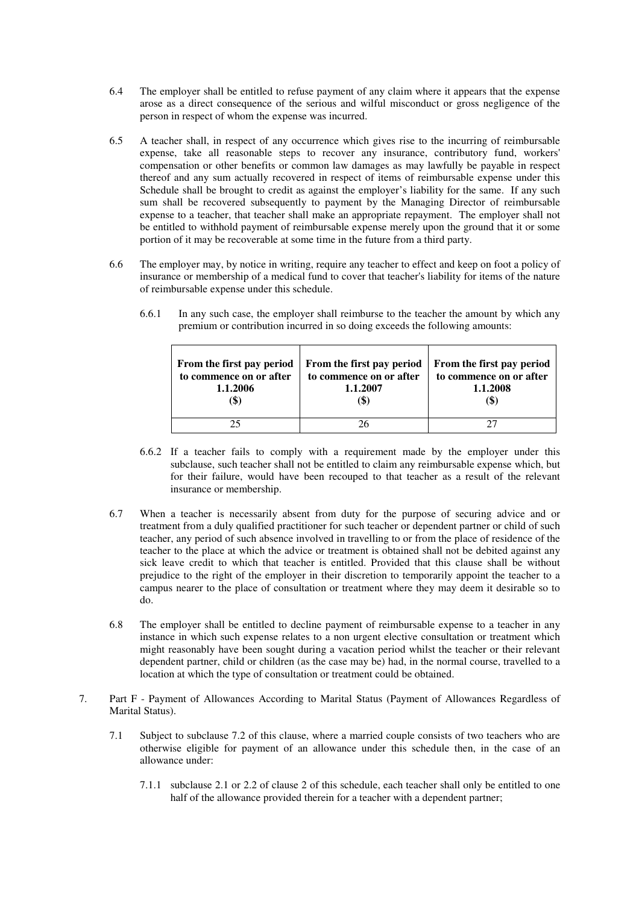6.4 The employer shall be entitled to refuse payment of any claim where it appears that the expense arose as a direct consequence of the serious and wilful misconduct or gross negligence of the person in respect of whom the expense was incurred.

6.5 A teacher shall, in respect of any occurrence which gives rise to the incurring of reimbursable expense, take all reasonable steps to recover any insurance, contributory fund, workers' compensation or other benefits or common law damages as may lawfully be payable in respect thereof and any sum actually recovered in respect of items of reimbursable expense under this Schedule shall be brought to credit as against the employer's liability for the same. If any such sum shall be recovered subsequently to payment by the Managing Director of reimbursable expense to a teacher, that teacher shall make an appropriate repayment. The employer shall not be entitled to withhold payment of reimbursable expense merely upon the ground that it or some portion of it may be recoverable at some time in the future from a third party.

6.6 The employer may, by notice in writing, require any teacher to effect and keep on foot a policy of insurance or membership of a medical fund to cover that teacher's liability for items of the nature of reimbursable expense under this schedule.

6.6.1 In any such case, the employer shall reimburse to the teacher the amount by which any premium or contribution incurred in so doing exceeds the following amounts:

| From the first pay period to commence on or after 1.1.2006 ($) | From the first pay period to commence on or after 1.1.2007 ($) | From the first pay period to commence on or after 1.1.2008 ($) |
|---|---|---|
| 25 | 26 | 27 |

6.6.2 If a teacher fails to comply with a requirement made by the employer under this subclause, such teacher shall not be entitled to claim any reimbursable expense which, but for their failure, would have been recouped to that teacher as a result of the relevant insurance or membership.

6.7 When a teacher is necessarily absent from duty for the purpose of securing advice and or treatment from a duly qualified practitioner for such teacher or dependent partner or child of such teacher, any period of such absence involved in travelling to or from the place of residence of the teacher to the place at which the advice or treatment is obtained shall not be debited against any sick leave credit to which that teacher is entitled. Provided that this clause shall be without prejudice to the right of the employer in their discretion to temporarily appoint the teacher to a campus nearer to the place of consultation or treatment where they may deem it desirable so to do.

6.8 The employer shall be entitled to decline payment of reimbursable expense to a teacher in any instance in which such expense relates to a non urgent elective consultation or treatment which might reasonably have been sought during a vacation period whilst the teacher or their relevant dependent partner, child or children (as the case may be) had, in the normal course, travelled to a location at which the type of consultation or treatment could be obtained.

7. Part F - Payment of Allowances According to Marital Status (Payment of Allowances Regardless of Marital Status).

7.1 Subject to subclause 7.2 of this clause, where a married couple consists of two teachers who are otherwise eligible for payment of an allowance under this schedule then, in the case of an allowance under:

7.1.1 subclause 2.1 or 2.2 of clause 2 of this schedule, each teacher shall only be entitled to one half of the allowance provided therein for a teacher with a dependent partner;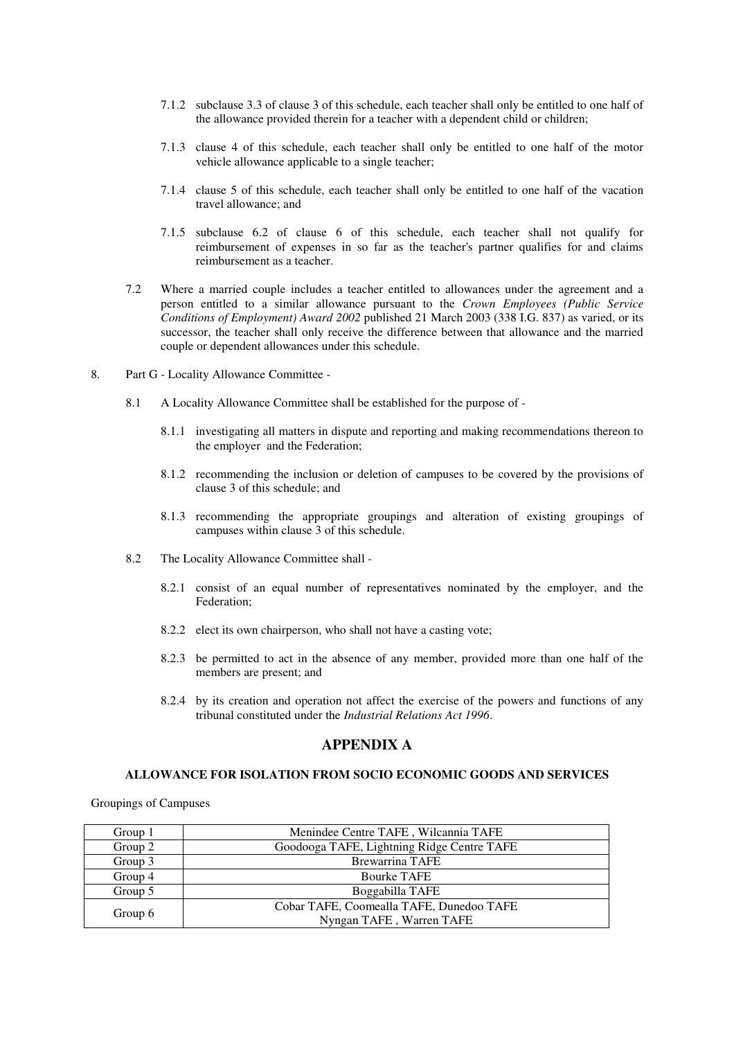7.1.2 subclause 3.3 of clause 3 of this schedule, each teacher shall only be entitled to one half of the allowance provided therein for a teacher with a dependent child or children;

7.1.3 clause 4 of this schedule, each teacher shall only be entitled to one half of the motor vehicle allowance applicable to a single teacher;

7.1.4 clause 5 of this schedule, each teacher shall only be entitled to one half of the vacation travel allowance; and

7.1.5 subclause 6.2 of clause 6 of this schedule, each teacher shall not qualify for reimbursement of expenses in so far as the teacher's partner qualifies for and claims reimbursement as a teacher.

7.2 Where a married couple includes a teacher entitled to allowances under the agreement and a person entitled to a similar allowance pursuant to the *Crown Employees (Public Service Conditions of Employment) Award 2002* published 21 March 2003 (338 I.G. 837) as varied, or its successor, the teacher shall only receive the difference between that allowance and the married couple or dependent allowances under this schedule.

8. Part G - Locality Allowance Committee -

8.1 A Locality Allowance Committee shall be established for the purpose of -

8.1.1 investigating all matters in dispute and reporting and making recommendations thereon to the employer and the Federation;

8.1.2 recommending the inclusion or deletion of campuses to be covered by the provisions of clause 3 of this schedule; and

8.1.3 recommending the appropriate groupings and alteration of existing groupings of campuses within clause 3 of this schedule.

8.2 The Locality Allowance Committee shall -

8.2.1 consist of an equal number of representatives nominated by the employer, and the Federation;

8.2.2 elect its own chairperson, who shall not have a casting vote;

8.2.3 be permitted to act in the absence of any member, provided more than one half of the members are present; and

8.2.4 by its creation and operation not affect the exercise of the powers and functions of any tribunal constituted under the *Industrial Relations Act 1996*.

## APPENDIX A

### ALLOWANCE FOR ISOLATION FROM SOCIO ECONOMIC GOODS AND SERVICES

Groupings of Campuses

| Group | Campuses |
|---|---|
| Group 1 | Menindee Centre TAFE , Wilcannia TAFE |
| Group 2 | Goodooga TAFE, Lightning Ridge Centre TAFE |
| Group 3 | Brewarrina TAFE |
| Group 4 | Bourke TAFE |
| Group 5 | Boggabilla TAFE |
| Group 6 | Cobar TAFE, Coomealla TAFE, Dunedoo TAFE Nyngan TAFE , Warren TAFE |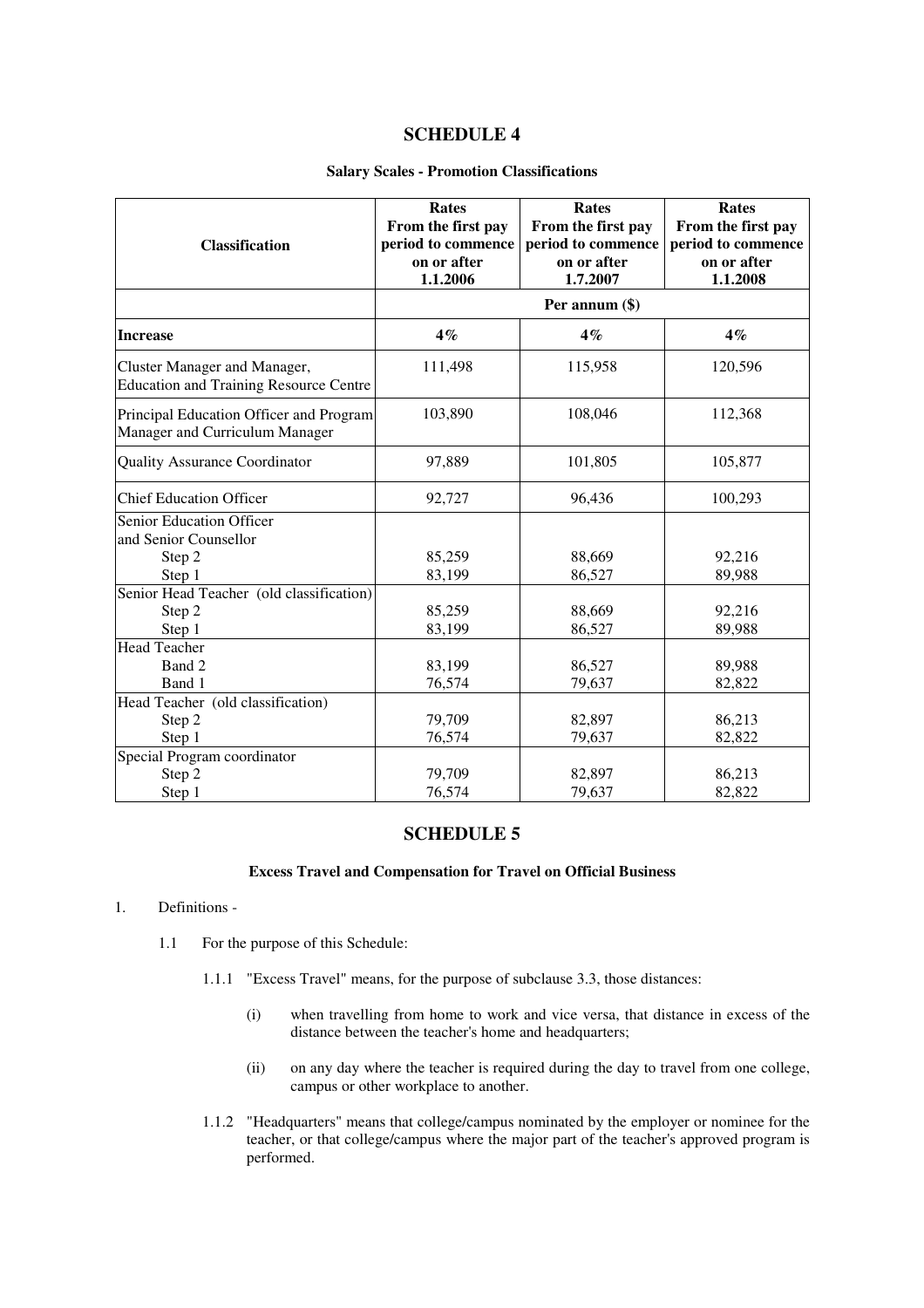# SCHEDULE 4

**Salary Scales - Promotion Classifications**

| Classification | Rates From the first pay period to commence on or after 1.1.2006 | Rates From the first pay period to commence on or after 1.7.2007 | Rates From the first pay period to commence on or after 1.1.2008 |
|---|---|---|---|
| | Per annum ($) | | |
| **Increase** | **4%** | **4%** | **4%** |
| Cluster Manager and Manager, Education and Training Resource Centre | 111,498 | 115,958 | 120,596 |
| Principal Education Officer and Program Manager and Curriculum Manager | 103,890 | 108,046 | 112,368 |
| Quality Assurance Coordinator | 97,889 | 101,805 | 105,877 |
| Chief Education Officer | 92,727 | 96,436 | 100,293 |
| Senior Education Officer and Senior Counsellor | | | |
| Step 2 | 85,259 | 88,669 | 92,216 |
| Step 1 | 83,199 | 86,527 | 89,988 |
| Senior Head Teacher (old classification) | | | |
| Step 2 | 85,259 | 88,669 | 92,216 |
| Step 1 | 83,199 | 86,527 | 89,988 |
| Head Teacher | | | |
| Band 2 | 83,199 | 86,527 | 89,988 |
| Band 1 | 76,574 | 79,637 | 82,822 |
| Head Teacher (old classification) | | | |
| Step 2 | 79,709 | 82,897 | 86,213 |
| Step 1 | 76,574 | 79,637 | 82,822 |
| Special Program coordinator | | | |
| Step 2 | 79,709 | 82,897 | 86,213 |
| Step 1 | 76,574 | 79,637 | 82,822 |

# SCHEDULE 5

**Excess Travel and Compensation for Travel on Official Business**

1. Definitions -

   1.1 For the purpose of this Schedule:

      1.1.1 "Excess Travel" means, for the purpose of subclause 3.3, those distances:

         (i) when travelling from home to work and vice versa, that distance in excess of the distance between the teacher's home and headquarters;

         (ii) on any day where the teacher is required during the day to travel from one college, campus or other workplace to another.

      1.1.2 "Headquarters" means that college/campus nominated by the employer or nominee for the teacher, or that college/campus where the major part of the teacher's approved program is performed.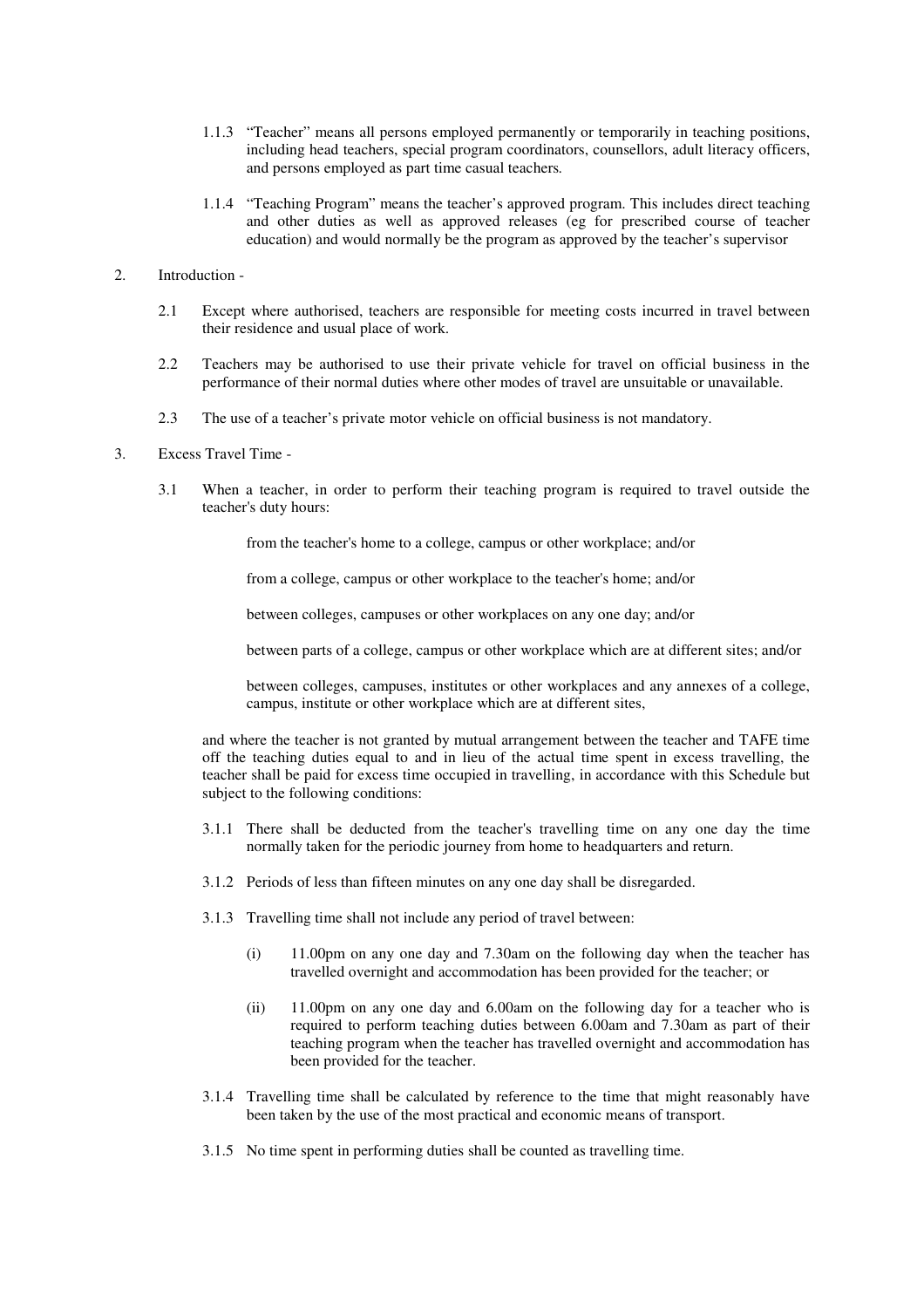1.1.3 "Teacher" means all persons employed permanently or temporarily in teaching positions, including head teachers, special program coordinators, counsellors, adult literacy officers, and persons employed as part time casual teachers.

1.1.4 "Teaching Program" means the teacher's approved program. This includes direct teaching and other duties as well as approved releases (eg for prescribed course of teacher education) and would normally be the program as approved by the teacher's supervisor

2. Introduction -

2.1 Except where authorised, teachers are responsible for meeting costs incurred in travel between their residence and usual place of work.

2.2 Teachers may be authorised to use their private vehicle for travel on official business in the performance of their normal duties where other modes of travel are unsuitable or unavailable.

2.3 The use of a teacher's private motor vehicle on official business is not mandatory.

3. Excess Travel Time -

3.1 When a teacher, in order to perform their teaching program is required to travel outside the teacher's duty hours:

from the teacher's home to a college, campus or other workplace; and/or

from a college, campus or other workplace to the teacher's home; and/or

between colleges, campuses or other workplaces on any one day; and/or

between parts of a college, campus or other workplace which are at different sites; and/or

between colleges, campuses, institutes or other workplaces and any annexes of a college, campus, institute or other workplace which are at different sites,

and where the teacher is not granted by mutual arrangement between the teacher and TAFE time off the teaching duties equal to and in lieu of the actual time spent in excess travelling, the teacher shall be paid for excess time occupied in travelling, in accordance with this Schedule but subject to the following conditions:

3.1.1 There shall be deducted from the teacher's travelling time on any one day the time normally taken for the periodic journey from home to headquarters and return.

3.1.2 Periods of less than fifteen minutes on any one day shall be disregarded.

3.1.3 Travelling time shall not include any period of travel between:

(i) 11.00pm on any one day and 7.30am on the following day when the teacher has travelled overnight and accommodation has been provided for the teacher; or

(ii) 11.00pm on any one day and 6.00am on the following day for a teacher who is required to perform teaching duties between 6.00am and 7.30am as part of their teaching program when the teacher has travelled overnight and accommodation has been provided for the teacher.

3.1.4 Travelling time shall be calculated by reference to the time that might reasonably have been taken by the use of the most practical and economic means of transport.

3.1.5 No time spent in performing duties shall be counted as travelling time.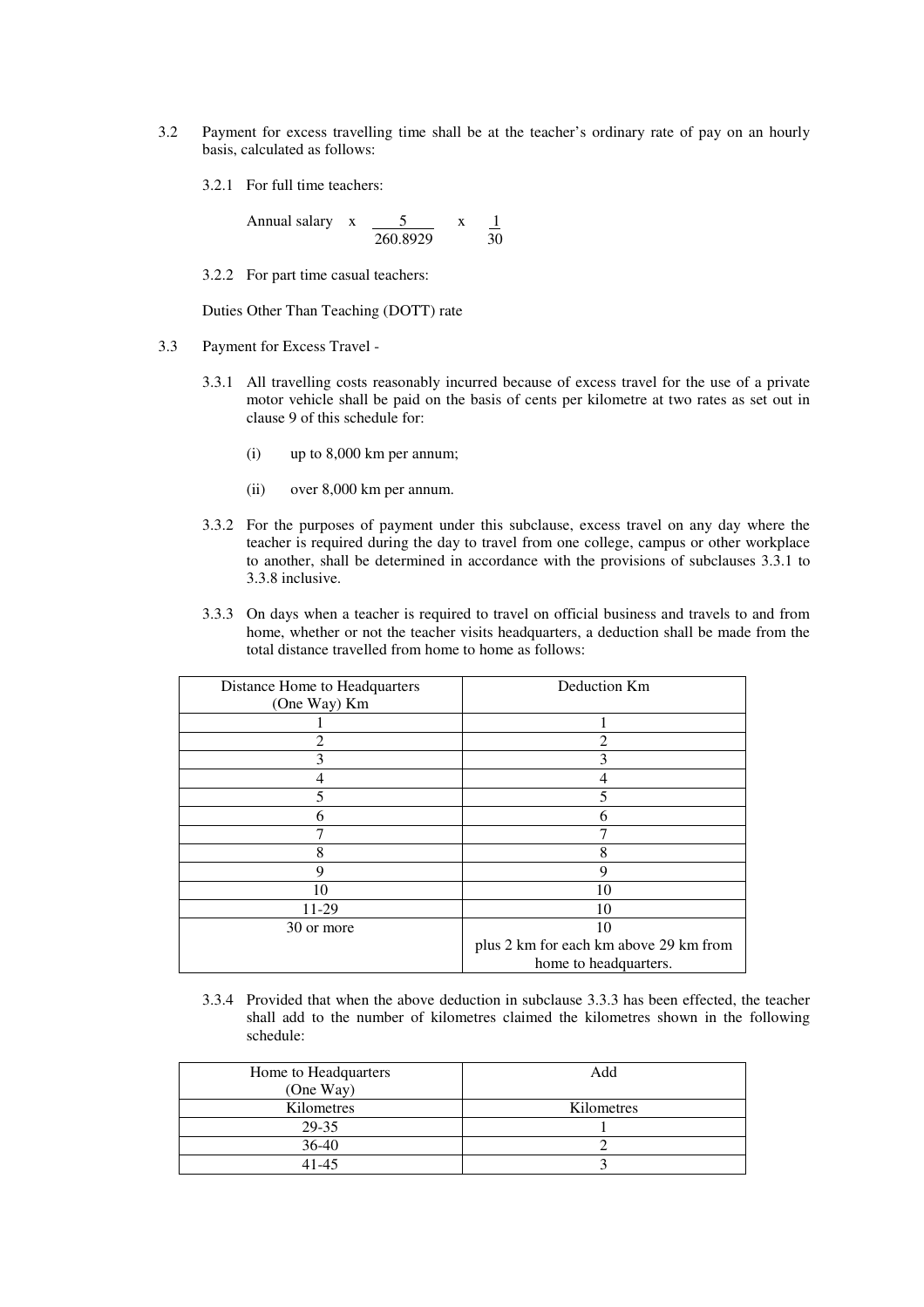3.2 Payment for excess travelling time shall be at the teacher's ordinary rate of pay on an hourly basis, calculated as follows:

3.2.1 For full time teachers:

$$\text{Annual salary} \times \frac{5}{260.8929} \times \frac{1}{30}$$

3.2.2 For part time casual teachers:

Duties Other Than Teaching (DOTT) rate

3.3 Payment for Excess Travel -

3.3.1 All travelling costs reasonably incurred because of excess travel for the use of a private motor vehicle shall be paid on the basis of cents per kilometre at two rates as set out in clause 9 of this schedule for:

(i) up to 8,000 km per annum;

(ii) over 8,000 km per annum.

3.3.2 For the purposes of payment under this subclause, excess travel on any day where the teacher is required during the day to travel from one college, campus or other workplace to another, shall be determined in accordance with the provisions of subclauses 3.3.1 to 3.3.8 inclusive.

3.3.3 On days when a teacher is required to travel on official business and travels to and from home, whether or not the teacher visits headquarters, a deduction shall be made from the total distance travelled from home to home as follows:

| Distance Home to Headquarters (One Way) Km | Deduction Km |
|---|---|
| 1 | 1 |
| 2 | 2 |
| 3 | 3 |
| 4 | 4 |
| 5 | 5 |
| 6 | 6 |
| 7 | 7 |
| 8 | 8 |
| 9 | 9 |
| 10 | 10 |
| 11-29 | 10 |
| 30 or more | 10 plus 2 km for each km above 29 km from home to headquarters. |

3.3.4 Provided that when the above deduction in subclause 3.3.3 has been effected, the teacher shall add to the number of kilometres claimed the kilometres shown in the following schedule:

| Home to Headquarters (One Way) | Add |
|---|---|
| Kilometres | Kilometres |
| 29-35 | 1 |
| 36-40 | 2 |
| 41-45 | 3 |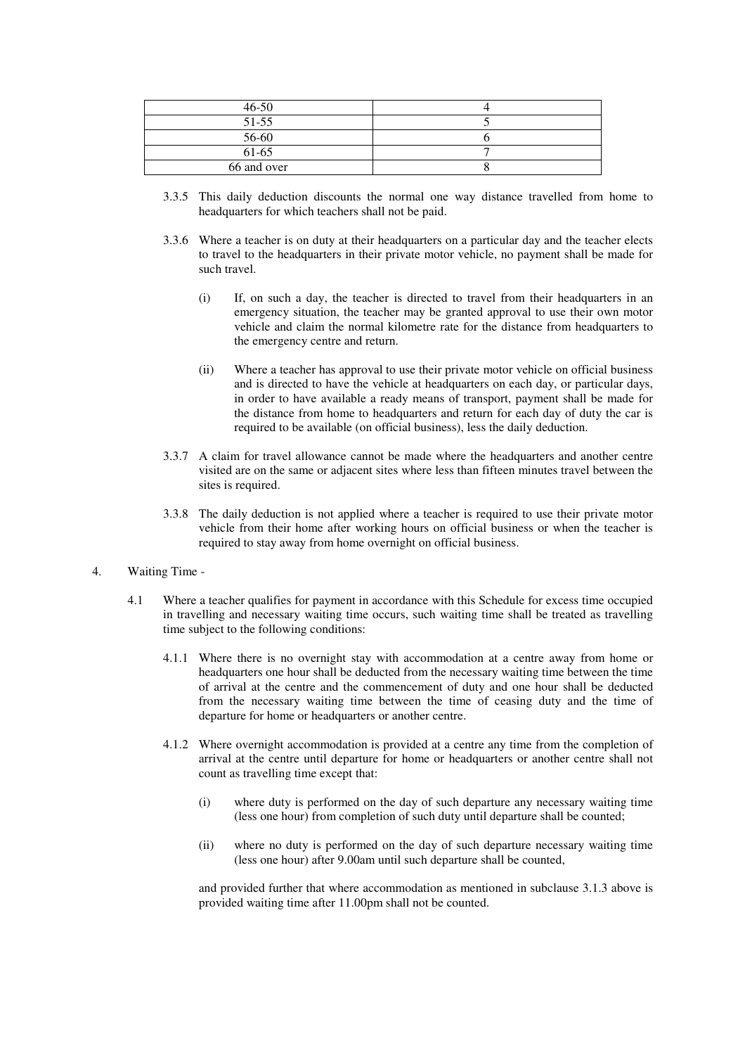| | |
|---|---|
| 46-50 | 4 |
| 51-55 | 5 |
| 56-60 | 6 |
| 61-65 | 7 |
| 66 and over | 8 |

3.3.5 This daily deduction discounts the normal one way distance travelled from home to headquarters for which teachers shall not be paid.

3.3.6 Where a teacher is on duty at their headquarters on a particular day and the teacher elects to travel to the headquarters in their private motor vehicle, no payment shall be made for such travel.

(i) If, on such a day, the teacher is directed to travel from their headquarters in an emergency situation, the teacher may be granted approval to use their own motor vehicle and claim the normal kilometre rate for the distance from headquarters to the emergency centre and return.

(ii) Where a teacher has approval to use their private motor vehicle on official business and is directed to have the vehicle at headquarters on each day, or particular days, in order to have available a ready means of transport, payment shall be made for the distance from home to headquarters and return for each day of duty the car is required to be available (on official business), less the daily deduction.

3.3.7 A claim for travel allowance cannot be made where the headquarters and another centre visited are on the same or adjacent sites where less than fifteen minutes travel between the sites is required.

3.3.8 The daily deduction is not applied where a teacher is required to use their private motor vehicle from their home after working hours on official business or when the teacher is required to stay away from home overnight on official business.

4. Waiting Time -

4.1 Where a teacher qualifies for payment in accordance with this Schedule for excess time occupied in travelling and necessary waiting time occurs, such waiting time shall be treated as travelling time subject to the following conditions:

4.1.1 Where there is no overnight stay with accommodation at a centre away from home or headquarters one hour shall be deducted from the necessary waiting time between the time of arrival at the centre and the commencement of duty and one hour shall be deducted from the necessary waiting time between the time of ceasing duty and the time of departure for home or headquarters or another centre.

4.1.2 Where overnight accommodation is provided at a centre any time from the completion of arrival at the centre until departure for home or headquarters or another centre shall not count as travelling time except that:

(i) where duty is performed on the day of such departure any necessary waiting time (less one hour) from completion of such duty until departure shall be counted;

(ii) where no duty is performed on the day of such departure necessary waiting time (less one hour) after 9.00am until such departure shall be counted,

and provided further that where accommodation as mentioned in subclause 3.1.3 above is provided waiting time after 11.00pm shall not be counted.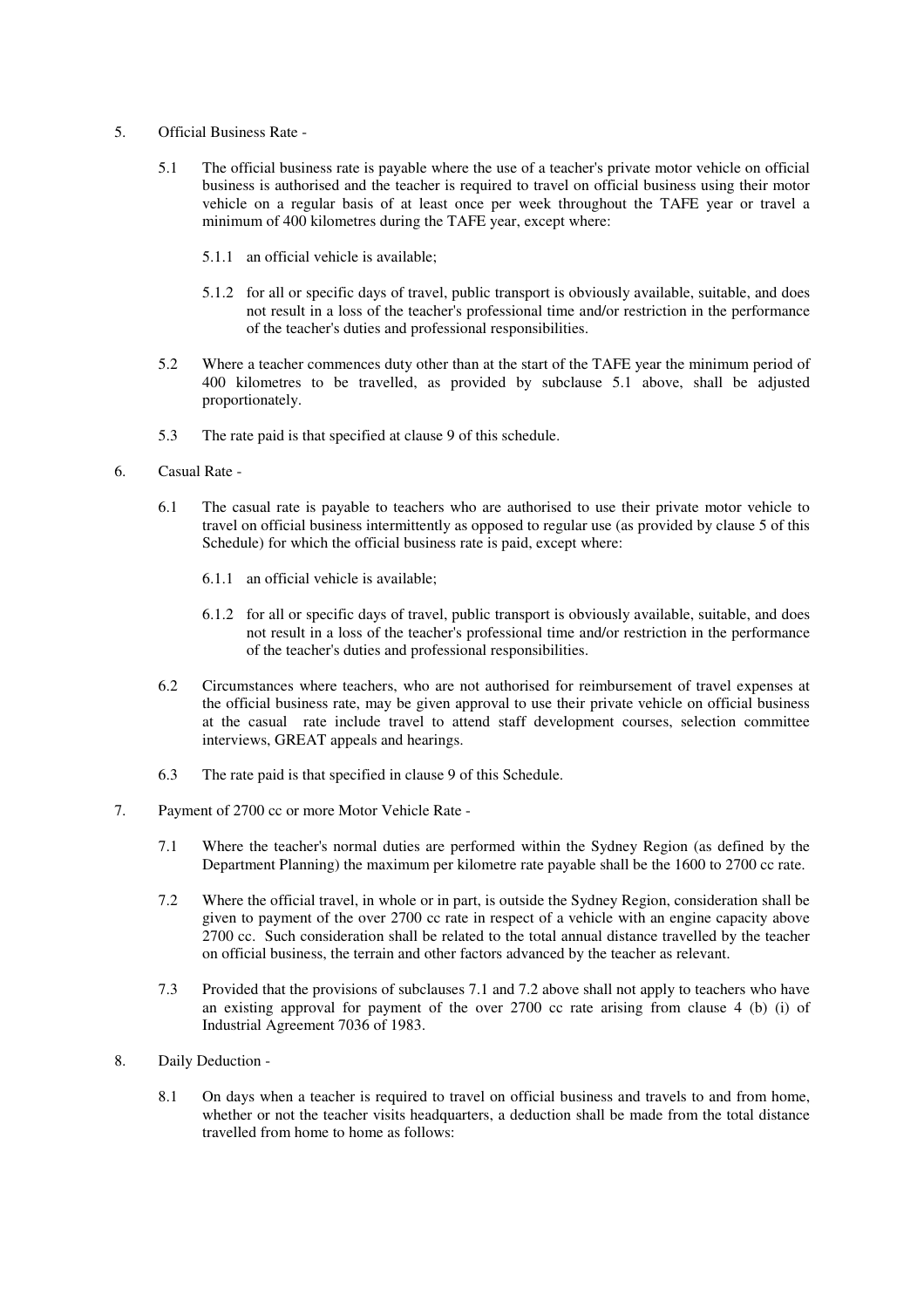5. Official Business Rate -

    5.1 The official business rate is payable where the use of a teacher's private motor vehicle on official business is authorised and the teacher is required to travel on official business using their motor vehicle on a regular basis of at least once per week throughout the TAFE year or travel a minimum of 400 kilometres during the TAFE year, except where:

        5.1.1 an official vehicle is available;

        5.1.2 for all or specific days of travel, public transport is obviously available, suitable, and does not result in a loss of the teacher's professional time and/or restriction in the performance of the teacher's duties and professional responsibilities.

    5.2 Where a teacher commences duty other than at the start of the TAFE year the minimum period of 400 kilometres to be travelled, as provided by subclause 5.1 above, shall be adjusted proportionately.

    5.3 The rate paid is that specified at clause 9 of this schedule.

6. Casual Rate -

    6.1 The casual rate is payable to teachers who are authorised to use their private motor vehicle to travel on official business intermittently as opposed to regular use (as provided by clause 5 of this Schedule) for which the official business rate is paid, except where:

        6.1.1 an official vehicle is available;

        6.1.2 for all or specific days of travel, public transport is obviously available, suitable, and does not result in a loss of the teacher's professional time and/or restriction in the performance of the teacher's duties and professional responsibilities.

    6.2 Circumstances where teachers, who are not authorised for reimbursement of travel expenses at the official business rate, may be given approval to use their private vehicle on official business at the casual rate include travel to attend staff development courses, selection committee interviews, GREAT appeals and hearings.

    6.3 The rate paid is that specified in clause 9 of this Schedule.

7. Payment of 2700 cc or more Motor Vehicle Rate -

    7.1 Where the teacher's normal duties are performed within the Sydney Region (as defined by the Department Planning) the maximum per kilometre rate payable shall be the 1600 to 2700 cc rate.

    7.2 Where the official travel, in whole or in part, is outside the Sydney Region, consideration shall be given to payment of the over 2700 cc rate in respect of a vehicle with an engine capacity above 2700 cc. Such consideration shall be related to the total annual distance travelled by the teacher on official business, the terrain and other factors advanced by the teacher as relevant.

    7.3 Provided that the provisions of subclauses 7.1 and 7.2 above shall not apply to teachers who have an existing approval for payment of the over 2700 cc rate arising from clause 4 (b) (i) of Industrial Agreement 7036 of 1983.

8. Daily Deduction -

    8.1 On days when a teacher is required to travel on official business and travels to and from home, whether or not the teacher visits headquarters, a deduction shall be made from the total distance travelled from home to home as follows: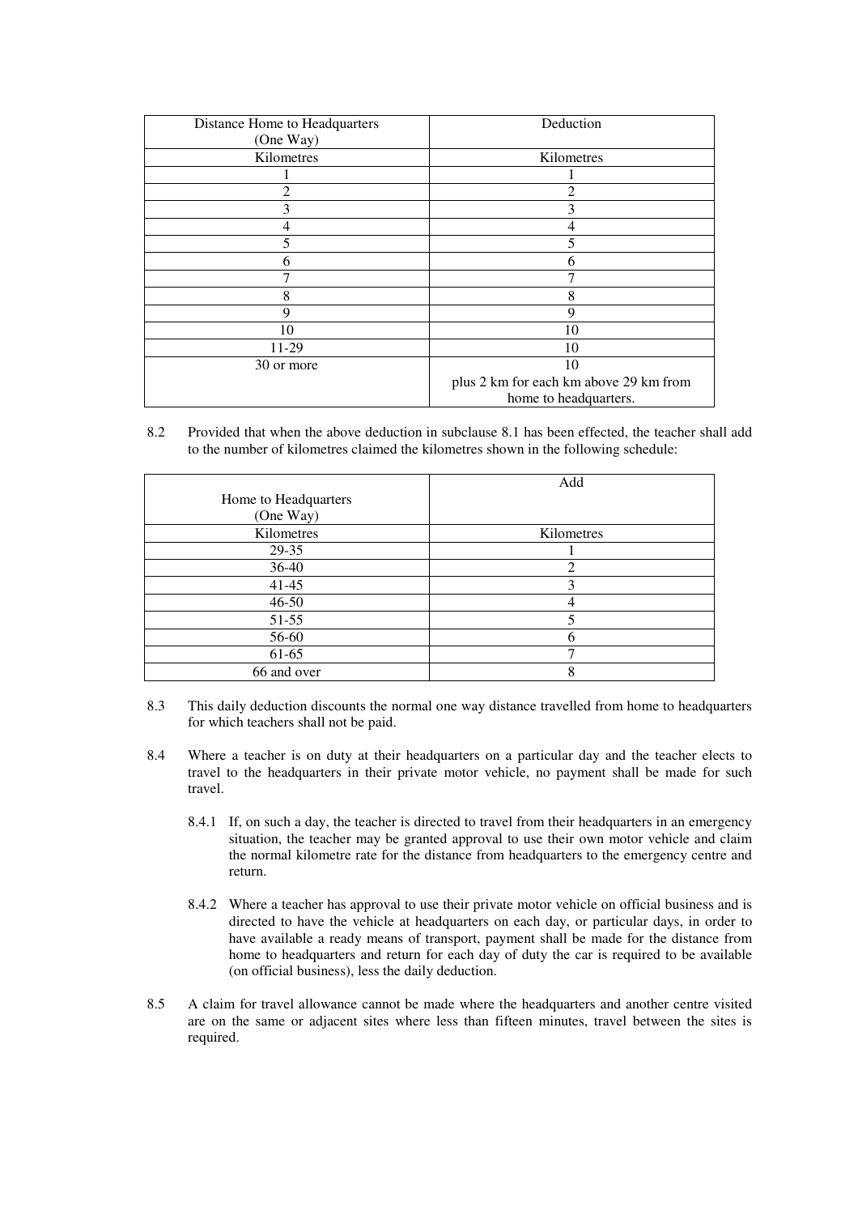| Distance Home to Headquarters (One Way) | Deduction |
|---|---|
| Kilometres | Kilometres |
| 1 | 1 |
| 2 | 2 |
| 3 | 3 |
| 4 | 4 |
| 5 | 5 |
| 6 | 6 |
| 7 | 7 |
| 8 | 8 |
| 9 | 9 |
| 10 | 10 |
| 11-29 | 10 |
| 30 or more | 10 plus 2 km for each km above 29 km from home to headquarters. |

8.2 Provided that when the above deduction in subclause 8.1 has been effected, the teacher shall add to the number of kilometres claimed the kilometres shown in the following schedule:

| Home to Headquarters (One Way) | Add |
|---|---|
| Kilometres | Kilometres |
| 29-35 | 1 |
| 36-40 | 2 |
| 41-45 | 3 |
| 46-50 | 4 |
| 51-55 | 5 |
| 56-60 | 6 |
| 61-65 | 7 |
| 66 and over | 8 |

8.3 This daily deduction discounts the normal one way distance travelled from home to headquarters for which teachers shall not be paid.

8.4 Where a teacher is on duty at their headquarters on a particular day and the teacher elects to travel to the headquarters in their private motor vehicle, no payment shall be made for such travel.

8.4.1 If, on such a day, the teacher is directed to travel from their headquarters in an emergency situation, the teacher may be granted approval to use their own motor vehicle and claim the normal kilometre rate for the distance from headquarters to the emergency centre and return.

8.4.2 Where a teacher has approval to use their private motor vehicle on official business and is directed to have the vehicle at headquarters on each day, or particular days, in order to have available a ready means of transport, payment shall be made for the distance from home to headquarters and return for each day of duty the car is required to be available (on official business), less the daily deduction.

8.5 A claim for travel allowance cannot be made where the headquarters and another centre visited are on the same or adjacent sites where less than fifteen minutes, travel between the sites is required.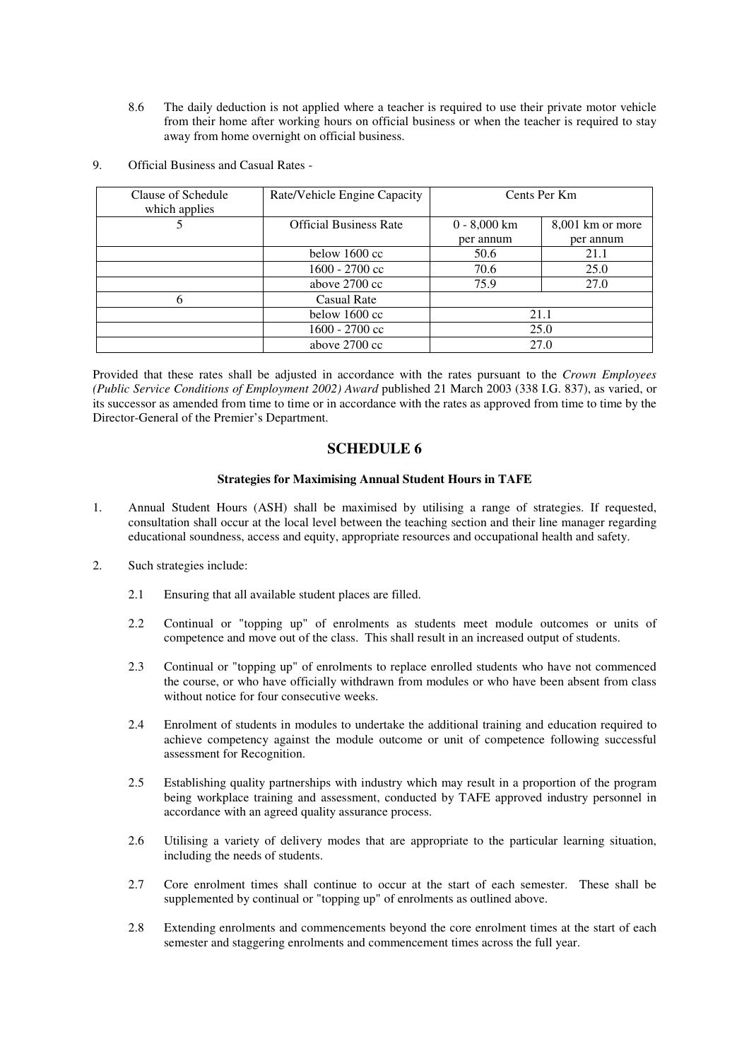8.6 The daily deduction is not applied where a teacher is required to use their private motor vehicle from their home after working hours on official business or when the teacher is required to stay away from home overnight on official business.

9. Official Business and Casual Rates -

| Clause of Schedule which applies | Rate/Vehicle Engine Capacity | Cents Per Km | |
|---|---|---|---|
| 5 | Official Business Rate | 0 - 8,000 km per annum | 8,001 km or more per annum |
| | below 1600 cc | 50.6 | 21.1 |
| | 1600 - 2700 cc | 70.6 | 25.0 |
| | above 2700 cc | 75.9 | 27.0 |
| 6 | Casual Rate | | |
| | below 1600 cc | 21.1 | |
| | 1600 - 2700 cc | 25.0 | |
| | above 2700 cc | 27.0 | |

Provided that these rates shall be adjusted in accordance with the rates pursuant to the *Crown Employees (Public Service Conditions of Employment 2002) Award* published 21 March 2003 (338 I.G. 837), as varied, or its successor as amended from time to time or in accordance with the rates as approved from time to time by the Director-General of the Premier's Department.

## SCHEDULE 6

**Strategies for Maximising Annual Student Hours in TAFE**

1. Annual Student Hours (ASH) shall be maximised by utilising a range of strategies. If requested, consultation shall occur at the local level between the teaching section and their line manager regarding educational soundness, access and equity, appropriate resources and occupational health and safety.

2. Such strategies include:

   2.1 Ensuring that all available student places are filled.

   2.2 Continual or "topping up" of enrolments as students meet module outcomes or units of competence and move out of the class. This shall result in an increased output of students.

   2.3 Continual or "topping up" of enrolments to replace enrolled students who have not commenced the course, or who have officially withdrawn from modules or who have been absent from class without notice for four consecutive weeks.

   2.4 Enrolment of students in modules to undertake the additional training and education required to achieve competency against the module outcome or unit of competence following successful assessment for Recognition.

   2.5 Establishing quality partnerships with industry which may result in a proportion of the program being workplace training and assessment, conducted by TAFE approved industry personnel in accordance with an agreed quality assurance process.

   2.6 Utilising a variety of delivery modes that are appropriate to the particular learning situation, including the needs of students.

   2.7 Core enrolment times shall continue to occur at the start of each semester. These shall be supplemented by continual or "topping up" of enrolments as outlined above.

   2.8 Extending enrolments and commencements beyond the core enrolment times at the start of each semester and staggering enrolments and commencement times across the full year.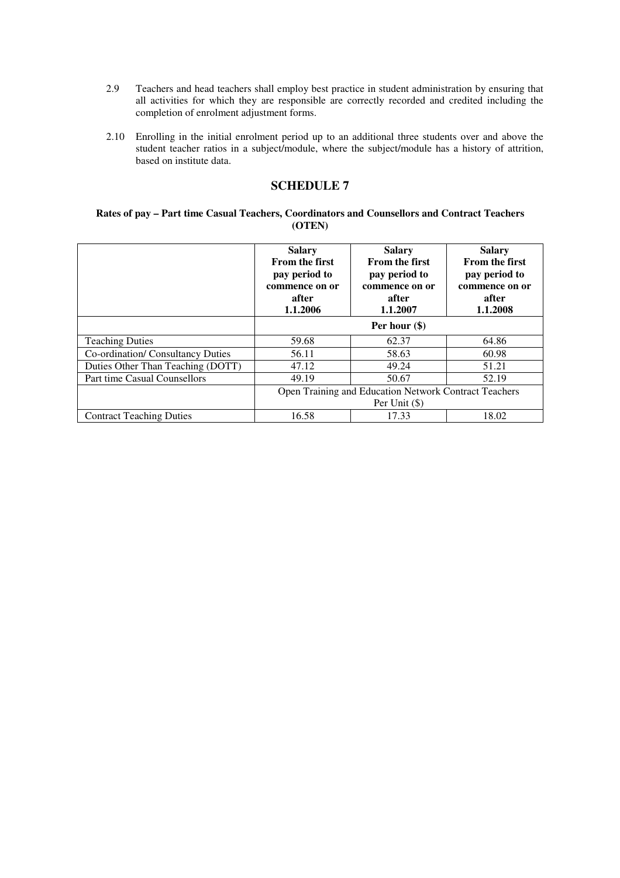2.9 Teachers and head teachers shall employ best practice in student administration by ensuring that all activities for which they are responsible are correctly recorded and credited including the completion of enrolment adjustment forms.

2.10 Enrolling in the initial enrolment period up to an additional three students over and above the student teacher ratios in a subject/module, where the subject/module has a history of attrition, based on institute data.

## SCHEDULE 7

**Rates of pay – Part time Casual Teachers, Coordinators and Counsellors and Contract Teachers (OTEN)**

| | **Salary From the first pay period to commence on or after 1.1.2006** | **Salary From the first pay period to commence on or after 1.1.2007** | **Salary From the first pay period to commence on or after 1.1.2008** |
|---|---|---|---|
| | **Per hour ($)** | | |
| Teaching Duties | 59.68 | 62.37 | 64.86 |
| Co-ordination/ Consultancy Duties | 56.11 | 58.63 | 60.98 |
| Duties Other Than Teaching (DOTT) | 47.12 | 49.24 | 51.21 |
| Part time Casual Counsellors | 49.19 | 50.67 | 52.19 |
| | Open Training and Education Network Contract Teachers Per Unit ($) | | |
| Contract Teaching Duties | 16.58 | 17.33 | 18.02 |